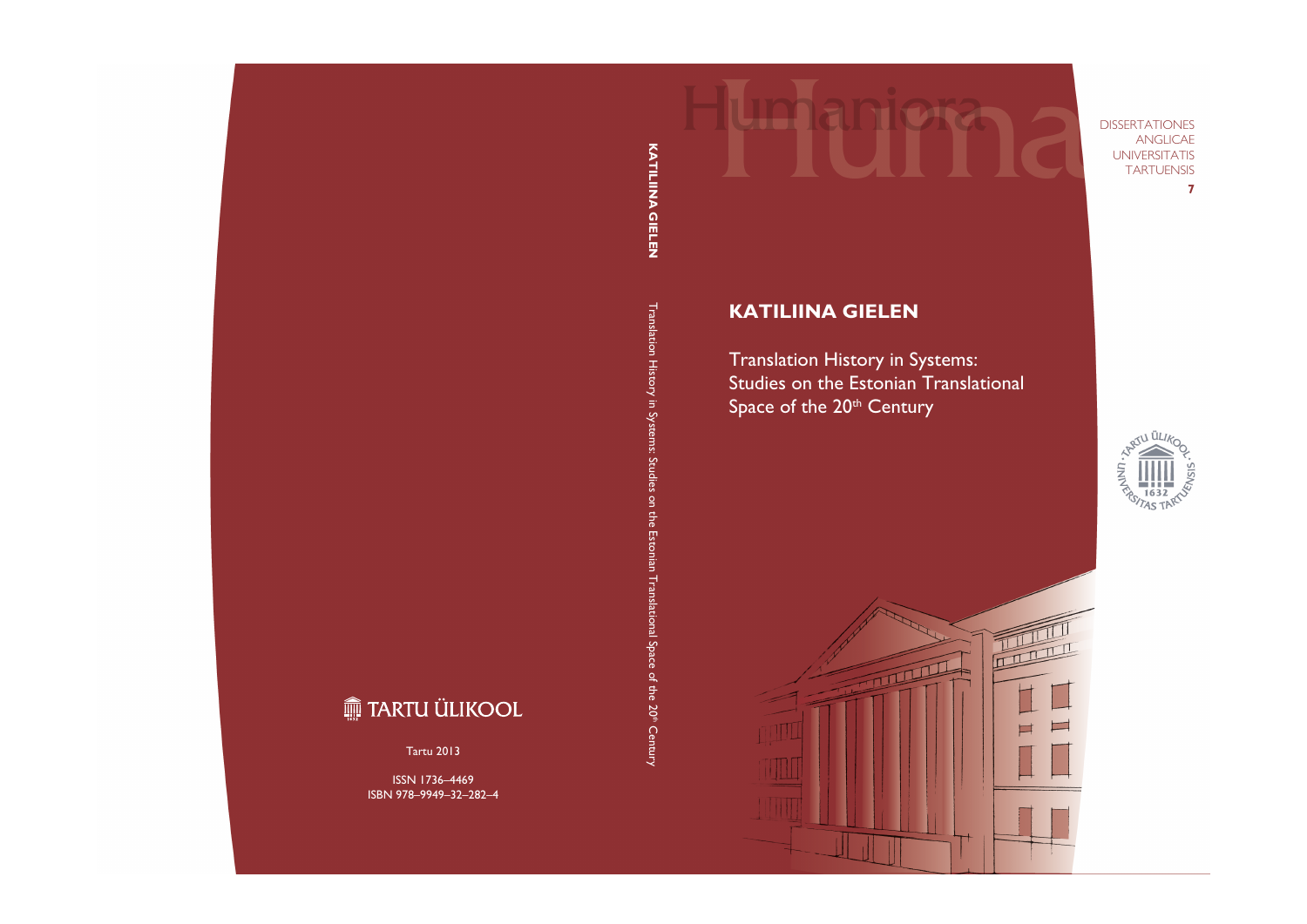DISSERTATIONES ANGLICAE UNIVERSITATIS TARTUENSIS

7

# KATILIINA GIELEN

## Translation History in Systems: Studies on the Estonian Translational Space of the 20th Century

TARTU ÜLIKOOL

Tartu 2013

ISSN 1736–4469

ISBN 978–9949–32–282–4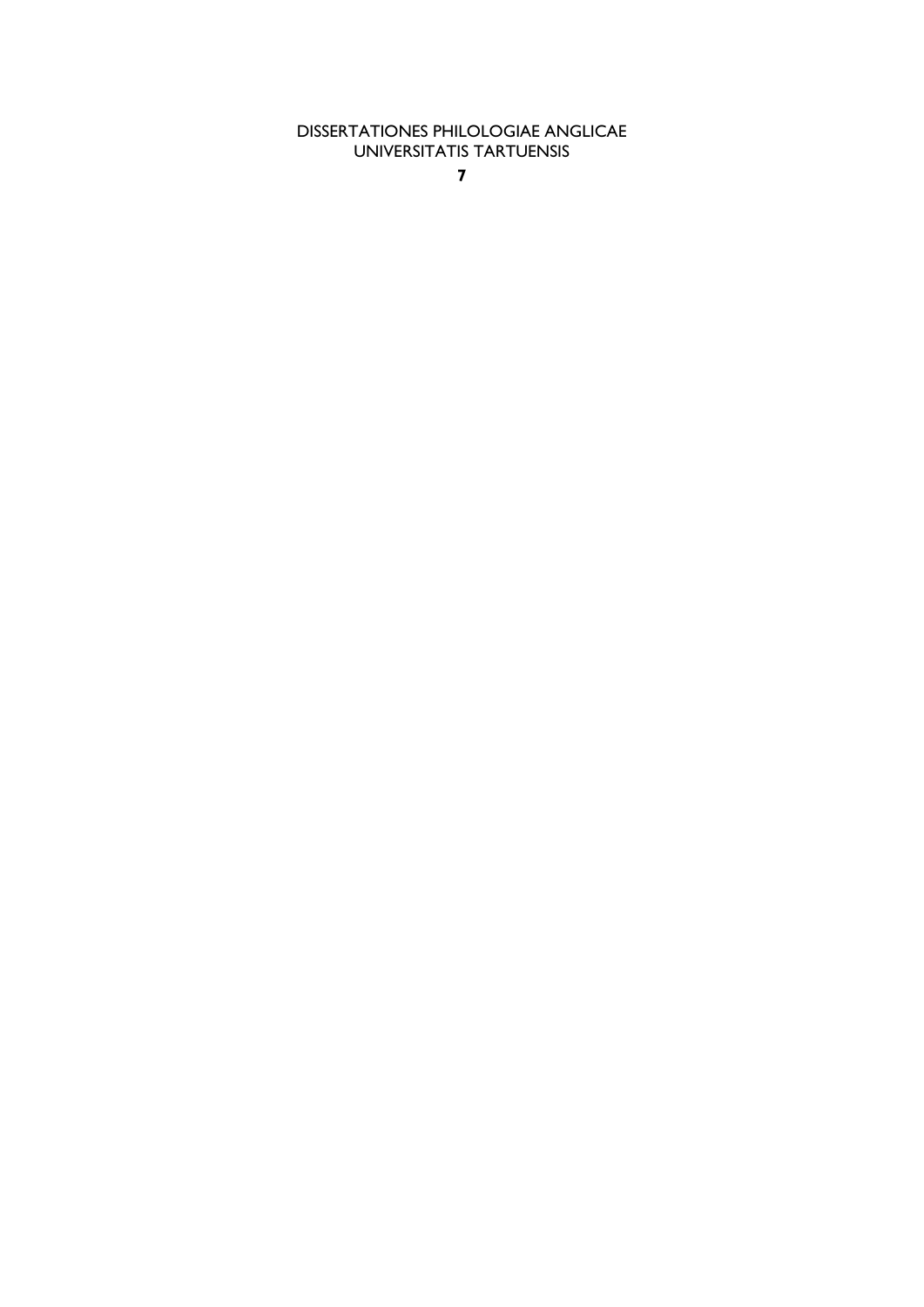DISSERTATIONES PHILOLOGIAE ANGLICAE UNIVERSITATIS TARTUENSIS

**7**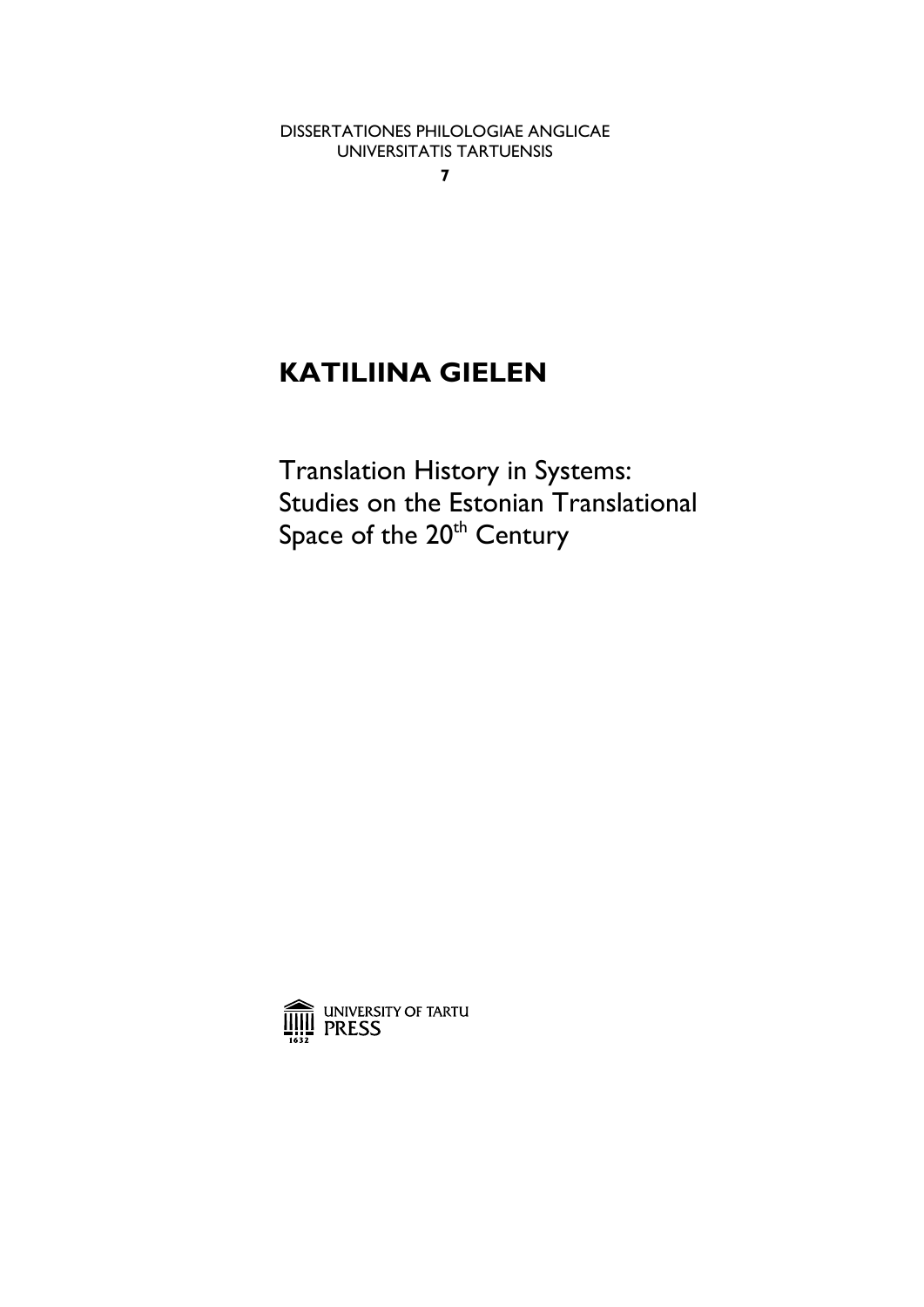DISSERTATIONES PHILOLOGIAE ANGLICAE
UNIVERSITATIS TARTUENSIS

**7**

# KATILIINA GIELEN

## Translation History in Systems: Studies on the Estonian Translational Space of the 20th Century

UNIVERSITY OF TARTU
PRESS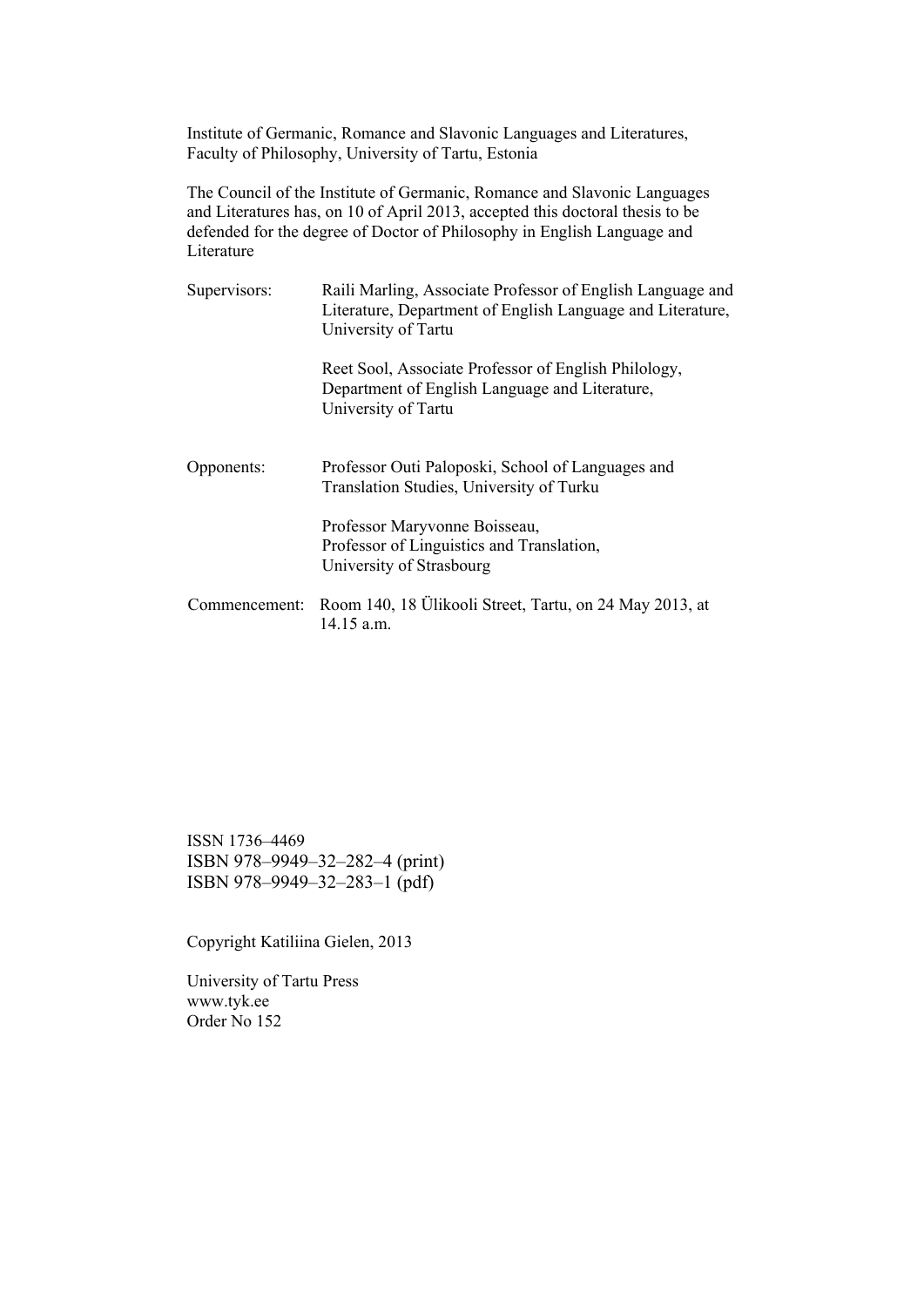Institute of Germanic, Romance and Slavonic Languages and Literatures, Faculty of Philosophy, University of Tartu, Estonia

The Council of the Institute of Germanic, Romance and Slavonic Languages and Literatures has, on 10 of April 2013, accepted this doctoral thesis to be defended for the degree of Doctor of Philosophy in English Language and Literature

Supervisors: Raili Marling, Associate Professor of English Language and Literature, Department of English Language and Literature, University of Tartu

Reet Sool, Associate Professor of English Philology, Department of English Language and Literature, University of Tartu

Opponents: Professor Outi Paloposki, School of Languages and Translation Studies, University of Turku

Professor Maryvonne Boisseau, Professor of Linguistics and Translation, University of Strasbourg

Commencement: Room 140, 18 Ülikooli Street, Tartu, on 24 May 2013, at 14.15 a.m.

ISSN 1736–4469
ISBN 978–9949–32–282–4 (print)
ISBN 978–9949–32–283–1 (pdf)

Copyright Katiliina Gielen, 2013

University of Tartu Press
www.tyk.ee
Order No 152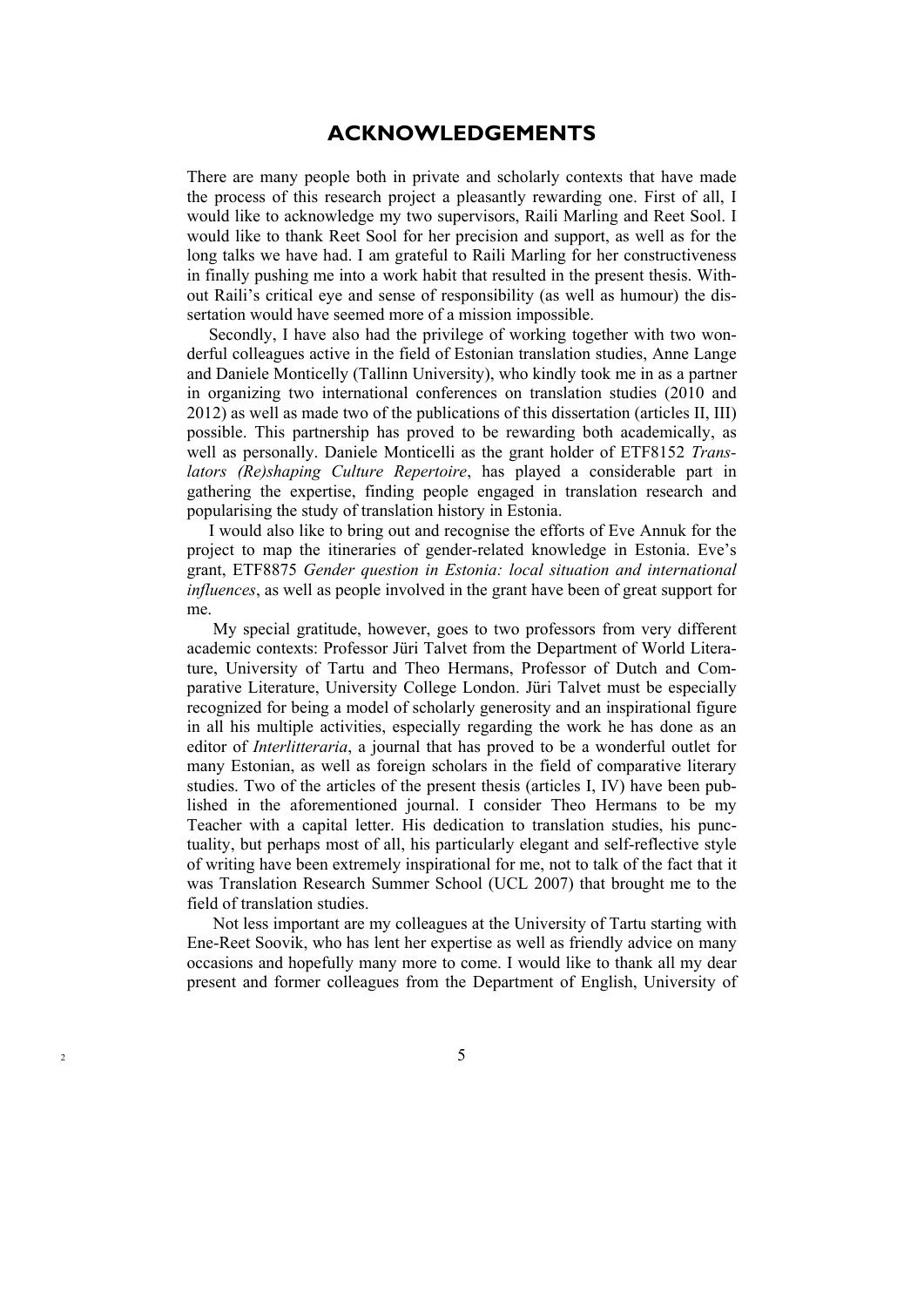# ACKNOWLEDGEMENTS

There are many people both in private and scholarly contexts that have made the process of this research project a pleasantly rewarding one. First of all, I would like to acknowledge my two supervisors, Raili Marling and Reet Sool. I would like to thank Reet Sool for her precision and support, as well as for the long talks we have had. I am grateful to Raili Marling for her constructiveness in finally pushing me into a work habit that resulted in the present thesis. Without Raili's critical eye and sense of responsibility (as well as humour) the dissertation would have seemed more of a mission impossible.

Secondly, I have also had the privilege of working together with two wonderful colleagues active in the field of Estonian translation studies, Anne Lange and Daniele Monticelly (Tallinn University), who kindly took me in as a partner in organizing two international conferences on translation studies (2010 and 2012) as well as made two of the publications of this dissertation (articles II, III) possible. This partnership has proved to be rewarding both academically, as well as personally. Daniele Monticelli as the grant holder of ETF8152 *Translators (Re)shaping Culture Repertoire*, has played a considerable part in gathering the expertise, finding people engaged in translation research and popularising the study of translation history in Estonia.

I would also like to bring out and recognise the efforts of Eve Annuk for the project to map the itineraries of gender-related knowledge in Estonia. Eve's grant, ETF8875 *Gender question in Estonia: local situation and international influences*, as well as people involved in the grant have been of great support for me.

My special gratitude, however, goes to two professors from very different academic contexts: Professor Jüri Talvet from the Department of World Literature, University of Tartu and Theo Hermans, Professor of Dutch and Comparative Literature, University College London. Jüri Talvet must be especially recognized for being a model of scholarly generosity and an inspirational figure in all his multiple activities, especially regarding the work he has done as an editor of *Interlitteraria*, a journal that has proved to be a wonderful outlet for many Estonian, as well as foreign scholars in the field of comparative literary studies. Two of the articles of the present thesis (articles I, IV) have been published in the aforementioned journal. I consider Theo Hermans to be my Teacher with a capital letter. His dedication to translation studies, his punctuality, but perhaps most of all, his particularly elegant and self-reflective style of writing have been extremely inspirational for me, not to talk of the fact that it was Translation Research Summer School (UCL 2007) that brought me to the field of translation studies.

Not less important are my colleagues at the University of Tartu starting with Ene-Reet Soovik, who has lent her expertise as well as friendly advice on many occasions and hopefully many more to come. I would like to thank all my dear present and former colleagues from the Department of English, University of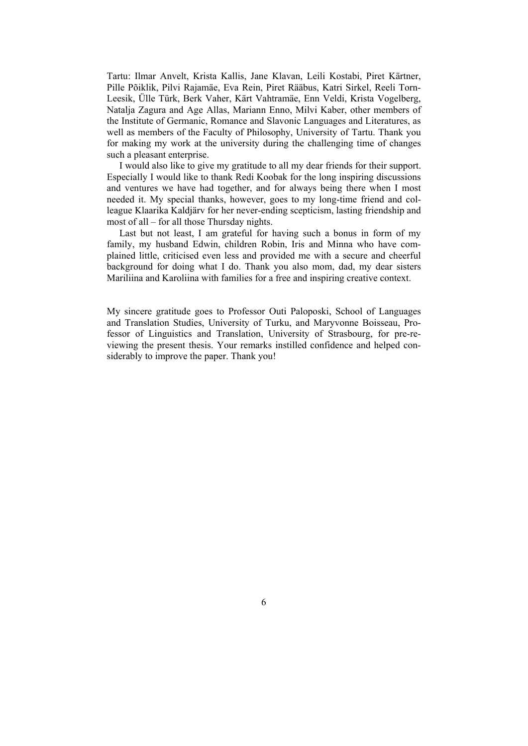Tartu: Ilmar Anvelt, Krista Kallis, Jane Klavan, Leili Kostabi, Piret Kärtner, Pille Põiklik, Pilvi Rajamäe, Eva Rein, Piret Rääbus, Katri Sirkel, Reeli Torn-Leesik, Ülle Türk, Berk Vaher, Kärt Vahtramäe, Enn Veldi, Krista Vogelberg, Natalja Zagura and Age Allas, Mariann Enno, Milvi Kaber, other members of the Institute of Germanic, Romance and Slavonic Languages and Literatures, as well as members of the Faculty of Philosophy, University of Tartu. Thank you for making my work at the university during the challenging time of changes such a pleasant enterprise.

I would also like to give my gratitude to all my dear friends for their support. Especially I would like to thank Redi Koobak for the long inspiring discussions and ventures we have had together, and for always being there when I most needed it. My special thanks, however, goes to my long-time friend and colleague Klaarika Kaldjärv for her never-ending scepticism, lasting friendship and most of all – for all those Thursday nights.

Last but not least, I am grateful for having such a bonus in form of my family, my husband Edwin, children Robin, Iris and Minna who have complained little, criticised even less and provided me with a secure and cheerful background for doing what I do. Thank you also mom, dad, my dear sisters Mariliina and Karoliina with families for a free and inspiring creative context.

My sincere gratitude goes to Professor Outi Paloposki, School of Languages and Translation Studies, University of Turku, and Maryvonne Boisseau, Professor of Linguistics and Translation, University of Strasbourg, for pre-reviewing the present thesis. Your remarks instilled confidence and helped considerably to improve the paper. Thank you!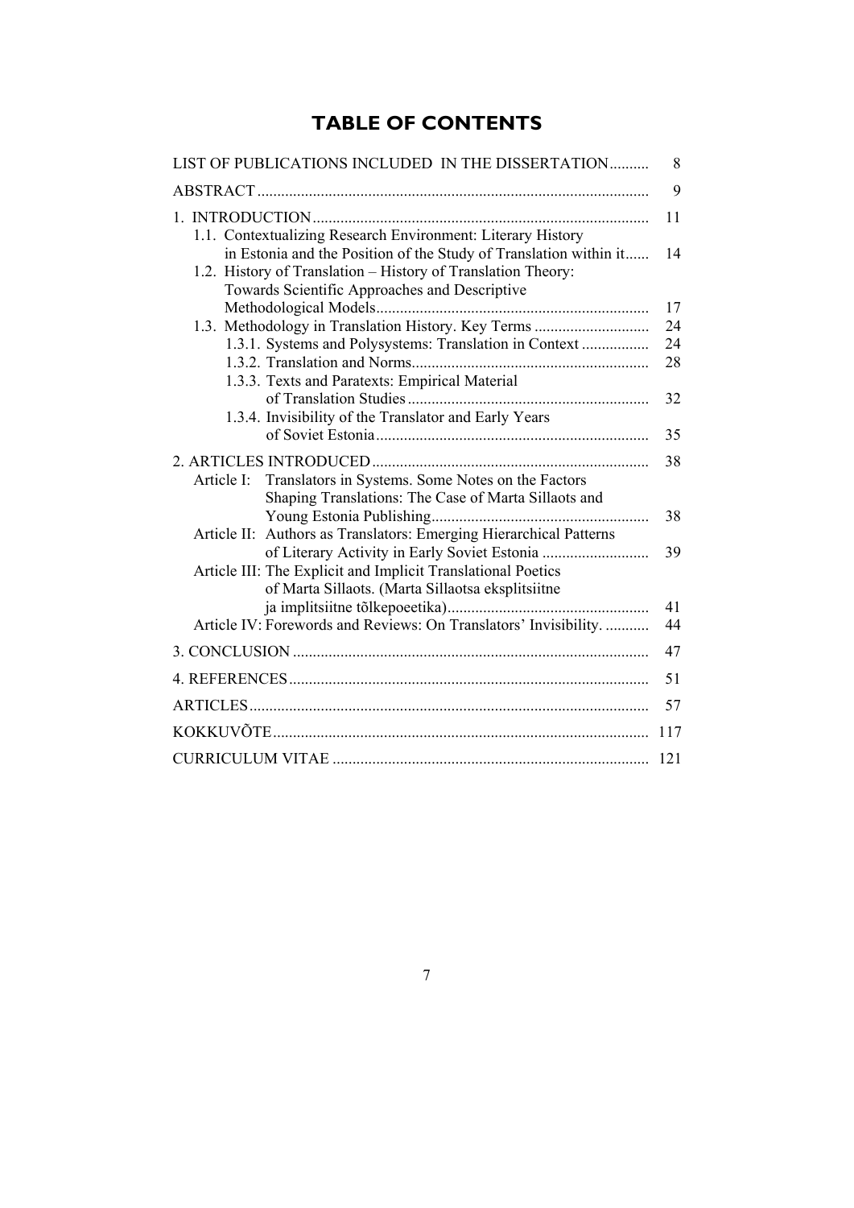# TABLE OF CONTENTS

| | |
|---|---|
| LIST OF PUBLICATIONS INCLUDED IN THE DISSERTATION | 8 |
| ABSTRACT | 9 |
| 1. INTRODUCTION | 11 |
| 1.1. Contextualizing Research Environment: Literary History in Estonia and the Position of the Study of Translation within it | 14 |
| 1.2. History of Translation – History of Translation Theory: Towards Scientific Approaches and Descriptive Methodological Models | 17 |
| 1.3. Methodology in Translation History. Key Terms | 24 |
| 1.3.1. Systems and Polysystems: Translation in Context | 24 |
| 1.3.2. Translation and Norms | 28 |
| 1.3.3. Texts and Paratexts: Empirical Material of Translation Studies | 32 |
| 1.3.4. Invisibility of the Translator and Early Years of Soviet Estonia | 35 |
| 2. ARTICLES INTRODUCED | 38 |
| Article I: Translators in Systems. Some Notes on the Factors Shaping Translations: The Case of Marta Sillaots and Young Estonia Publishing | 38 |
| Article II: Authors as Translators: Emerging Hierarchical Patterns of Literary Activity in Early Soviet Estonia | 39 |
| Article III: The Explicit and Implicit Translational Poetics of Marta Sillaots. (Marta Sillaotsa eksplitsiitne ja implitsiitne tõlkepoeetika) | 41 |
| Article IV: Forewords and Reviews: On Translators' Invisibility. | 44 |
| 3. CONCLUSION | 47 |
| 4. REFERENCES | 51 |
| ARTICLES | 57 |
| KOKKUVÕTE | 117 |
| CURRICULUM VITAE | 121 |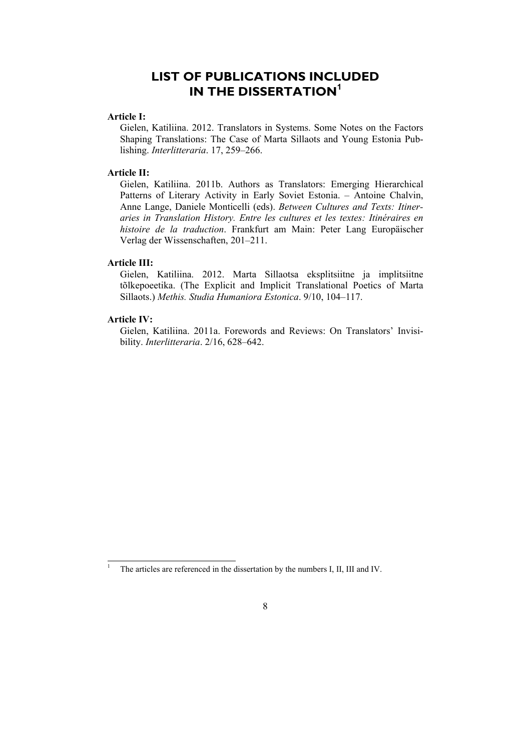# LIST OF PUBLICATIONS INCLUDED IN THE DISSERTATION[1]

**Article I:**

Gielen, Katiliina. 2012. Translators in Systems. Some Notes on the Factors Shaping Translations: The Case of Marta Sillaots and Young Estonia Publishing. *Interlitteraria*. 17, 259–266.

**Article II:**

Gielen, Katiliina. 2011b. Authors as Translators: Emerging Hierarchical Patterns of Literary Activity in Early Soviet Estonia. – Antoine Chalvin, Anne Lange, Daniele Monticelli (eds). *Between Cultures and Texts: Itineraries in Translation History. Entre les cultures et les textes: Itinéraires en histoire de la traduction*. Frankfurt am Main: Peter Lang Europäischer Verlag der Wissenschaften, 201–211.

**Article III:**

Gielen, Katiliina. 2012. Marta Sillaotsa eksplitsiitne ja implitsiitne tõlkepoeetika. (The Explicit and Implicit Translational Poetics of Marta Sillaots.) *Methis. Studia Humaniora Estonica*. 9/10, 104–117.

**Article IV:**

Gielen, Katiliina. 2011a. Forewords and Reviews: On Translators' Invisibility. *Interlitteraria*. 2/16, 628–642.

---

[1] The articles are referenced in the dissertation by the numbers I, II, III and IV.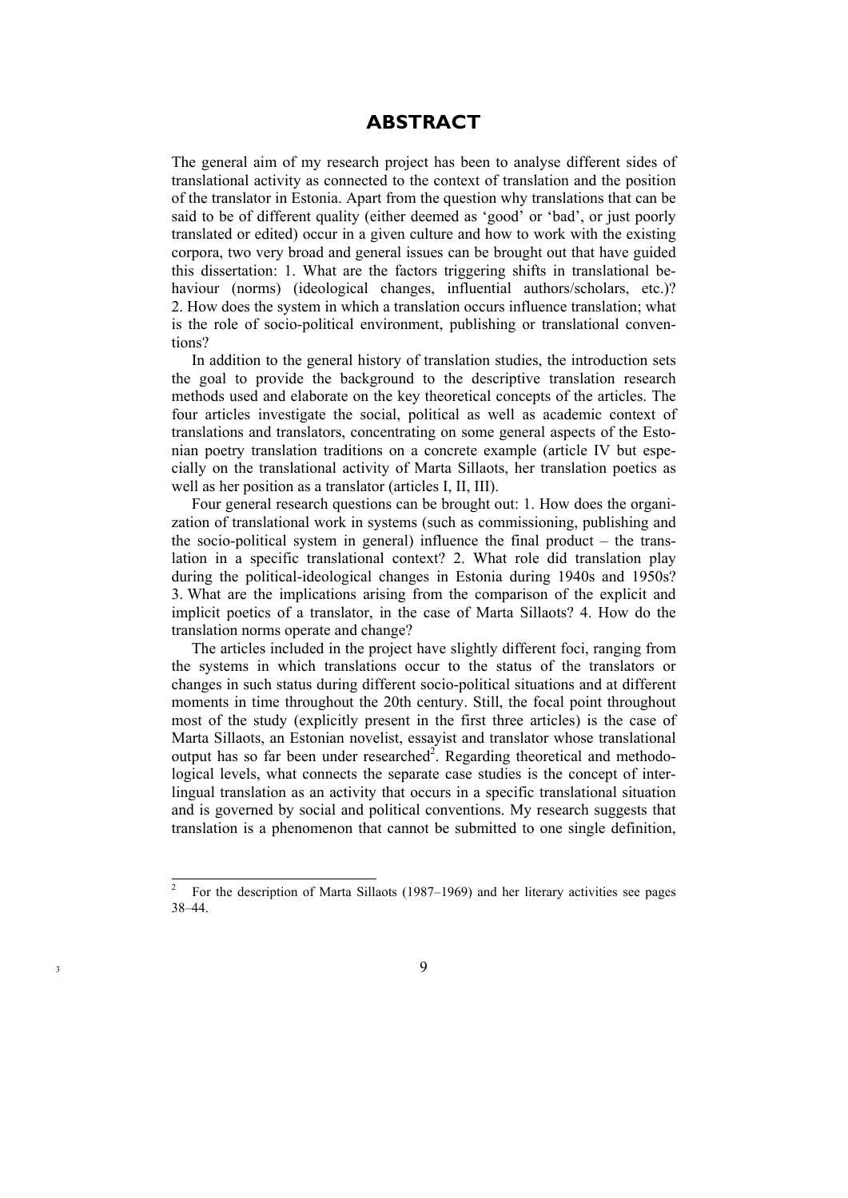# ABSTRACT

The general aim of my research project has been to analyse different sides of translational activity as connected to the context of translation and the position of the translator in Estonia. Apart from the question why translations that can be said to be of different quality (either deemed as 'good' or 'bad', or just poorly translated or edited) occur in a given culture and how to work with the existing corpora, two very broad and general issues can be brought out that have guided this dissertation: 1. What are the factors triggering shifts in translational behaviour (norms) (ideological changes, influential authors/scholars, etc.)? 2. How does the system in which a translation occurs influence translation; what is the role of socio-political environment, publishing or translational conventions?

In addition to the general history of translation studies, the introduction sets the goal to provide the background to the descriptive translation research methods used and elaborate on the key theoretical concepts of the articles. The four articles investigate the social, political as well as academic context of translations and translators, concentrating on some general aspects of the Estonian poetry translation traditions on a concrete example (article IV but especially on the translational activity of Marta Sillaots, her translation poetics as well as her position as a translator (articles I, II, III).

Four general research questions can be brought out: 1. How does the organization of translational work in systems (such as commissioning, publishing and the socio-political system in general) influence the final product – the translation in a specific translational context? 2. What role did translation play during the political-ideological changes in Estonia during 1940s and 1950s? 3. What are the implications arising from the comparison of the explicit and implicit poetics of a translator, in the case of Marta Sillaots? 4. How do the translation norms operate and change?

The articles included in the project have slightly different foci, ranging from the systems in which translations occur to the status of the translators or changes in such status during different socio-political situations and at different moments in time throughout the 20th century. Still, the focal point throughout most of the study (explicitly present in the first three articles) is the case of Marta Sillaots, an Estonian novelist, essayist and translator whose translational output has so far been under researched[2]. Regarding theoretical and methodological levels, what connects the separate case studies is the concept of interlingual translation as an activity that occurs in a specific translational situation and is governed by social and political conventions. My research suggests that translation is a phenomenon that cannot be submitted to one single definition,

---

[2] For the description of Marta Sillaots (1987–1969) and her literary activities see pages 38–44.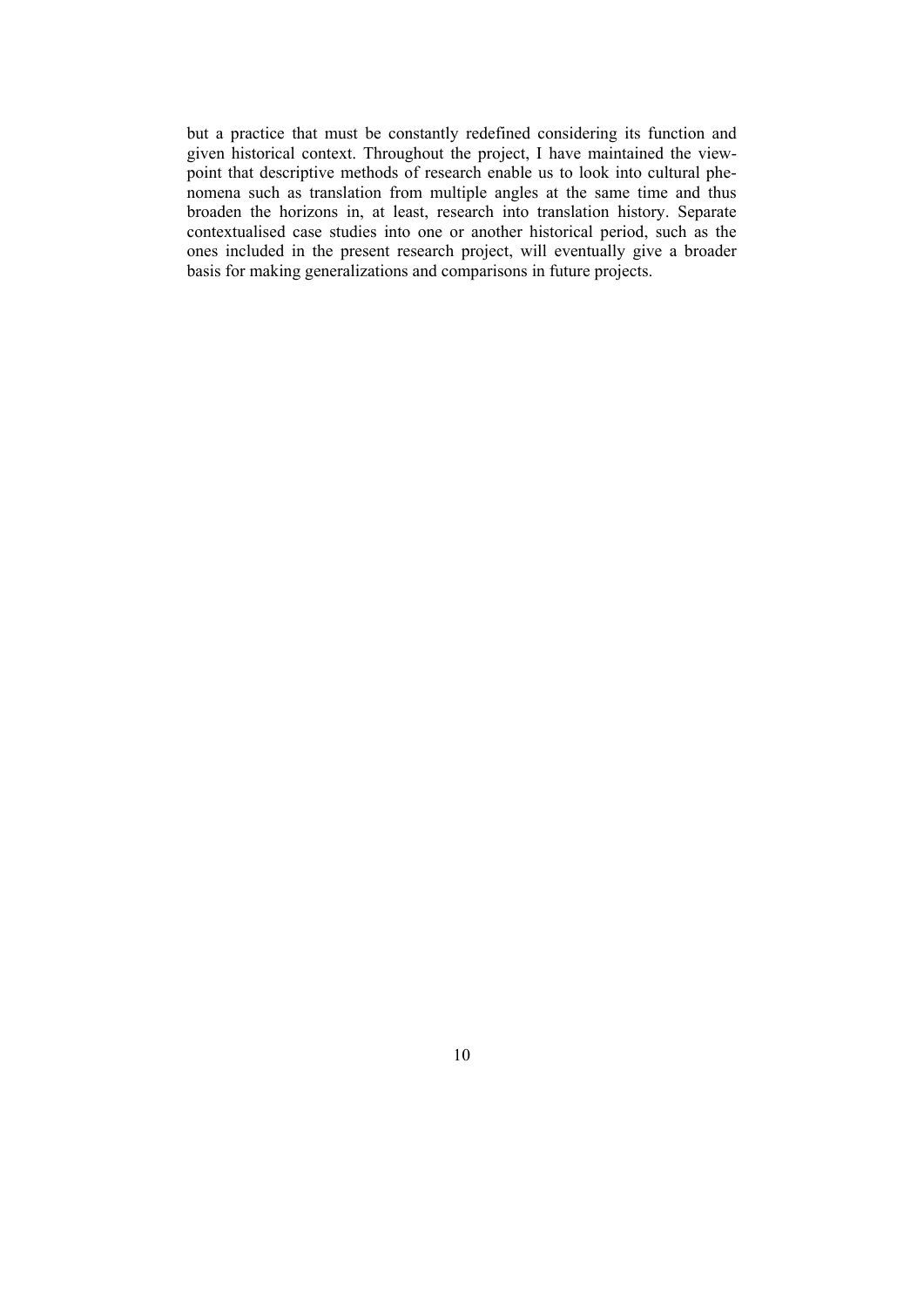but a practice that must be constantly redefined considering its function and given historical context. Throughout the project, I have maintained the viewpoint that descriptive methods of research enable us to look into cultural phenomena such as translation from multiple angles at the same time and thus broaden the horizons in, at least, research into translation history. Separate contextualised case studies into one or another historical period, such as the ones included in the present research project, will eventually give a broader basis for making generalizations and comparisons in future projects.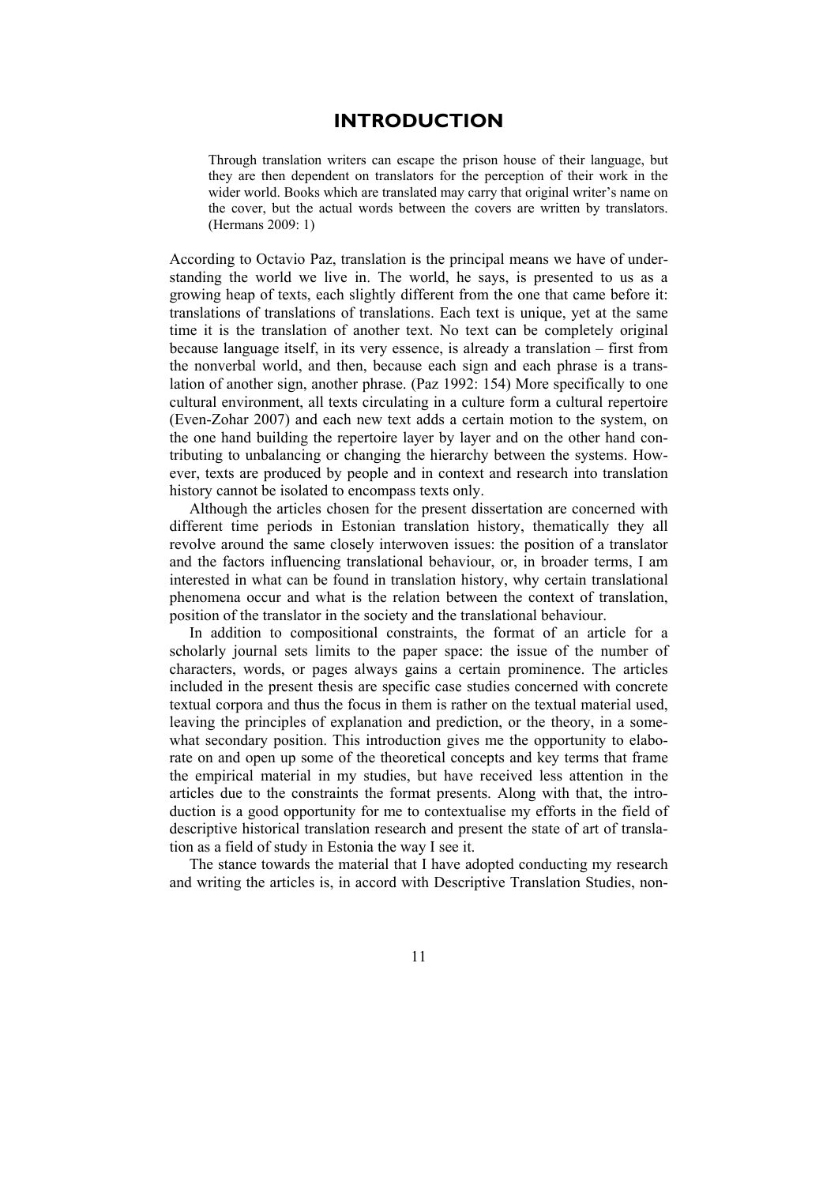# INTRODUCTION

> Through translation writers can escape the prison house of their language, but they are then dependent on translators for the perception of their work in the wider world. Books which are translated may carry that original writer's name on the cover, but the actual words between the covers are written by translators. (Hermans 2009: 1)

According to Octavio Paz, translation is the principal means we have of understanding the world we live in. The world, he says, is presented to us as a growing heap of texts, each slightly different from the one that came before it: translations of translations of translations. Each text is unique, yet at the same time it is the translation of another text. No text can be completely original because language itself, in its very essence, is already a translation – first from the nonverbal world, and then, because each sign and each phrase is a translation of another sign, another phrase. (Paz 1992: 154) More specifically to one cultural environment, all texts circulating in a culture form a cultural repertoire (Even-Zohar 2007) and each new text adds a certain motion to the system, on the one hand building the repertoire layer by layer and on the other hand contributing to unbalancing or changing the hierarchy between the systems. However, texts are produced by people and in context and research into translation history cannot be isolated to encompass texts only.

Although the articles chosen for the present dissertation are concerned with different time periods in Estonian translation history, thematically they all revolve around the same closely interwoven issues: the position of a translator and the factors influencing translational behaviour, or, in broader terms, I am interested in what can be found in translation history, why certain translational phenomena occur and what is the relation between the context of translation, position of the translator in the society and the translational behaviour.

In addition to compositional constraints, the format of an article for a scholarly journal sets limits to the paper space: the issue of the number of characters, words, or pages always gains a certain prominence. The articles included in the present thesis are specific case studies concerned with concrete textual corpora and thus the focus in them is rather on the textual material used, leaving the principles of explanation and prediction, or the theory, in a somewhat secondary position. This introduction gives me the opportunity to elaborate on and open up some of the theoretical concepts and key terms that frame the empirical material in my studies, but have received less attention in the articles due to the constraints the format presents. Along with that, the introduction is a good opportunity for me to contextualise my efforts in the field of descriptive historical translation research and present the state of art of translation as a field of study in Estonia the way I see it.

The stance towards the material that I have adopted conducting my research and writing the articles is, in accord with Descriptive Translation Studies, non-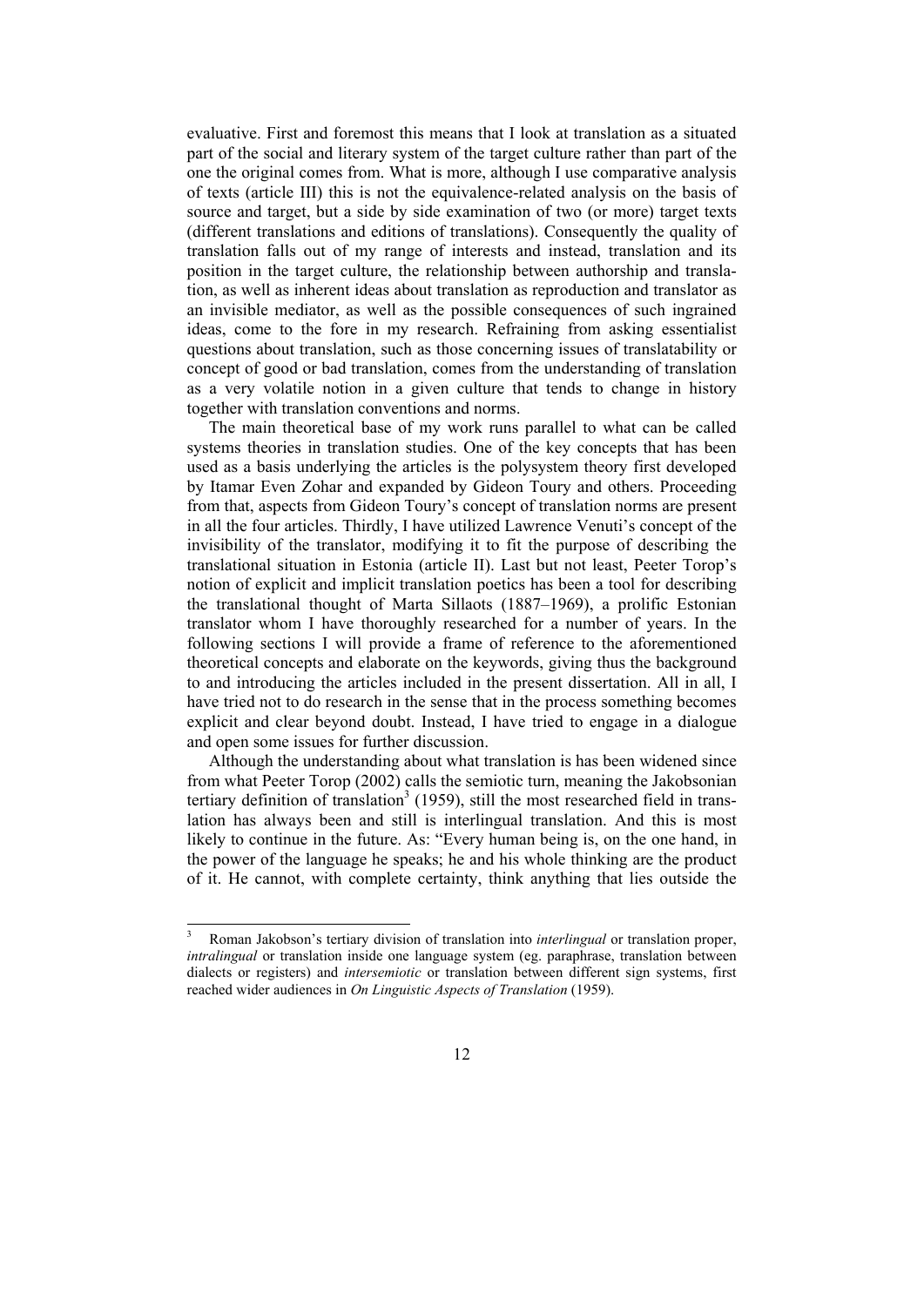evaluative. First and foremost this means that I look at translation as a situated part of the social and literary system of the target culture rather than part of the one the original comes from. What is more, although I use comparative analysis of texts (article III) this is not the equivalence-related analysis on the basis of source and target, but a side by side examination of two (or more) target texts (different translations and editions of translations). Consequently the quality of translation falls out of my range of interests and instead, translation and its position in the target culture, the relationship between authorship and translation, as well as inherent ideas about translation as reproduction and translator as an invisible mediator, as well as the possible consequences of such ingrained ideas, come to the fore in my research. Refraining from asking essentialist questions about translation, such as those concerning issues of translatability or concept of good or bad translation, comes from the understanding of translation as a very volatile notion in a given culture that tends to change in history together with translation conventions and norms.

The main theoretical base of my work runs parallel to what can be called systems theories in translation studies. One of the key concepts that has been used as a basis underlying the articles is the polysystem theory first developed by Itamar Even Zohar and expanded by Gideon Toury and others. Proceeding from that, aspects from Gideon Toury's concept of translation norms are present in all the four articles. Thirdly, I have utilized Lawrence Venuti's concept of the invisibility of the translator, modifying it to fit the purpose of describing the translational situation in Estonia (article II). Last but not least, Peeter Torop's notion of explicit and implicit translation poetics has been a tool for describing the translational thought of Marta Sillaots (1887–1969), a prolific Estonian translator whom I have thoroughly researched for a number of years. In the following sections I will provide a frame of reference to the aforementioned theoretical concepts and elaborate on the keywords, giving thus the background to and introducing the articles included in the present dissertation. All in all, I have tried not to do research in the sense that in the process something becomes explicit and clear beyond doubt. Instead, I have tried to engage in a dialogue and open some issues for further discussion.

Although the understanding about what translation is has been widened since from what Peeter Torop (2002) calls the semiotic turn, meaning the Jakobsonian tertiary definition of translation[3] (1959), still the most researched field in translation has always been and still is interlingual translation. And this is most likely to continue in the future. As: "Every human being is, on the one hand, in the power of the language he speaks; he and his whole thinking are the product of it. He cannot, with complete certainty, think anything that lies outside the

---

[3] Roman Jakobson's tertiary division of translation into *interlingual* or translation proper, *intralingual* or translation inside one language system (eg. paraphrase, translation between dialects or registers) and *intersemiotic* or translation between different sign systems, first reached wider audiences in *On Linguistic Aspects of Translation* (1959).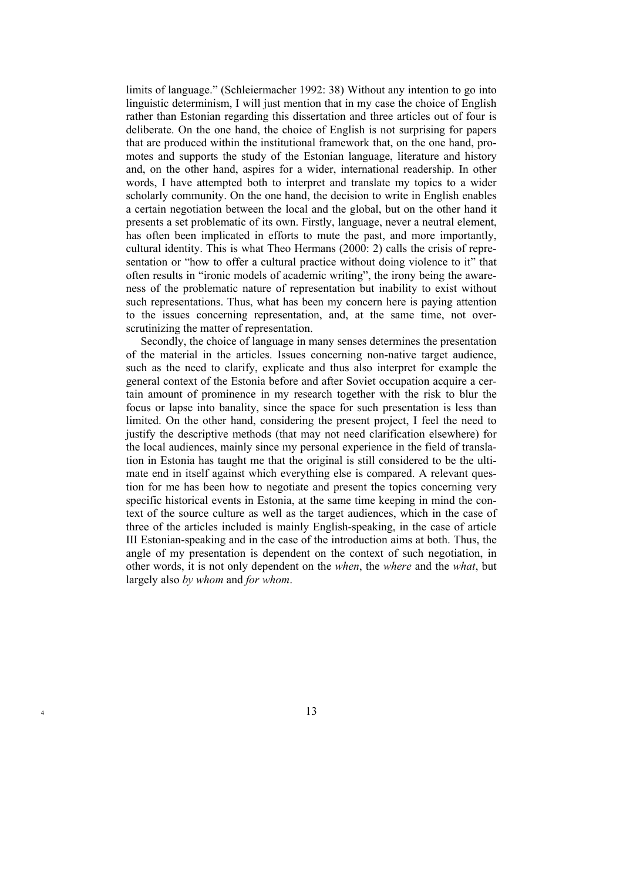limits of language." (Schleiermacher 1992: 38) Without any intention to go into linguistic determinism, I will just mention that in my case the choice of English rather than Estonian regarding this dissertation and three articles out of four is deliberate. On the one hand, the choice of English is not surprising for papers that are produced within the institutional framework that, on the one hand, promotes and supports the study of the Estonian language, literature and history and, on the other hand, aspires for a wider, international readership. In other words, I have attempted both to interpret and translate my topics to a wider scholarly community. On the one hand, the decision to write in English enables a certain negotiation between the local and the global, but on the other hand it presents a set problematic of its own. Firstly, language, never a neutral element, has often been implicated in efforts to mute the past, and more importantly, cultural identity. This is what Theo Hermans (2000: 2) calls the crisis of representation or "how to offer a cultural practice without doing violence to it" that often results in "ironic models of academic writing", the irony being the awareness of the problematic nature of representation but inability to exist without such representations. Thus, what has been my concern here is paying attention to the issues concerning representation, and, at the same time, not overscrutinizing the matter of representation.

Secondly, the choice of language in many senses determines the presentation of the material in the articles. Issues concerning non-native target audience, such as the need to clarify, explicate and thus also interpret for example the general context of the Estonia before and after Soviet occupation acquire a certain amount of prominence in my research together with the risk to blur the focus or lapse into banality, since the space for such presentation is less than limited. On the other hand, considering the present project, I feel the need to justify the descriptive methods (that may not need clarification elsewhere) for the local audiences, mainly since my personal experience in the field of translation in Estonia has taught me that the original is still considered to be the ultimate end in itself against which everything else is compared. A relevant question for me has been how to negotiate and present the topics concerning very specific historical events in Estonia, at the same time keeping in mind the context of the source culture as well as the target audiences, which in the case of three of the articles included is mainly English-speaking, in the case of article III Estonian-speaking and in the case of the introduction aims at both. Thus, the angle of my presentation is dependent on the context of such negotiation, in other words, it is not only dependent on the *when*, the *where* and the *what*, but largely also *by whom* and *for whom*.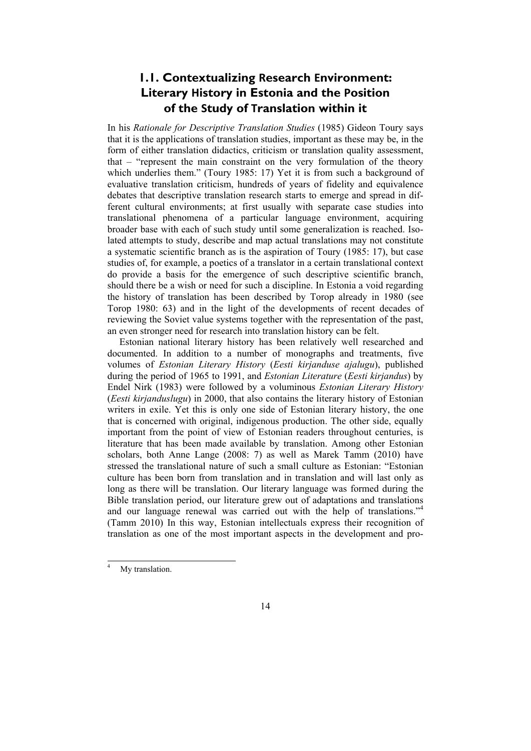## 1.1. Contextualizing Research Environment: Literary History in Estonia and the Position of the Study of Translation within it

In his *Rationale for Descriptive Translation Studies* (1985) Gideon Toury says that it is the applications of translation studies, important as these may be, in the form of either translation didactics, criticism or translation quality assessment, that – "represent the main constraint on the very formulation of the theory which underlies them." (Toury 1985: 17) Yet it is from such a background of evaluative translation criticism, hundreds of years of fidelity and equivalence debates that descriptive translation research starts to emerge and spread in different cultural environments; at first usually with separate case studies into translational phenomena of a particular language environment, acquiring broader base with each of such study until some generalization is reached. Isolated attempts to study, describe and map actual translations may not constitute a systematic scientific branch as is the aspiration of Toury (1985: 17), but case studies of, for example, a poetics of a translator in a certain translational context do provide a basis for the emergence of such descriptive scientific branch, should there be a wish or need for such a discipline. In Estonia a void regarding the history of translation has been described by Torop already in 1980 (see Torop 1980: 63) and in the light of the developments of recent decades of reviewing the Soviet value systems together with the representation of the past, an even stronger need for research into translation history can be felt.

Estonian national literary history has been relatively well researched and documented. In addition to a number of monographs and treatments, five volumes of *Estonian Literary History* (*Eesti kirjanduse ajalugu*), published during the period of 1965 to 1991, and *Estonian Literature* (*Eesti kirjandus*) by Endel Nirk (1983) were followed by a voluminous *Estonian Literary History* (*Eesti kirjanduslugu*) in 2000, that also contains the literary history of Estonian writers in exile. Yet this is only one side of Estonian literary history, the one that is concerned with original, indigenous production. The other side, equally important from the point of view of Estonian readers throughout centuries, is literature that has been made available by translation. Among other Estonian scholars, both Anne Lange (2008: 7) as well as Marek Tamm (2010) have stressed the translational nature of such a small culture as Estonian: "Estonian culture has been born from translation and in translation and will last only as long as there will be translation. Our literary language was formed during the Bible translation period, our literature grew out of adaptations and translations and our language renewal was carried out with the help of translations."[4] (Tamm 2010) In this way, Estonian intellectuals express their recognition of translation as one of the most important aspects in the development and pro-

---

[4] My translation.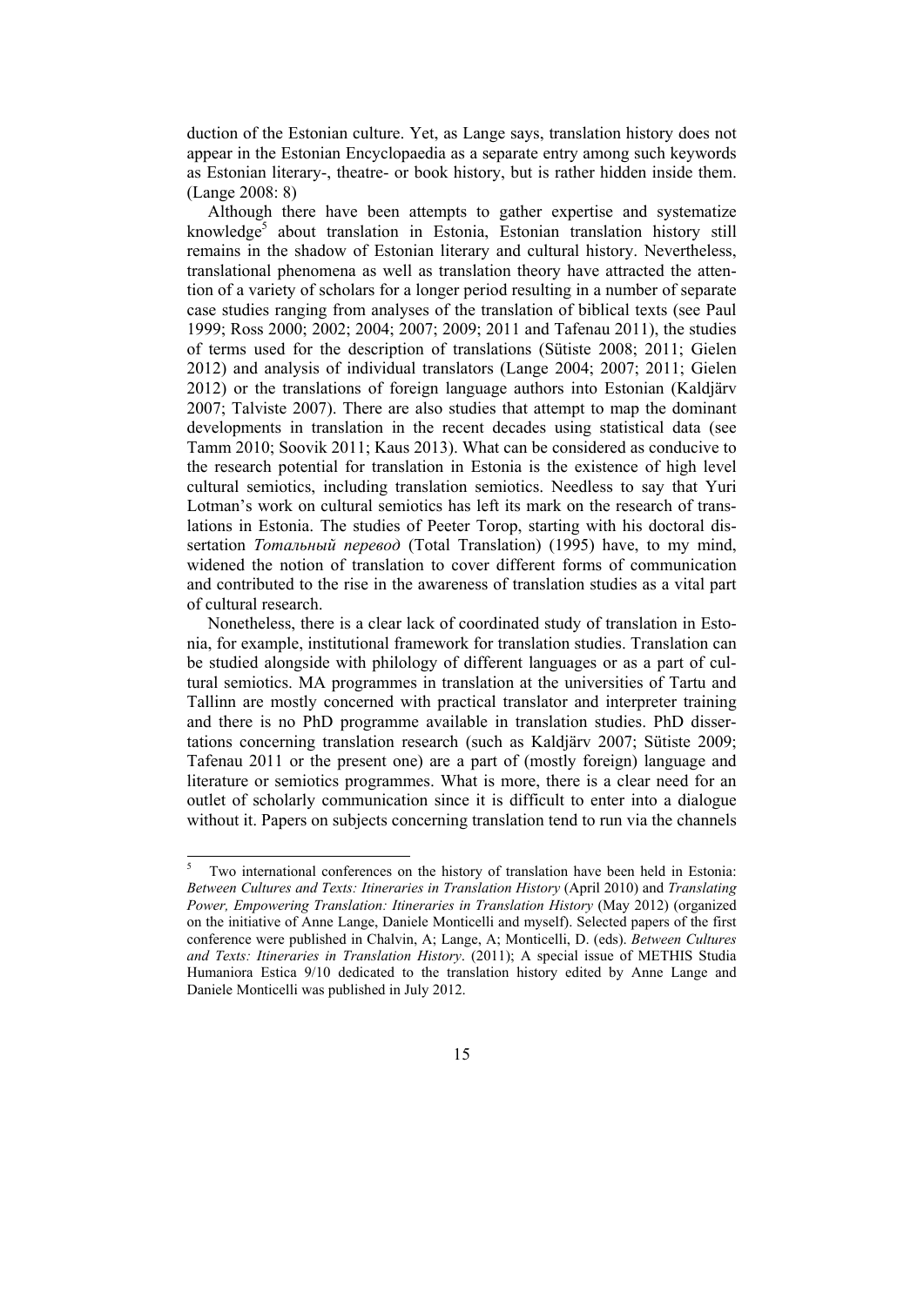duction of the Estonian culture. Yet, as Lange says, translation history does not appear in the Estonian Encyclopaedia as a separate entry among such keywords as Estonian literary-, theatre- or book history, but is rather hidden inside them. (Lange 2008: 8)

Although there have been attempts to gather expertise and systematize knowledge[5] about translation in Estonia, Estonian translation history still remains in the shadow of Estonian literary and cultural history. Nevertheless, translational phenomena as well as translation theory have attracted the attention of a variety of scholars for a longer period resulting in a number of separate case studies ranging from analyses of the translation of biblical texts (see Paul 1999; Ross 2000; 2002; 2004; 2007; 2009; 2011 and Tafenau 2011), the studies of terms used for the description of translations (Sütiste 2008; 2011; Gielen 2012) and analysis of individual translators (Lange 2004; 2007; 2011; Gielen 2012) or the translations of foreign language authors into Estonian (Kaldjärv 2007; Talviste 2007). There are also studies that attempt to map the dominant developments in translation in the recent decades using statistical data (see Tamm 2010; Soovik 2011; Kaus 2013). What can be considered as conducive to the research potential for translation in Estonia is the existence of high level cultural semiotics, including translation semiotics. Needless to say that Yuri Lotman's work on cultural semiotics has left its mark on the research of translations in Estonia. The studies of Peeter Torop, starting with his doctoral dissertation *Тотальный перевод* (Total Translation) (1995) have, to my mind, widened the notion of translation to cover different forms of communication and contributed to the rise in the awareness of translation studies as a vital part of cultural research.

Nonetheless, there is a clear lack of coordinated study of translation in Estonia, for example, institutional framework for translation studies. Translation can be studied alongside with philology of different languages or as a part of cultural semiotics. MA programmes in translation at the universities of Tartu and Tallinn are mostly concerned with practical translator and interpreter training and there is no PhD programme available in translation studies. PhD dissertations concerning translation research (such as Kaldjärv 2007; Sütiste 2009; Tafenau 2011 or the present one) are a part of (mostly foreign) language and literature or semiotics programmes. What is more, there is a clear need for an outlet of scholarly communication since it is difficult to enter into a dialogue without it. Papers on subjects concerning translation tend to run via the channels

---

[5] Two international conferences on the history of translation have been held in Estonia: *Between Cultures and Texts: Itineraries in Translation History* (April 2010) and *Translating Power, Empowering Translation: Itineraries in Translation History* (May 2012) (organized on the initiative of Anne Lange, Daniele Monticelli and myself). Selected papers of the first conference were published in Chalvin, A; Lange, A; Monticelli, D. (eds). *Between Cultures and Texts: Itineraries in Translation History*. (2011); A special issue of METHIS Studia Humaniora Estica 9/10 dedicated to the translation history edited by Anne Lange and Daniele Monticelli was published in July 2012.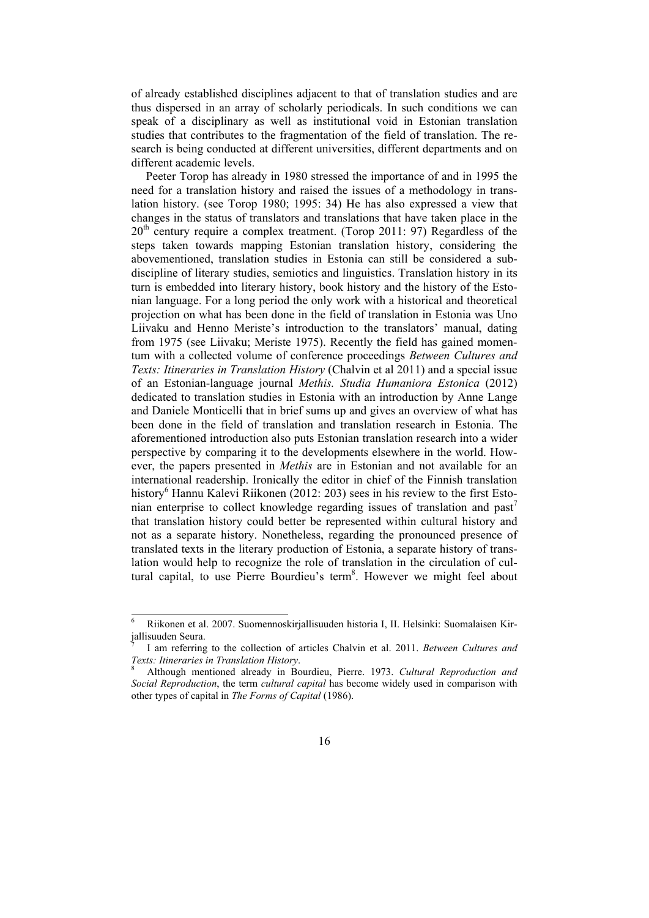of already established disciplines adjacent to that of translation studies and are thus dispersed in an array of scholarly periodicals. In such conditions we can speak of a disciplinary as well as institutional void in Estonian translation studies that contributes to the fragmentation of the field of translation. The research is being conducted at different universities, different departments and on different academic levels.

Peeter Torop has already in 1980 stressed the importance of and in 1995 the need for a translation history and raised the issues of a methodology in translation history. (see Torop 1980; 1995: 34) He has also expressed a view that changes in the status of translators and translations that have taken place in the $20^{th}$ century require a complex treatment. (Torop 2011: 97) Regardless of the steps taken towards mapping Estonian translation history, considering the abovementioned, translation studies in Estonia can still be considered a subdiscipline of literary studies, semiotics and linguistics. Translation history in its turn is embedded into literary history, book history and the history of the Estonian language. For a long period the only work with a historical and theoretical projection on what has been done in the field of translation in Estonia was Uno Liivaku and Henno Meriste's introduction to the translators' manual, dating from 1975 (see Liivaku; Meriste 1975). Recently the field has gained momentum with a collected volume of conference proceedings *Between Cultures and Texts: Itineraries in Translation History* (Chalvin et al 2011) and a special issue of an Estonian-language journal *Methis. Studia Humaniora Estonica* (2012) dedicated to translation studies in Estonia with an introduction by Anne Lange and Daniele Monticelli that in brief sums up and gives an overview of what has been done in the field of translation and translation research in Estonia. The aforementioned introduction also puts Estonian translation research into a wider perspective by comparing it to the developments elsewhere in the world. However, the papers presented in *Methis* are in Estonian and not available for an international readership. Ironically the editor in chief of the Finnish translation history[6] Hannu Kalevi Riikonen (2012: 203) sees in his review to the first Estonian enterprise to collect knowledge regarding issues of translation and past[7] that translation history could better be represented within cultural history and not as a separate history. Nonetheless, regarding the pronounced presence of translated texts in the literary production of Estonia, a separate history of translation would help to recognize the role of translation in the circulation of cultural capital, to use Pierre Bourdieu's term[8]. However we might feel about

---

[6] Riikonen et al. 2007. Suomennoskirjallisuuden historia I, II. Helsinki: Suomalaisen Kirjallisuuden Seura.

[7] I am referring to the collection of articles Chalvin et al. 2011. *Between Cultures and Texts: Itineraries in Translation History*.

[8] Although mentioned already in Bourdieu, Pierre. 1973. *Cultural Reproduction and Social Reproduction*, the term *cultural capital* has become widely used in comparison with other types of capital in *The Forms of Capital* (1986).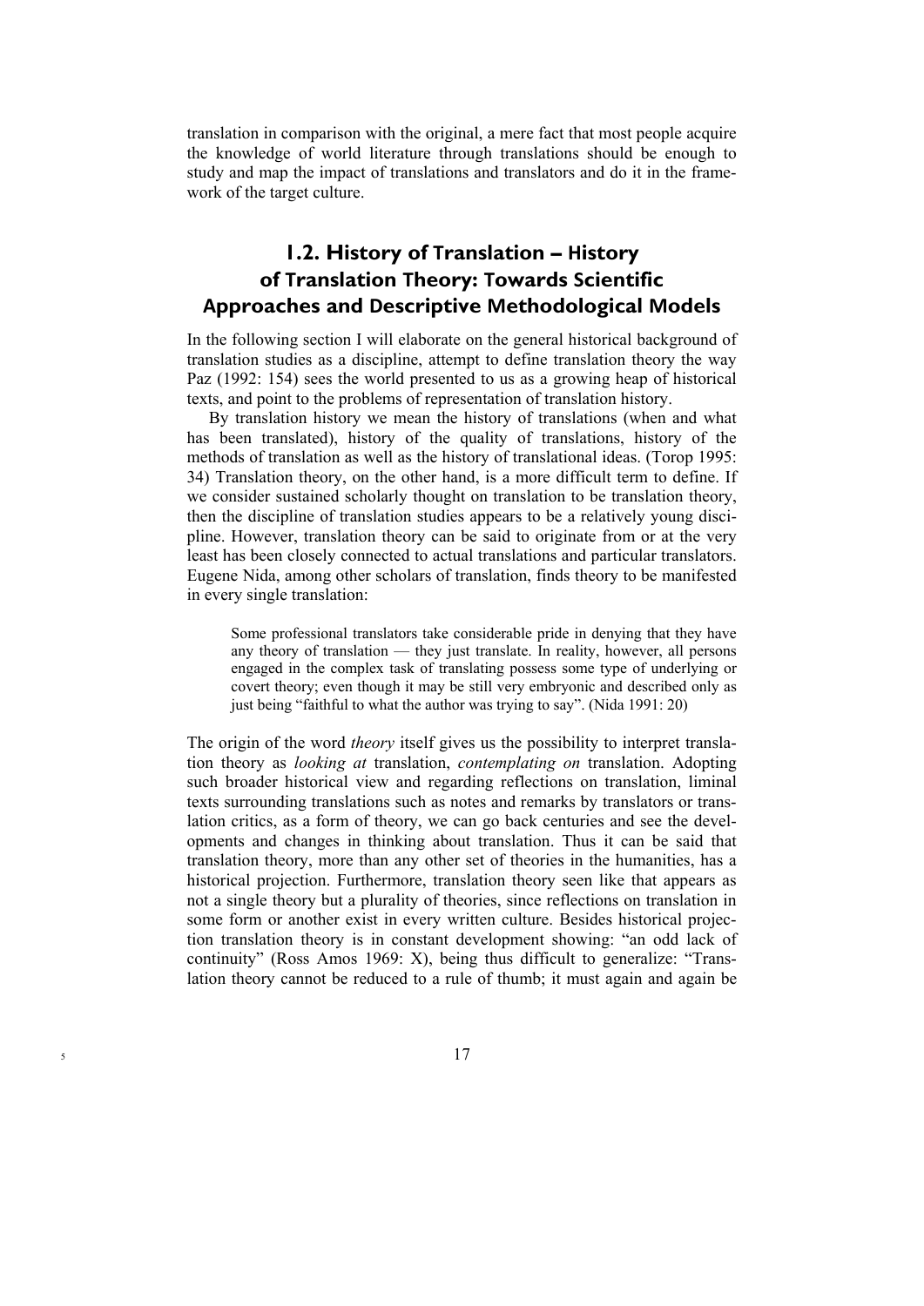translation in comparison with the original, a mere fact that most people acquire the knowledge of world literature through translations should be enough to study and map the impact of translations and translators and do it in the framework of the target culture.

## 1.2. History of Translation – History of Translation Theory: Towards Scientific Approaches and Descriptive Methodological Models

In the following section I will elaborate on the general historical background of translation studies as a discipline, attempt to define translation theory the way Paz (1992: 154) sees the world presented to us as a growing heap of historical texts, and point to the problems of representation of translation history.

By translation history we mean the history of translations (when and what has been translated), history of the quality of translations, history of the methods of translation as well as the history of translational ideas. (Torop 1995: 34) Translation theory, on the other hand, is a more difficult term to define. If we consider sustained scholarly thought on translation to be translation theory, then the discipline of translation studies appears to be a relatively young discipline. However, translation theory can be said to originate from or at the very least has been closely connected to actual translations and particular translators. Eugene Nida, among other scholars of translation, finds theory to be manifested in every single translation:

> Some professional translators take considerable pride in denying that they have any theory of translation — they just translate. In reality, however, all persons engaged in the complex task of translating possess some type of underlying or covert theory; even though it may be still very embryonic and described only as just being "faithful to what the author was trying to say". (Nida 1991: 20)

The origin of the word *theory* itself gives us the possibility to interpret translation theory as *looking at* translation, *contemplating on* translation. Adopting such broader historical view and regarding reflections on translation, liminal texts surrounding translations such as notes and remarks by translators or translation critics, as a form of theory, we can go back centuries and see the developments and changes in thinking about translation. Thus it can be said that translation theory, more than any other set of theories in the humanities, has a historical projection. Furthermore, translation theory seen like that appears as not a single theory but a plurality of theories, since reflections on translation in some form or another exist in every written culture. Besides historical projection translation theory is in constant development showing: "an odd lack of continuity" (Ross Amos 1969: X), being thus difficult to generalize: "Translation theory cannot be reduced to a rule of thumb; it must again and again be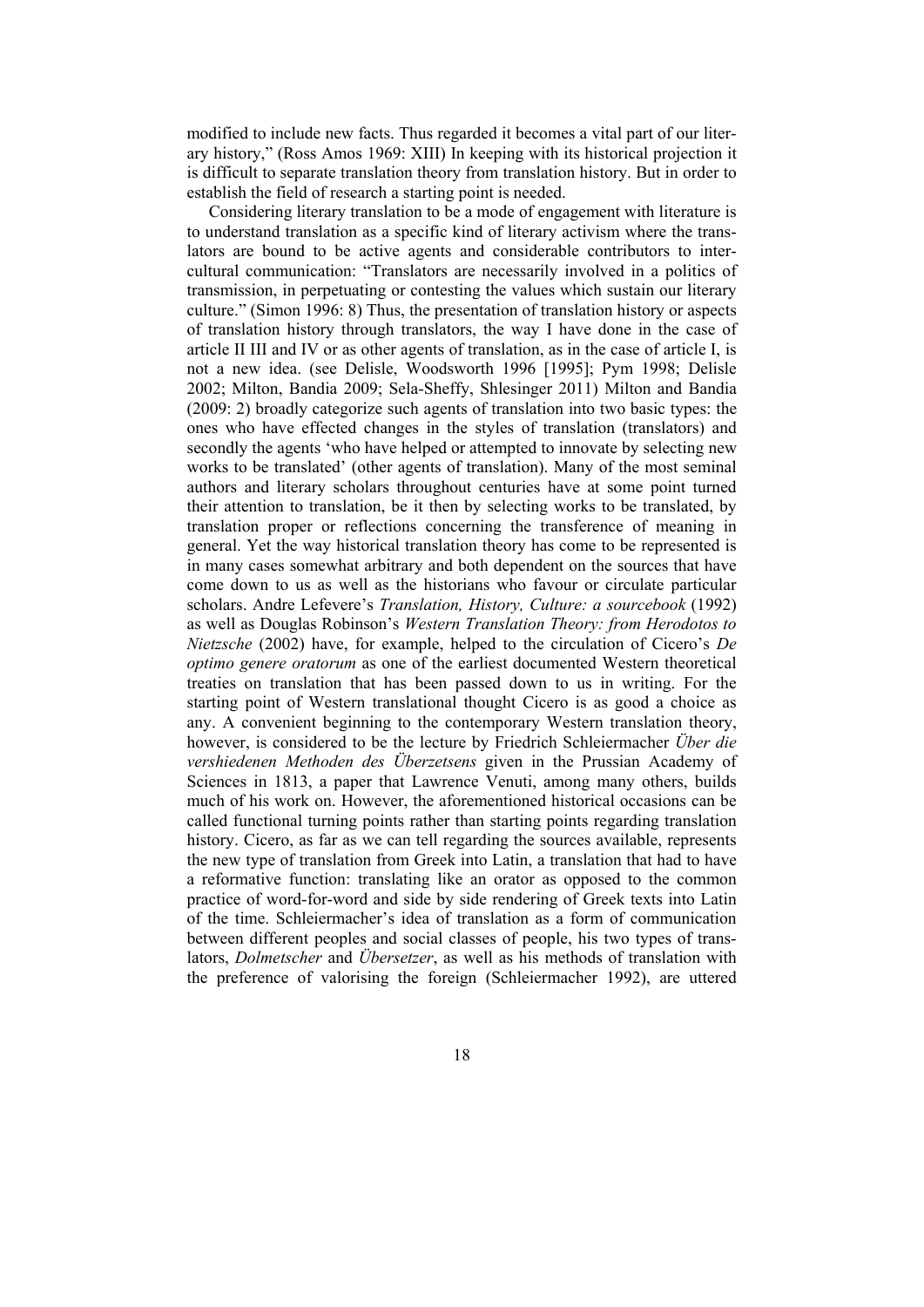modified to include new facts. Thus regarded it becomes a vital part of our literary history," (Ross Amos 1969: XIII) In keeping with its historical projection it is difficult to separate translation theory from translation history. But in order to establish the field of research a starting point is needed.

Considering literary translation to be a mode of engagement with literature is to understand translation as a specific kind of literary activism where the translators are bound to be active agents and considerable contributors to intercultural communication: "Translators are necessarily involved in a politics of transmission, in perpetuating or contesting the values which sustain our literary culture." (Simon 1996: 8) Thus, the presentation of translation history or aspects of translation history through translators, the way I have done in the case of article II III and IV or as other agents of translation, as in the case of article I, is not a new idea. (see Delisle, Woodsworth 1996 [1995]; Pym 1998; Delisle 2002; Milton, Bandia 2009; Sela-Sheffy, Shlesinger 2011) Milton and Bandia (2009: 2) broadly categorize such agents of translation into two basic types: the ones who have effected changes in the styles of translation (translators) and secondly the agents 'who have helped or attempted to innovate by selecting new works to be translated' (other agents of translation). Many of the most seminal authors and literary scholars throughout centuries have at some point turned their attention to translation, be it then by selecting works to be translated, by translation proper or reflections concerning the transference of meaning in general. Yet the way historical translation theory has come to be represented is in many cases somewhat arbitrary and both dependent on the sources that have come down to us as well as the historians who favour or circulate particular scholars. Andre Lefevere's *Translation, History, Culture: a sourcebook* (1992) as well as Douglas Robinson's *Western Translation Theory: from Herodotos to Nietzsche* (2002) have, for example, helped to the circulation of Cicero's *De optimo genere oratorum* as one of the earliest documented Western theoretical treaties on translation that has been passed down to us in writing. For the starting point of Western translational thought Cicero is as good a choice as any. A convenient beginning to the contemporary Western translation theory, however, is considered to be the lecture by Friedrich Schleiermacher *Über die vershiedenen Methoden des Überzetsens* given in the Prussian Academy of Sciences in 1813, a paper that Lawrence Venuti, among many others, builds much of his work on. However, the aforementioned historical occasions can be called functional turning points rather than starting points regarding translation history. Cicero, as far as we can tell regarding the sources available, represents the new type of translation from Greek into Latin, a translation that had to have a reformative function: translating like an orator as opposed to the common practice of word-for-word and side by side rendering of Greek texts into Latin of the time. Schleiermacher's idea of translation as a form of communication between different peoples and social classes of people, his two types of translators, *Dolmetscher* and *Übersetzer*, as well as his methods of translation with the preference of valorising the foreign (Schleiermacher 1992), are uttered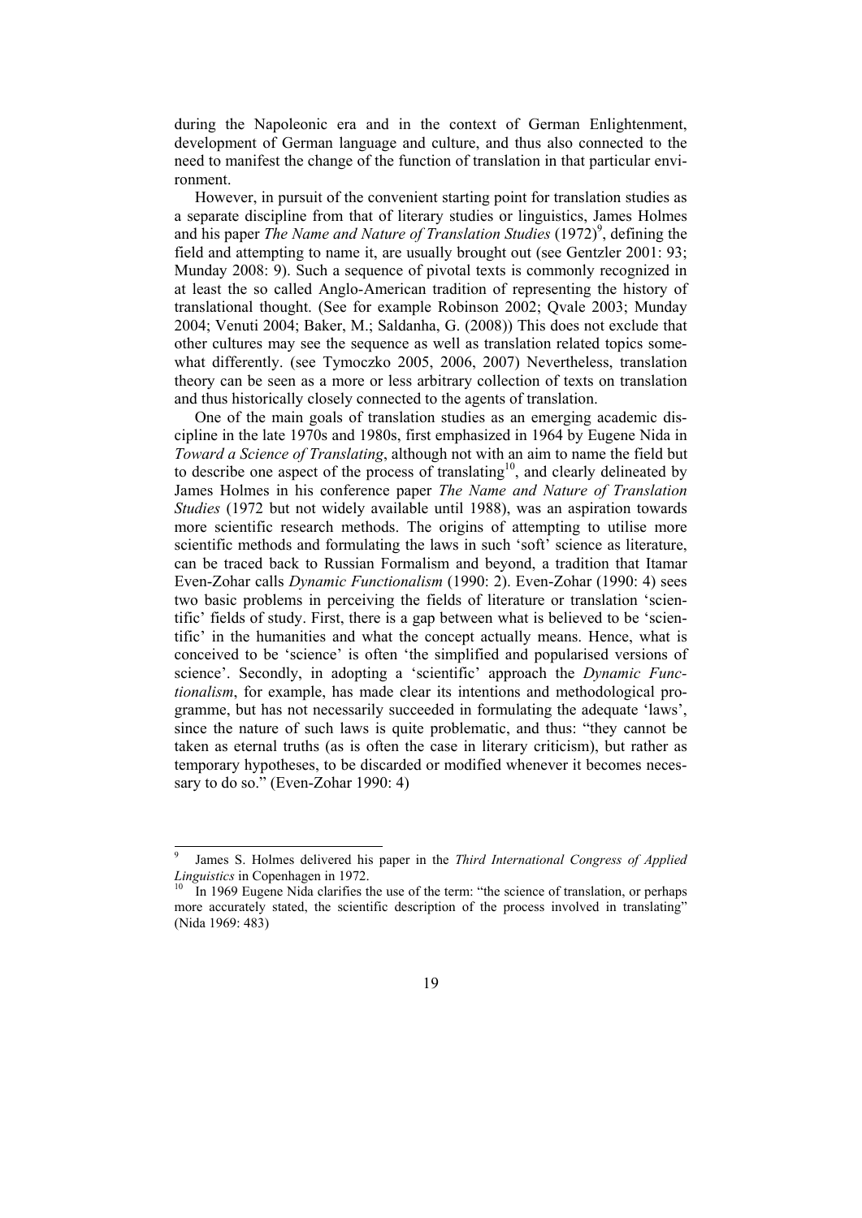during the Napoleonic era and in the context of German Enlightenment, development of German language and culture, and thus also connected to the need to manifest the change of the function of translation in that particular environment.

However, in pursuit of the convenient starting point for translation studies as a separate discipline from that of literary studies or linguistics, James Holmes and his paper *The Name and Nature of Translation Studies* (1972)[9], defining the field and attempting to name it, are usually brought out (see Gentzler 2001: 93; Munday 2008: 9). Such a sequence of pivotal texts is commonly recognized in at least the so called Anglo-American tradition of representing the history of translational thought. (See for example Robinson 2002; Qvale 2003; Munday 2004; Venuti 2004; Baker, M.; Saldanha, G. (2008)) This does not exclude that other cultures may see the sequence as well as translation related topics somewhat differently. (see Tymoczko 2005, 2006, 2007) Nevertheless, translation theory can be seen as a more or less arbitrary collection of texts on translation and thus historically closely connected to the agents of translation.

One of the main goals of translation studies as an emerging academic discipline in the late 1970s and 1980s, first emphasized in 1964 by Eugene Nida in *Toward a Science of Translating*, although not with an aim to name the field but to describe one aspect of the process of translating[10], and clearly delineated by James Holmes in his conference paper *The Name and Nature of Translation Studies* (1972 but not widely available until 1988), was an aspiration towards more scientific research methods. The origins of attempting to utilise more scientific methods and formulating the laws in such 'soft' science as literature, can be traced back to Russian Formalism and beyond, a tradition that Itamar Even-Zohar calls *Dynamic Functionalism* (1990: 2). Even-Zohar (1990: 4) sees two basic problems in perceiving the fields of literature or translation 'scientific' fields of study. First, there is a gap between what is believed to be 'scientific' in the humanities and what the concept actually means. Hence, what is conceived to be 'science' is often 'the simplified and popularised versions of science'. Secondly, in adopting a 'scientific' approach the *Dynamic Functionalism*, for example, has made clear its intentions and methodological programme, but has not necessarily succeeded in formulating the adequate 'laws', since the nature of such laws is quite problematic, and thus: "they cannot be taken as eternal truths (as is often the case in literary criticism), but rather as temporary hypotheses, to be discarded or modified whenever it becomes necessary to do so." (Even-Zohar 1990: 4)

---

[9] James S. Holmes delivered his paper in the *Third International Congress of Applied Linguistics* in Copenhagen in 1972.

[10] In 1969 Eugene Nida clarifies the use of the term: "the science of translation, or perhaps more accurately stated, the scientific description of the process involved in translating" (Nida 1969: 483)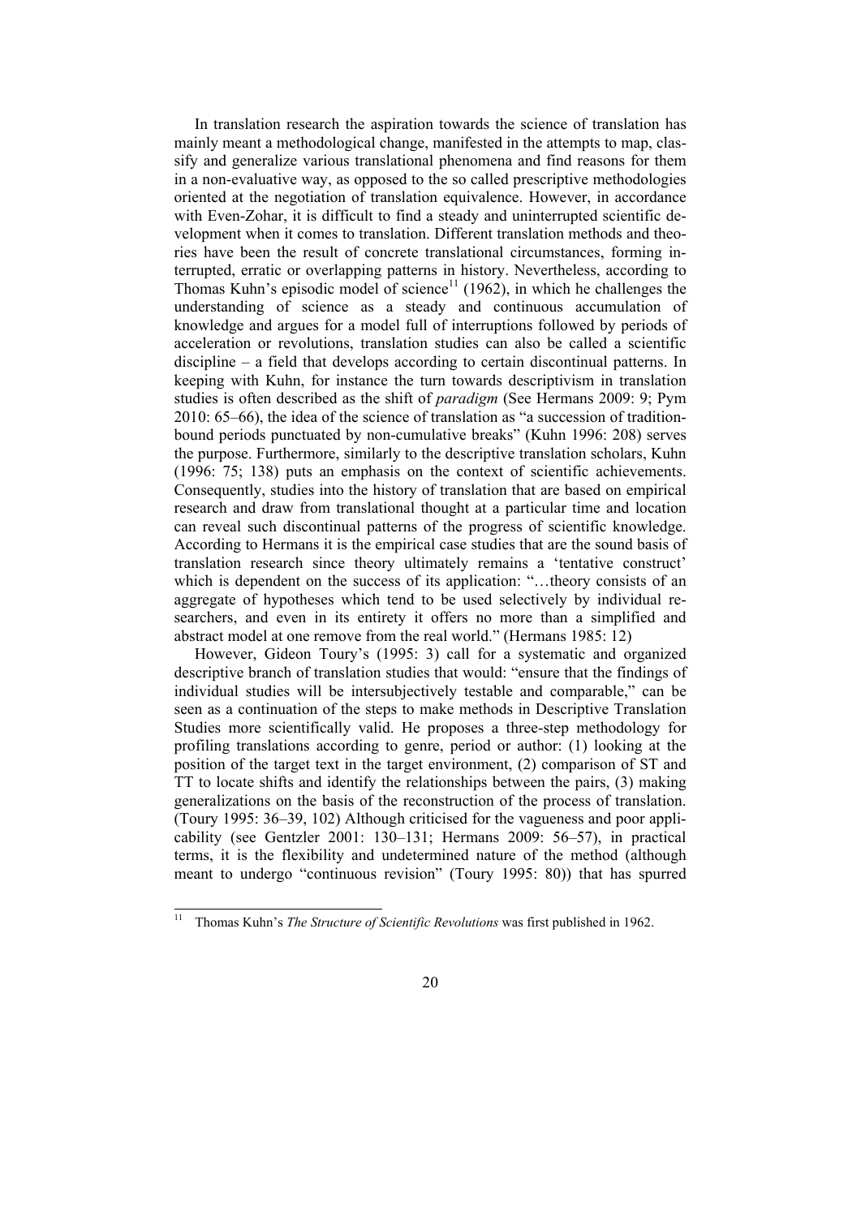In translation research the aspiration towards the science of translation has mainly meant a methodological change, manifested in the attempts to map, classify and generalize various translational phenomena and find reasons for them in a non-evaluative way, as opposed to the so called prescriptive methodologies oriented at the negotiation of translation equivalence. However, in accordance with Even-Zohar, it is difficult to find a steady and uninterrupted scientific development when it comes to translation. Different translation methods and theories have been the result of concrete translational circumstances, forming interrupted, erratic or overlapping patterns in history. Nevertheless, according to Thomas Kuhn's episodic model of science[11] (1962), in which he challenges the understanding of science as a steady and continuous accumulation of knowledge and argues for a model full of interruptions followed by periods of acceleration or revolutions, translation studies can also be called a scientific discipline – a field that develops according to certain discontinual patterns. In keeping with Kuhn, for instance the turn towards descriptivism in translation studies is often described as the shift of *paradigm* (See Hermans 2009: 9; Pym 2010: 65–66), the idea of the science of translation as "a succession of tradition-bound periods punctuated by non-cumulative breaks" (Kuhn 1996: 208) serves the purpose. Furthermore, similarly to the descriptive translation scholars, Kuhn (1996: 75; 138) puts an emphasis on the context of scientific achievements. Consequently, studies into the history of translation that are based on empirical research and draw from translational thought at a particular time and location can reveal such discontinual patterns of the progress of scientific knowledge. According to Hermans it is the empirical case studies that are the sound basis of translation research since theory ultimately remains a 'tentative construct' which is dependent on the success of its application: "…theory consists of an aggregate of hypotheses which tend to be used selectively by individual researchers, and even in its entirety it offers no more than a simplified and abstract model at one remove from the real world." (Hermans 1985: 12)

However, Gideon Toury's (1995: 3) call for a systematic and organized descriptive branch of translation studies that would: "ensure that the findings of individual studies will be intersubjectively testable and comparable," can be seen as a continuation of the steps to make methods in Descriptive Translation Studies more scientifically valid. He proposes a three-step methodology for profiling translations according to genre, period or author: (1) looking at the position of the target text in the target environment, (2) comparison of ST and TT to locate shifts and identify the relationships between the pairs, (3) making generalizations on the basis of the reconstruction of the process of translation. (Toury 1995: 36–39, 102) Although criticised for the vagueness and poor applicability (see Gentzler 2001: 130–131; Hermans 2009: 56–57), in practical terms, it is the flexibility and undetermined nature of the method (although meant to undergo "continuous revision" (Toury 1995: 80)) that has spurred

---

[11] Thomas Kuhn's *The Structure of Scientific Revolutions* was first published in 1962.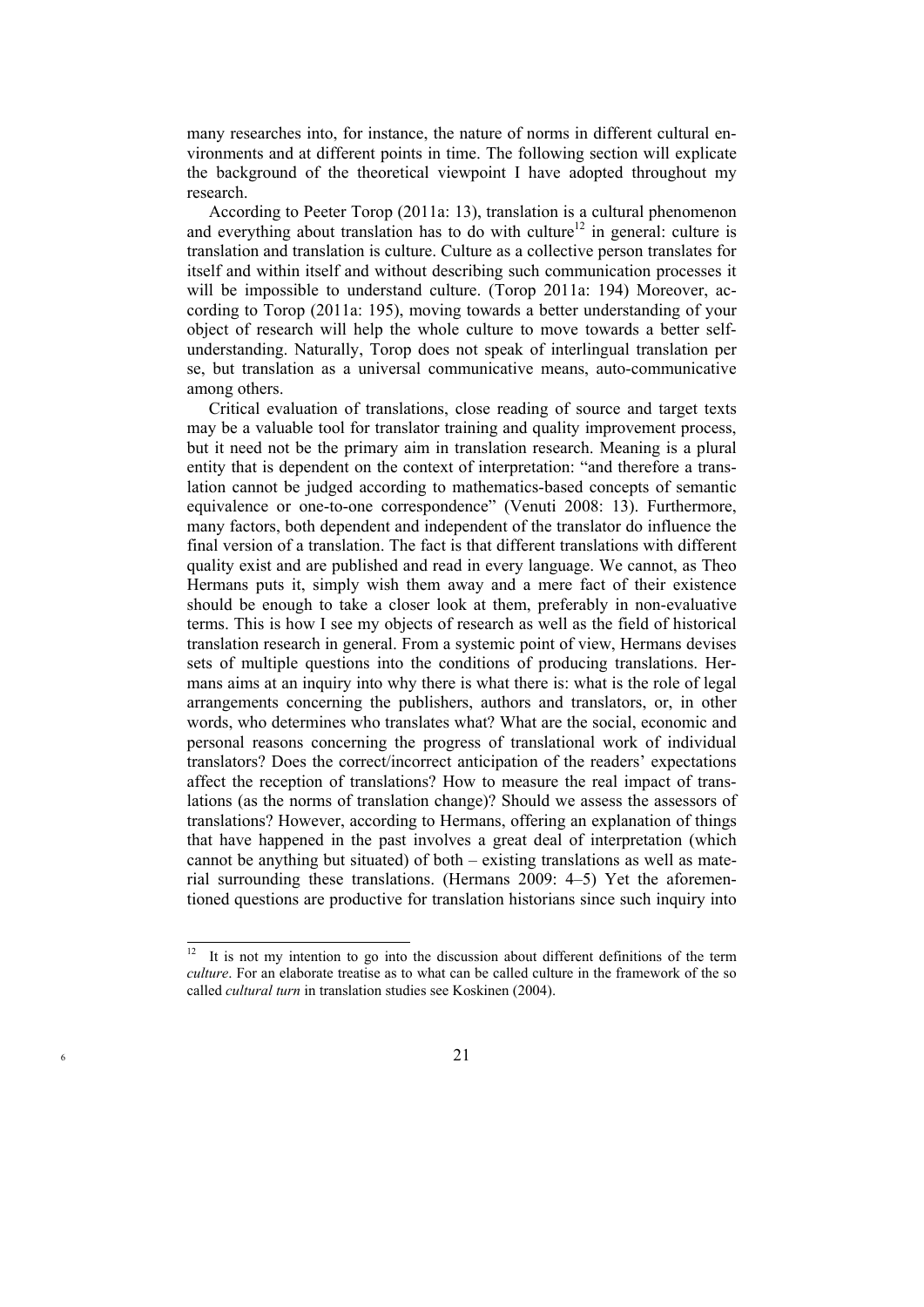many researches into, for instance, the nature of norms in different cultural environments and at different points in time. The following section will explicate the background of the theoretical viewpoint I have adopted throughout my research.

According to Peeter Torop (2011a: 13), translation is a cultural phenomenon and everything about translation has to do with culture[12] in general: culture is translation and translation is culture. Culture as a collective person translates for itself and within itself and without describing such communication processes it will be impossible to understand culture. (Torop 2011a: 194) Moreover, according to Torop (2011a: 195), moving towards a better understanding of your object of research will help the whole culture to move towards a better self-understanding. Naturally, Torop does not speak of interlingual translation per se, but translation as a universal communicative means, auto-communicative among others.

Critical evaluation of translations, close reading of source and target texts may be a valuable tool for translator training and quality improvement process, but it need not be the primary aim in translation research. Meaning is a plural entity that is dependent on the context of interpretation: "and therefore a translation cannot be judged according to mathematics-based concepts of semantic equivalence or one-to-one correspondence" (Venuti 2008: 13). Furthermore, many factors, both dependent and independent of the translator do influence the final version of a translation. The fact is that different translations with different quality exist and are published and read in every language. We cannot, as Theo Hermans puts it, simply wish them away and a mere fact of their existence should be enough to take a closer look at them, preferably in non-evaluative terms. This is how I see my objects of research as well as the field of historical translation research in general. From a systemic point of view, Hermans devises sets of multiple questions into the conditions of producing translations. Hermans aims at an inquiry into why there is what there is: what is the role of legal arrangements concerning the publishers, authors and translators, or, in other words, who determines who translates what? What are the social, economic and personal reasons concerning the progress of translational work of individual translators? Does the correct/incorrect anticipation of the readers' expectations affect the reception of translations? How to measure the real impact of translations (as the norms of translation change)? Should we assess the assessors of translations? However, according to Hermans, offering an explanation of things that have happened in the past involves a great deal of interpretation (which cannot be anything but situated) of both – existing translations as well as material surrounding these translations. (Hermans 2009: 4–5) Yet the aforementioned questions are productive for translation historians since such inquiry into

---

[12] It is not my intention to go into the discussion about different definitions of the term *culture*. For an elaborate treatise as to what can be called culture in the framework of the so called *cultural turn* in translation studies see Koskinen (2004).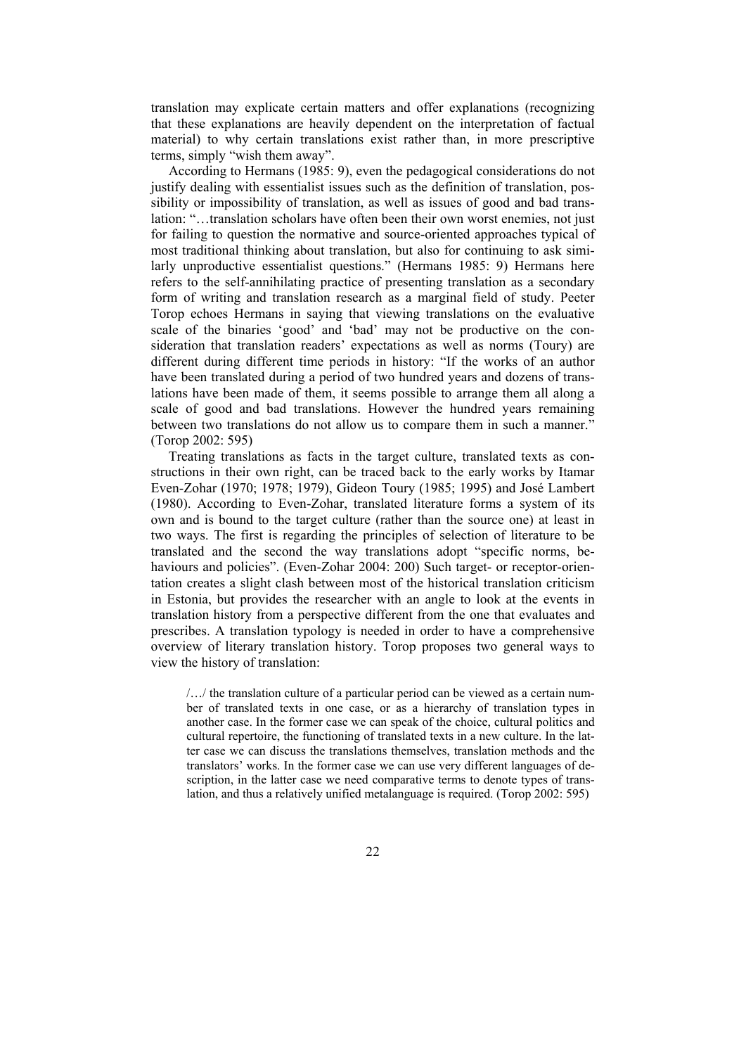translation may explicate certain matters and offer explanations (recognizing that these explanations are heavily dependent on the interpretation of factual material) to why certain translations exist rather than, in more prescriptive terms, simply "wish them away".

According to Hermans (1985: 9), even the pedagogical considerations do not justify dealing with essentialist issues such as the definition of translation, possibility or impossibility of translation, as well as issues of good and bad translation: "…translation scholars have often been their own worst enemies, not just for failing to question the normative and source-oriented approaches typical of most traditional thinking about translation, but also for continuing to ask similarly unproductive essentialist questions." (Hermans 1985: 9) Hermans here refers to the self-annihilating practice of presenting translation as a secondary form of writing and translation research as a marginal field of study. Peeter Torop echoes Hermans in saying that viewing translations on the evaluative scale of the binaries 'good' and 'bad' may not be productive on the consideration that translation readers' expectations as well as norms (Toury) are different during different time periods in history: "If the works of an author have been translated during a period of two hundred years and dozens of translations have been made of them, it seems possible to arrange them all along a scale of good and bad translations. However the hundred years remaining between two translations do not allow us to compare them in such a manner." (Torop 2002: 595)

Treating translations as facts in the target culture, translated texts as constructions in their own right, can be traced back to the early works by Itamar Even-Zohar (1970; 1978; 1979), Gideon Toury (1985; 1995) and José Lambert (1980). According to Even-Zohar, translated literature forms a system of its own and is bound to the target culture (rather than the source one) at least in two ways. The first is regarding the principles of selection of literature to be translated and the second the way translations adopt "specific norms, behaviours and policies". (Even-Zohar 2004: 200) Such target- or receptor-orientation creates a slight clash between most of the historical translation criticism in Estonia, but provides the researcher with an angle to look at the events in translation history from a perspective different from the one that evaluates and prescribes. A translation typology is needed in order to have a comprehensive overview of literary translation history. Torop proposes two general ways to view the history of translation:

> /…/ the translation culture of a particular period can be viewed as a certain number of translated texts in one case, or as a hierarchy of translation types in another case. In the former case we can speak of the choice, cultural politics and cultural repertoire, the functioning of translated texts in a new culture. In the latter case we can discuss the translations themselves, translation methods and the translators' works. In the former case we can use very different languages of description, in the latter case we need comparative terms to denote types of translation, and thus a relatively unified metalanguage is required. (Torop 2002: 595)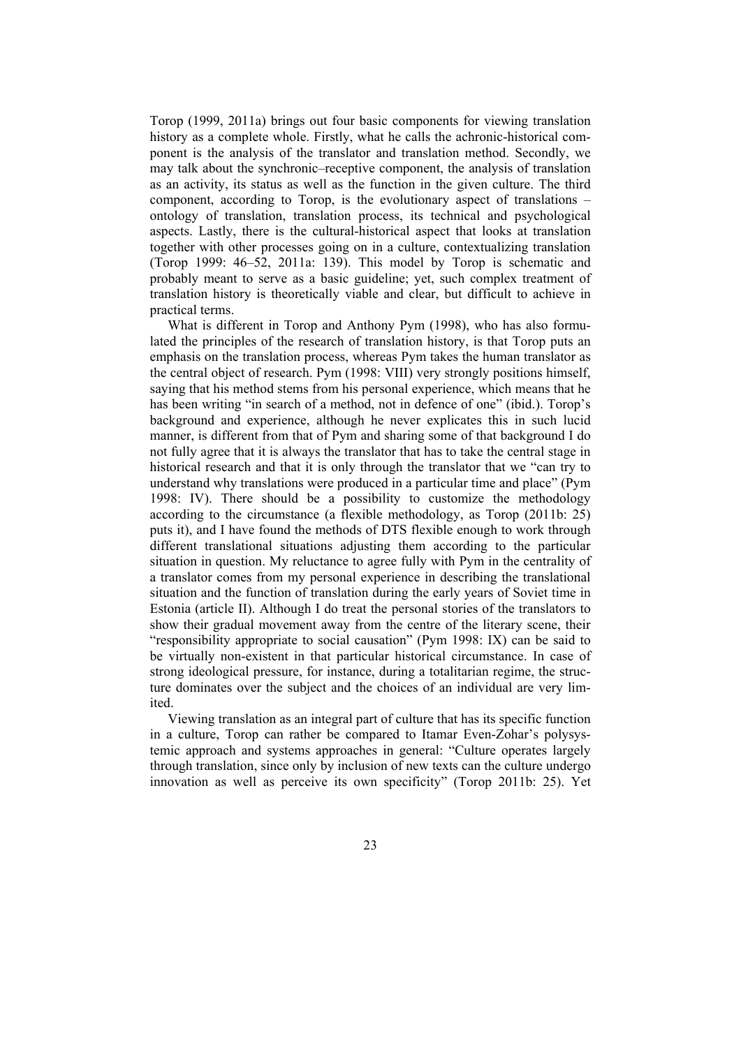Torop (1999, 2011a) brings out four basic components for viewing translation history as a complete whole. Firstly, what he calls the achronic-historical component is the analysis of the translator and translation method. Secondly, we may talk about the synchronic–receptive component, the analysis of translation as an activity, its status as well as the function in the given culture. The third component, according to Torop, is the evolutionary aspect of translations – ontology of translation, translation process, its technical and psychological aspects. Lastly, there is the cultural-historical aspect that looks at translation together with other processes going on in a culture, contextualizing translation (Torop 1999: 46–52, 2011a: 139). This model by Torop is schematic and probably meant to serve as a basic guideline; yet, such complex treatment of translation history is theoretically viable and clear, but difficult to achieve in practical terms.

What is different in Torop and Anthony Pym (1998), who has also formulated the principles of the research of translation history, is that Torop puts an emphasis on the translation process, whereas Pym takes the human translator as the central object of research. Pym (1998: VIII) very strongly positions himself, saying that his method stems from his personal experience, which means that he has been writing "in search of a method, not in defence of one" (ibid.). Torop's background and experience, although he never explicates this in such lucid manner, is different from that of Pym and sharing some of that background I do not fully agree that it is always the translator that has to take the central stage in historical research and that it is only through the translator that we "can try to understand why translations were produced in a particular time and place" (Pym 1998: IV). There should be a possibility to customize the methodology according to the circumstance (a flexible methodology, as Torop (2011b: 25) puts it), and I have found the methods of DTS flexible enough to work through different translational situations adjusting them according to the particular situation in question. My reluctance to agree fully with Pym in the centrality of a translator comes from my personal experience in describing the translational situation and the function of translation during the early years of Soviet time in Estonia (article II). Although I do treat the personal stories of the translators to show their gradual movement away from the centre of the literary scene, their "responsibility appropriate to social causation" (Pym 1998: IX) can be said to be virtually non-existent in that particular historical circumstance. In case of strong ideological pressure, for instance, during a totalitarian regime, the structure dominates over the subject and the choices of an individual are very limited.

Viewing translation as an integral part of culture that has its specific function in a culture, Torop can rather be compared to Itamar Even-Zohar's polysystemic approach and systems approaches in general: "Culture operates largely through translation, since only by inclusion of new texts can the culture undergo innovation as well as perceive its own specificity" (Torop 2011b: 25). Yet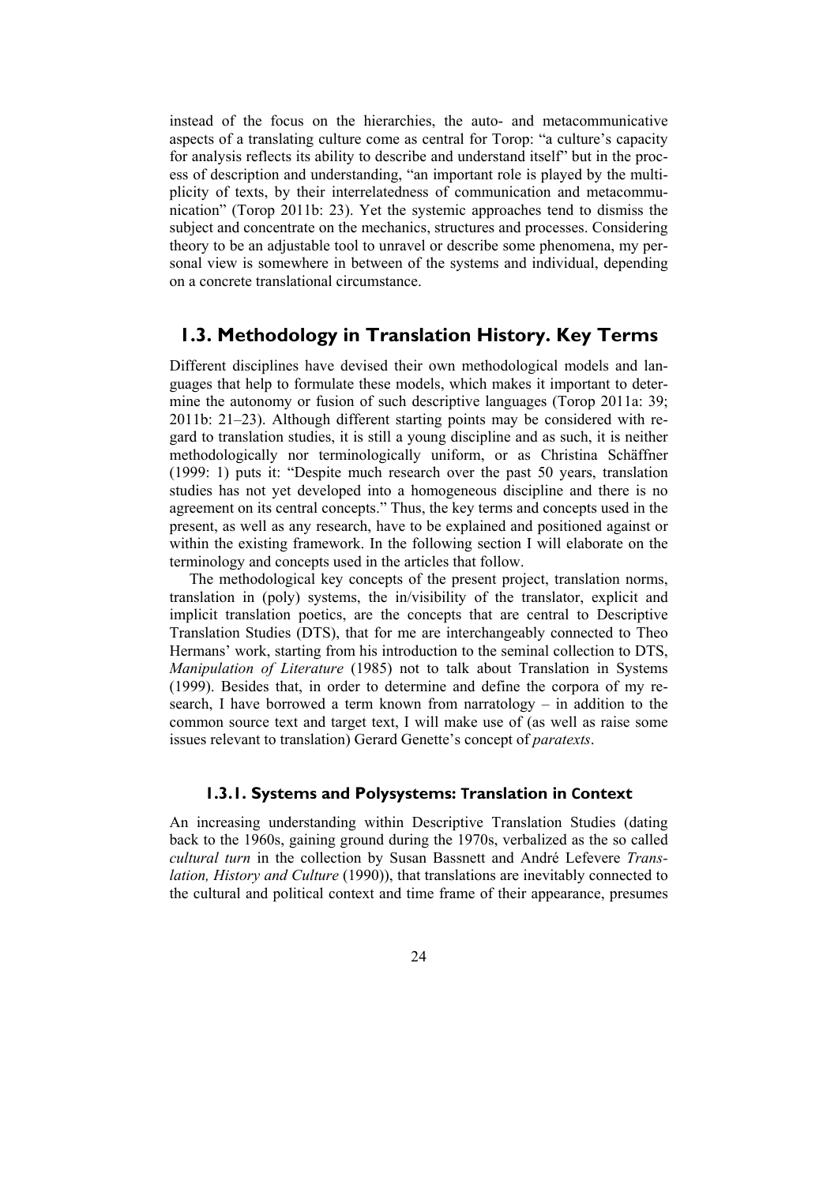instead of the focus on the hierarchies, the auto- and metacommunicative aspects of a translating culture come as central for Torop: "a culture's capacity for analysis reflects its ability to describe and understand itself" but in the process of description and understanding, "an important role is played by the multiplicity of texts, by their interrelatedness of communication and metacommunication" (Torop 2011b: 23). Yet the systemic approaches tend to dismiss the subject and concentrate on the mechanics, structures and processes. Considering theory to be an adjustable tool to unravel or describe some phenomena, my personal view is somewhere in between of the systems and individual, depending on a concrete translational circumstance.

## 1.3. Methodology in Translation History. Key Terms

Different disciplines have devised their own methodological models and languages that help to formulate these models, which makes it important to determine the autonomy or fusion of such descriptive languages (Torop 2011a: 39; 2011b: 21–23). Although different starting points may be considered with regard to translation studies, it is still a young discipline and as such, it is neither methodologically nor terminologically uniform, or as Christina Schäffner (1999: 1) puts it: "Despite much research over the past 50 years, translation studies has not yet developed into a homogeneous discipline and there is no agreement on its central concepts." Thus, the key terms and concepts used in the present, as well as any research, have to be explained and positioned against or within the existing framework. In the following section I will elaborate on the terminology and concepts used in the articles that follow.

The methodological key concepts of the present project, translation norms, translation in (poly) systems, the in/visibility of the translator, explicit and implicit translation poetics, are the concepts that are central to Descriptive Translation Studies (DTS), that for me are interchangeably connected to Theo Hermans' work, starting from his introduction to the seminal collection to DTS, *Manipulation of Literature* (1985) not to talk about Translation in Systems (1999). Besides that, in order to determine and define the corpora of my research, I have borrowed a term known from narratology – in addition to the common source text and target text, I will make use of (as well as raise some issues relevant to translation) Gerard Genette's concept of *paratexts*.

### 1.3.1. Systems and Polysystems: Translation in Context

An increasing understanding within Descriptive Translation Studies (dating back to the 1960s, gaining ground during the 1970s, verbalized as the so called *cultural turn* in the collection by Susan Bassnett and André Lefevere *Translation, History and Culture* (1990)), that translations are inevitably connected to the cultural and political context and time frame of their appearance, presumes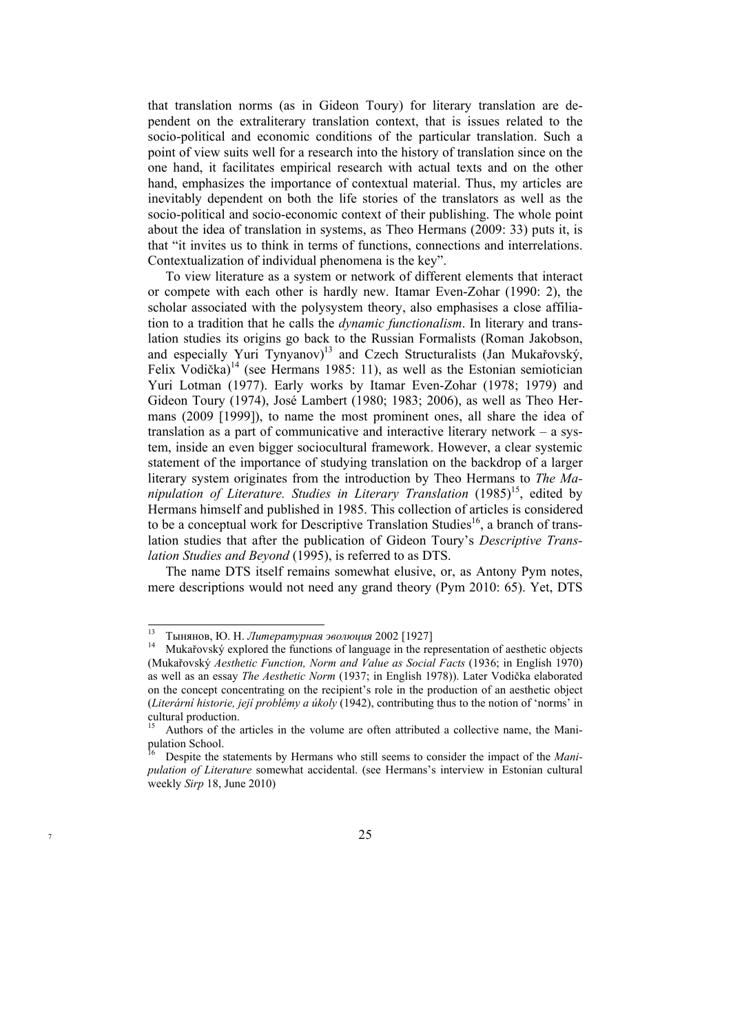that translation norms (as in Gideon Toury) for literary translation are dependent on the extraliterary translation context, that is issues related to the socio-political and economic conditions of the particular translation. Such a point of view suits well for a research into the history of translation since on the one hand, it facilitates empirical research with actual texts and on the other hand, emphasizes the importance of contextual material. Thus, my articles are inevitably dependent on both the life stories of the translators as well as the socio-political and socio-economic context of their publishing. The whole point about the idea of translation in systems, as Theo Hermans (2009: 33) puts it, is that "it invites us to think in terms of functions, connections and interrelations. Contextualization of individual phenomena is the key".

To view literature as a system or network of different elements that interact or compete with each other is hardly new. Itamar Even-Zohar (1990: 2), the scholar associated with the polysystem theory, also emphasises a close affiliation to a tradition that he calls the *dynamic functionalism*. In literary and translation studies its origins go back to the Russian Formalists (Roman Jakobson, and especially Yuri Tynyanov)[13] and Czech Structuralists (Jan Mukařovský, Felix Vodička)[14] (see Hermans 1985: 11), as well as the Estonian semiotician Yuri Lotman (1977). Early works by Itamar Even-Zohar (1978; 1979) and Gideon Toury (1974), José Lambert (1980; 1983; 2006), as well as Theo Hermans (2009 [1999]), to name the most prominent ones, all share the idea of translation as a part of communicative and interactive literary network – a system, inside an even bigger sociocultural framework. However, a clear systemic statement of the importance of studying translation on the backdrop of a larger literary system originates from the introduction by Theo Hermans to *The Manipulation of Literature. Studies in Literary Translation* (1985)[15], edited by Hermans himself and published in 1985. This collection of articles is considered to be a conceptual work for Descriptive Translation Studies[16], a branch of translation studies that after the publication of Gideon Toury's *Descriptive Translation Studies and Beyond* (1995), is referred to as DTS.

The name DTS itself remains somewhat elusive, or, as Antony Pym notes, mere descriptions would not need any grand theory (Pym 2010: 65). Yet, DTS

---

[13] Тынянов, Ю. Н. *Литературная эволюция* 2002 [1927]

[14] Mukařovský explored the functions of language in the representation of aesthetic objects (Mukařovský *Aesthetic Function, Norm and Value as Social Facts* (1936; in English 1970) as well as an essay *The Aesthetic Norm* (1937; in English 1978)). Later Vodička elaborated on the concept concentrating on the recipient's role in the production of an aesthetic object (*Literární historie, její problémy a úkoly* (1942), contributing thus to the notion of 'norms' in cultural production.

[15] Authors of the articles in the volume are often attributed a collective name, the Manipulation School.

[16] Despite the statements by Hermans who still seems to consider the impact of the *Manipulation of Literature* somewhat accidental. (see Hermans's interview in Estonian cultural weekly *Sirp* 18, June 2010)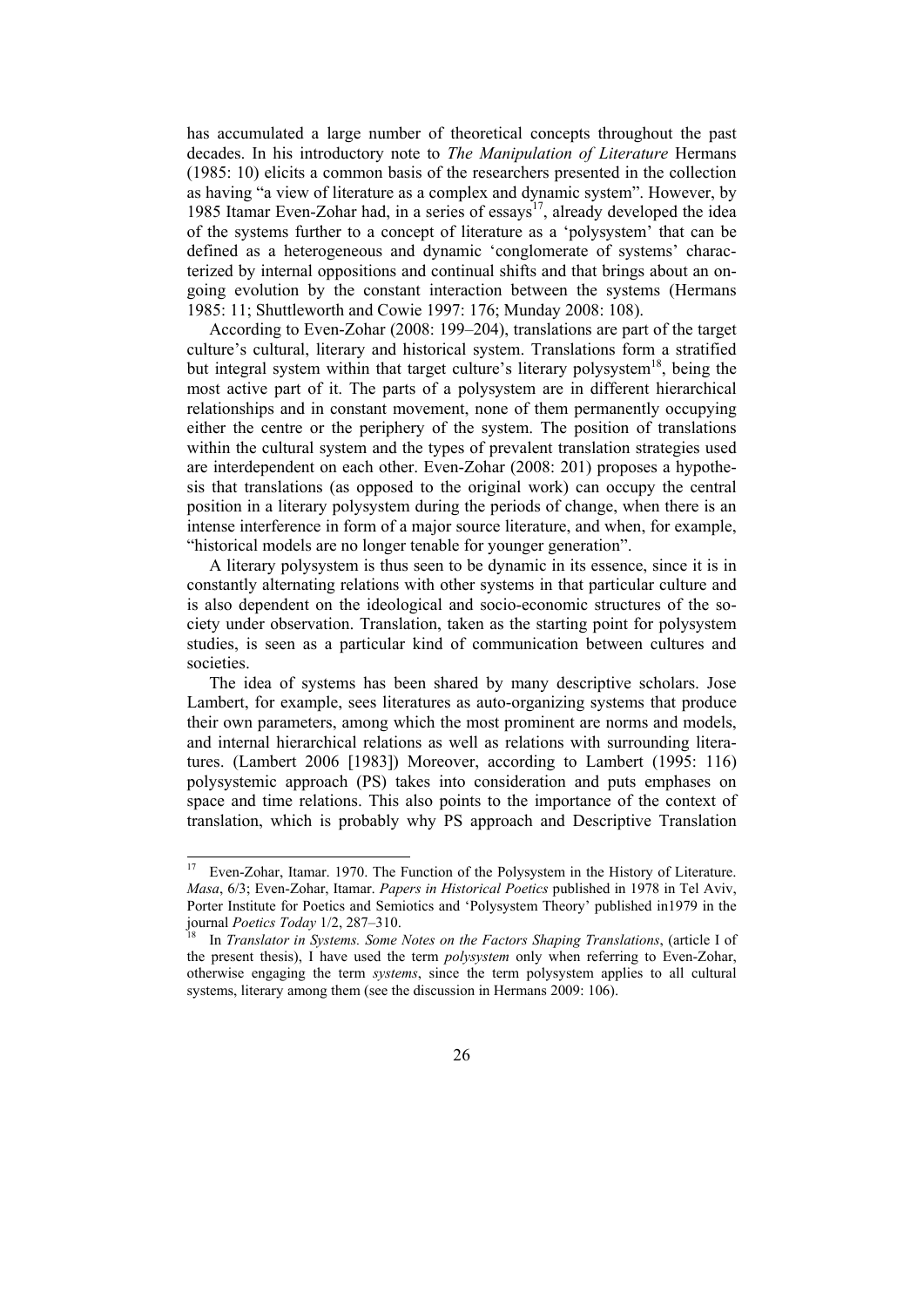has accumulated a large number of theoretical concepts throughout the past decades. In his introductory note to *The Manipulation of Literature* Hermans (1985: 10) elicits a common basis of the researchers presented in the collection as having "a view of literature as a complex and dynamic system". However, by 1985 Itamar Even-Zohar had, in a series of essays[17], already developed the idea of the systems further to a concept of literature as a 'polysystem' that can be defined as a heterogeneous and dynamic 'conglomerate of systems' characterized by internal oppositions and continual shifts and that brings about an ongoing evolution by the constant interaction between the systems (Hermans 1985: 11; Shuttleworth and Cowie 1997: 176; Munday 2008: 108).

According to Even-Zohar (2008: 199–204), translations are part of the target culture's cultural, literary and historical system. Translations form a stratified but integral system within that target culture's literary polysystem[18], being the most active part of it. The parts of a polysystem are in different hierarchical relationships and in constant movement, none of them permanently occupying either the centre or the periphery of the system. The position of translations within the cultural system and the types of prevalent translation strategies used are interdependent on each other. Even-Zohar (2008: 201) proposes a hypothesis that translations (as opposed to the original work) can occupy the central position in a literary polysystem during the periods of change, when there is an intense interference in form of a major source literature, and when, for example, "historical models are no longer tenable for younger generation".

A literary polysystem is thus seen to be dynamic in its essence, since it is in constantly alternating relations with other systems in that particular culture and is also dependent on the ideological and socio-economic structures of the society under observation. Translation, taken as the starting point for polysystem studies, is seen as a particular kind of communication between cultures and societies.

The idea of systems has been shared by many descriptive scholars. Jose Lambert, for example, sees literatures as auto-organizing systems that produce their own parameters, among which the most prominent are norms and models, and internal hierarchical relations as well as relations with surrounding literatures. (Lambert 2006 [1983]) Moreover, according to Lambert (1995: 116) polysystemic approach (PS) takes into consideration and puts emphases on space and time relations. This also points to the importance of the context of translation, which is probably why PS approach and Descriptive Translation

---

[17] Even-Zohar, Itamar. 1970. The Function of the Polysystem in the History of Literature. *Masa*, 6/3; Even-Zohar, Itamar. *Papers in Historical Poetics* published in 1978 in Tel Aviv, Porter Institute for Poetics and Semiotics and 'Polysystem Theory' published in1979 in the journal *Poetics Today* 1/2, 287–310.

[18] In *Translator in Systems. Some Notes on the Factors Shaping Translations*, (article I of the present thesis), I have used the term *polysystem* only when referring to Even-Zohar, otherwise engaging the term *systems*, since the term polysystem applies to all cultural systems, literary among them (see the discussion in Hermans 2009: 106).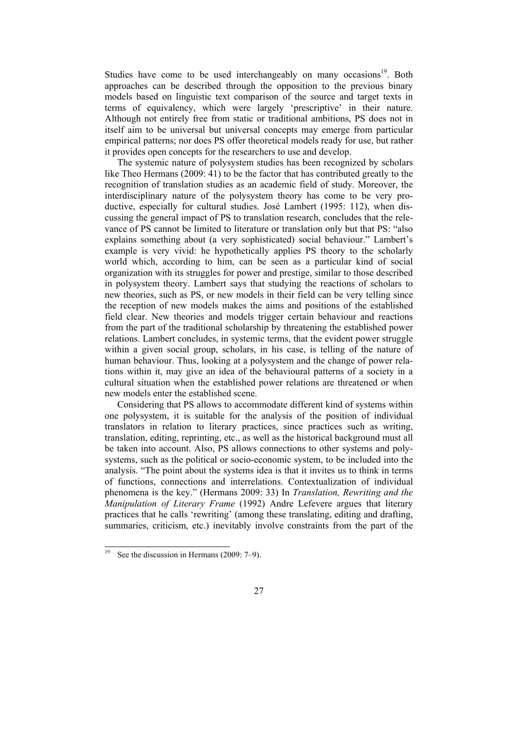Studies have come to be used interchangeably on many occasions[19]. Both approaches can be described through the opposition to the previous binary models based on linguistic text comparison of the source and target texts in terms of equivalency, which were largely 'prescriptive' in their nature. Although not entirely free from static or traditional ambitions, PS does not in itself aim to be universal but universal concepts may emerge from particular empirical patterns; nor does PS offer theoretical models ready for use, but rather it provides open concepts for the researchers to use and develop.

The systemic nature of polysystem studies has been recognized by scholars like Theo Hermans (2009: 41) to be the factor that has contributed greatly to the recognition of translation studies as an academic field of study. Moreover, the interdisciplinary nature of the polysystem theory has come to be very productive, especially for cultural studies. José Lambert (1995: 112), when discussing the general impact of PS to translation research, concludes that the relevance of PS cannot be limited to literature or translation only but that PS: "also explains something about (a very sophisticated) social behaviour." Lambert's example is very vivid: he hypothetically applies PS theory to the scholarly world which, according to him, can be seen as a particular kind of social organization with its struggles for power and prestige, similar to those described in polysystem theory. Lambert says that studying the reactions of scholars to new theories, such as PS, or new models in their field can be very telling since the reception of new models makes the aims and positions of the established field clear. New theories and models trigger certain behaviour and reactions from the part of the traditional scholarship by threatening the established power relations. Lambert concludes, in systemic terms, that the evident power struggle within a given social group, scholars, in his case, is telling of the nature of human behaviour. Thus, looking at a polysystem and the change of power relations within it, may give an idea of the behavioural patterns of a society in a cultural situation when the established power relations are threatened or when new models enter the established scene.

Considering that PS allows to accommodate different kind of systems within one polysystem, it is suitable for the analysis of the position of individual translators in relation to literary practices, since practices such as writing, translation, editing, reprinting, etc., as well as the historical background must all be taken into account. Also, PS allows connections to other systems and polysystems, such as the political or socio-economic system, to be included into the analysis. "The point about the systems idea is that it invites us to think in terms of functions, connections and interrelations. Contextualization of individual phenomena is the key." (Hermans 2009: 33) In *Translation, Rewriting and the Manipulation of Literary Frame* (1992) Andre Lefevere argues that literary practices that he calls 'rewriting' (among these translating, editing and drafting, summaries, criticism, etc.) inevitably involve constraints from the part of the

---

[19] See the discussion in Hermans (2009: 7–9).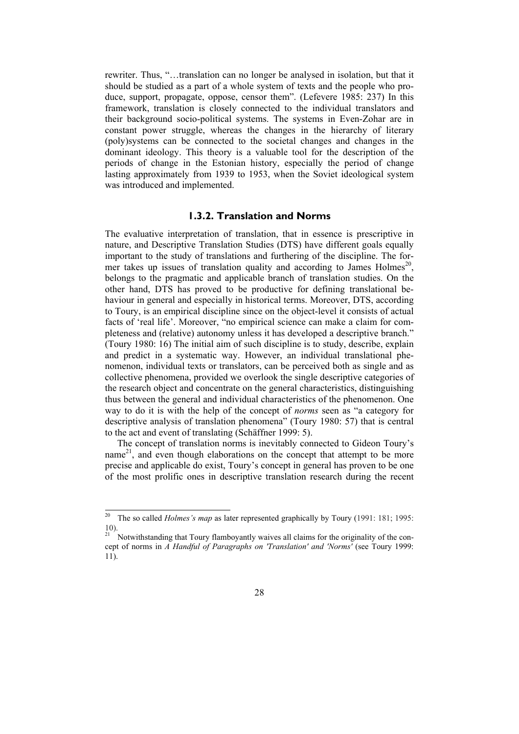rewriter. Thus, "…translation can no longer be analysed in isolation, but that it should be studied as a part of a whole system of texts and the people who produce, support, propagate, oppose, censor them". (Lefevere 1985: 237) In this framework, translation is closely connected to the individual translators and their background socio-political systems. The systems in Even-Zohar are in constant power struggle, whereas the changes in the hierarchy of literary (poly)systems can be connected to the societal changes and changes in the dominant ideology. This theory is a valuable tool for the description of the periods of change in the Estonian history, especially the period of change lasting approximately from 1939 to 1953, when the Soviet ideological system was introduced and implemented.

### 1.3.2. Translation and Norms

The evaluative interpretation of translation, that in essence is prescriptive in nature, and Descriptive Translation Studies (DTS) have different goals equally important to the study of translations and furthering of the discipline. The former takes up issues of translation quality and according to James Holmes[20], belongs to the pragmatic and applicable branch of translation studies. On the other hand, DTS has proved to be productive for defining translational behaviour in general and especially in historical terms. Moreover, DTS, according to Toury, is an empirical discipline since on the object-level it consists of actual facts of 'real life'. Moreover, "no empirical science can make a claim for completeness and (relative) autonomy unless it has developed a descriptive branch." (Toury 1980: 16) The initial aim of such discipline is to study, describe, explain and predict in a systematic way. However, an individual translational phenomenon, individual texts or translators, can be perceived both as single and as collective phenomena, provided we overlook the single descriptive categories of the research object and concentrate on the general characteristics, distinguishing thus between the general and individual characteristics of the phenomenon. One way to do it is with the help of the concept of *norms* seen as "a category for descriptive analysis of translation phenomena" (Toury 1980: 57) that is central to the act and event of translating (Schäffner 1999: 5).

The concept of translation norms is inevitably connected to Gideon Toury's name[21], and even though elaborations on the concept that attempt to be more precise and applicable do exist, Toury's concept in general has proven to be one of the most prolific ones in descriptive translation research during the recent

---

[20] The so called *Holmes's map* as later represented graphically by Toury (1991: 181; 1995: 10).

[21] Notwithstanding that Toury flamboyantly waives all claims for the originality of the concept of norms in *A Handful of Paragraphs on 'Translation' and 'Norms'* (see Toury 1999: 11).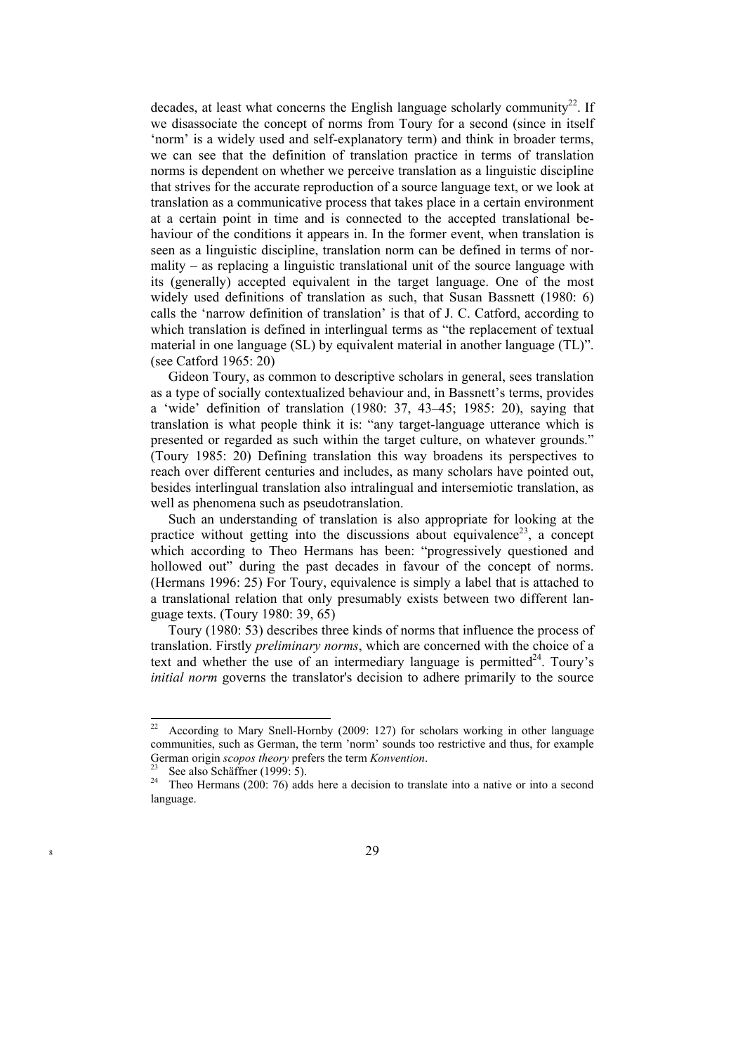decades, at least what concerns the English language scholarly community[22]. If we disassociate the concept of norms from Toury for a second (since in itself 'norm' is a widely used and self-explanatory term) and think in broader terms, we can see that the definition of translation practice in terms of translation norms is dependent on whether we perceive translation as a linguistic discipline that strives for the accurate reproduction of a source language text, or we look at translation as a communicative process that takes place in a certain environment at a certain point in time and is connected to the accepted translational behaviour of the conditions it appears in. In the former event, when translation is seen as a linguistic discipline, translation norm can be defined in terms of normality – as replacing a linguistic translational unit of the source language with its (generally) accepted equivalent in the target language. One of the most widely used definitions of translation as such, that Susan Bassnett (1980: 6) calls the 'narrow definition of translation' is that of J. C. Catford, according to which translation is defined in interlingual terms as "the replacement of textual material in one language (SL) by equivalent material in another language (TL)". (see Catford 1965: 20)

Gideon Toury, as common to descriptive scholars in general, sees translation as a type of socially contextualized behaviour and, in Bassnett's terms, provides a 'wide' definition of translation (1980: 37, 43–45; 1985: 20), saying that translation is what people think it is: "any target-language utterance which is presented or regarded as such within the target culture, on whatever grounds." (Toury 1985: 20) Defining translation this way broadens its perspectives to reach over different centuries and includes, as many scholars have pointed out, besides interlingual translation also intralingual and intersemiotic translation, as well as phenomena such as pseudotranslation.

Such an understanding of translation is also appropriate for looking at the practice without getting into the discussions about equivalence[23], a concept which according to Theo Hermans has been: "progressively questioned and hollowed out" during the past decades in favour of the concept of norms. (Hermans 1996: 25) For Toury, equivalence is simply a label that is attached to a translational relation that only presumably exists between two different language texts. (Toury 1980: 39, 65)

Toury (1980: 53) describes three kinds of norms that influence the process of translation. Firstly *preliminary norms*, which are concerned with the choice of a text and whether the use of an intermediary language is permitted[24]. Toury's *initial norm* governs the translator's decision to adhere primarily to the source

---

[22] According to Mary Snell-Hornby (2009: 127) for scholars working in other language communities, such as German, the term 'norm' sounds too restrictive and thus, for example German origin *scopos theory* prefers the term *Konvention*.

[23] See also Schäffner (1999: 5).

[24] Theo Hermans (200: 76) adds here a decision to translate into a native or into a second language.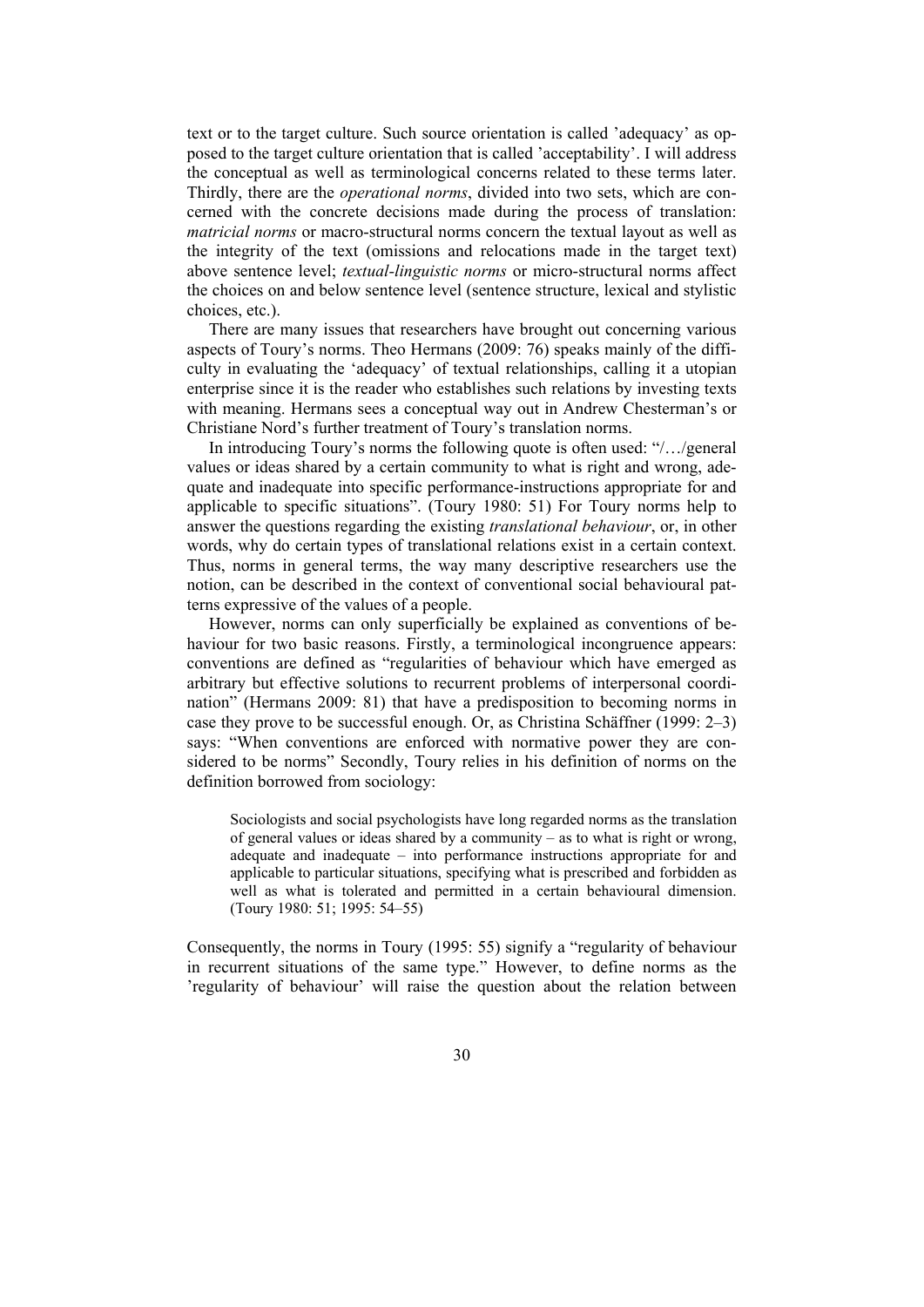text or to the target culture. Such source orientation is called 'adequacy' as opposed to the target culture orientation that is called 'acceptability'. I will address the conceptual as well as terminological concerns related to these terms later. Thirdly, there are the *operational norms*, divided into two sets, which are concerned with the concrete decisions made during the process of translation: *matricial norms* or macro-structural norms concern the textual layout as well as the integrity of the text (omissions and relocations made in the target text) above sentence level; *textual-linguistic norms* or micro-structural norms affect the choices on and below sentence level (sentence structure, lexical and stylistic choices, etc.).

There are many issues that researchers have brought out concerning various aspects of Toury's norms. Theo Hermans (2009: 76) speaks mainly of the difficulty in evaluating the 'adequacy' of textual relationships, calling it a utopian enterprise since it is the reader who establishes such relations by investing texts with meaning. Hermans sees a conceptual way out in Andrew Chesterman's or Christiane Nord's further treatment of Toury's translation norms.

In introducing Toury's norms the following quote is often used: "/…/general values or ideas shared by a certain community to what is right and wrong, adequate and inadequate into specific performance-instructions appropriate for and applicable to specific situations". (Toury 1980: 51) For Toury norms help to answer the questions regarding the existing *translational behaviour*, or, in other words, why do certain types of translational relations exist in a certain context. Thus, norms in general terms, the way many descriptive researchers use the notion, can be described in the context of conventional social behavioural patterns expressive of the values of a people.

However, norms can only superficially be explained as conventions of behaviour for two basic reasons. Firstly, a terminological incongruence appears: conventions are defined as "regularities of behaviour which have emerged as arbitrary but effective solutions to recurrent problems of interpersonal coordination" (Hermans 2009: 81) that have a predisposition to becoming norms in case they prove to be successful enough. Or, as Christina Schäffner (1999: 2–3) says: "When conventions are enforced with normative power they are considered to be norms" Secondly, Toury relies in his definition of norms on the definition borrowed from sociology:

> Sociologists and social psychologists have long regarded norms as the translation of general values or ideas shared by a community – as to what is right or wrong, adequate and inadequate – into performance instructions appropriate for and applicable to particular situations, specifying what is prescribed and forbidden as well as what is tolerated and permitted in a certain behavioural dimension. (Toury 1980: 51; 1995: 54–55)

Consequently, the norms in Toury (1995: 55) signify a "regularity of behaviour in recurrent situations of the same type." However, to define norms as the 'regularity of behaviour' will raise the question about the relation between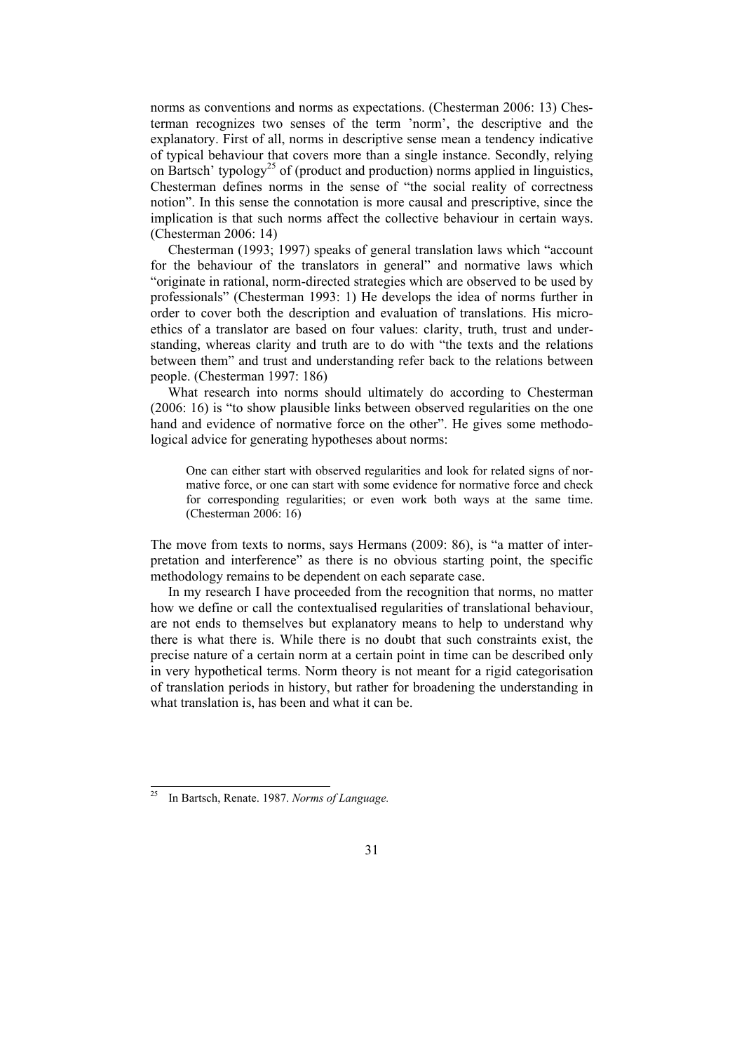norms as conventions and norms as expectations. (Chesterman 2006: 13) Chesterman recognizes two senses of the term 'norm', the descriptive and the explanatory. First of all, norms in descriptive sense mean a tendency indicative of typical behaviour that covers more than a single instance. Secondly, relying on Bartsch' typology[25] of (product and production) norms applied in linguistics, Chesterman defines norms in the sense of "the social reality of correctness notion". In this sense the connotation is more causal and prescriptive, since the implication is that such norms affect the collective behaviour in certain ways. (Chesterman 2006: 14)

Chesterman (1993; 1997) speaks of general translation laws which "account for the behaviour of the translators in general" and normative laws which "originate in rational, norm-directed strategies which are observed to be used by professionals" (Chesterman 1993: 1) He develops the idea of norms further in order to cover both the description and evaluation of translations. His micro-ethics of a translator are based on four values: clarity, truth, trust and understanding, whereas clarity and truth are to do with "the texts and the relations between them" and trust and understanding refer back to the relations between people. (Chesterman 1997: 186)

What research into norms should ultimately do according to Chesterman (2006: 16) is "to show plausible links between observed regularities on the one hand and evidence of normative force on the other". He gives some methodological advice for generating hypotheses about norms:

> One can either start with observed regularities and look for related signs of normative force, or one can start with some evidence for normative force and check for corresponding regularities; or even work both ways at the same time. (Chesterman 2006: 16)

The move from texts to norms, says Hermans (2009: 86), is "a matter of interpretation and interference" as there is no obvious starting point, the specific methodology remains to be dependent on each separate case.

In my research I have proceeded from the recognition that norms, no matter how we define or call the contextualised regularities of translational behaviour, are not ends to themselves but explanatory means to help to understand why there is what there is. While there is no doubt that such constraints exist, the precise nature of a certain norm at a certain point in time can be described only in very hypothetical terms. Norm theory is not meant for a rigid categorisation of translation periods in history, but rather for broadening the understanding in what translation is, has been and what it can be.

[25] In Bartsch, Renate. 1987. *Norms of Language.*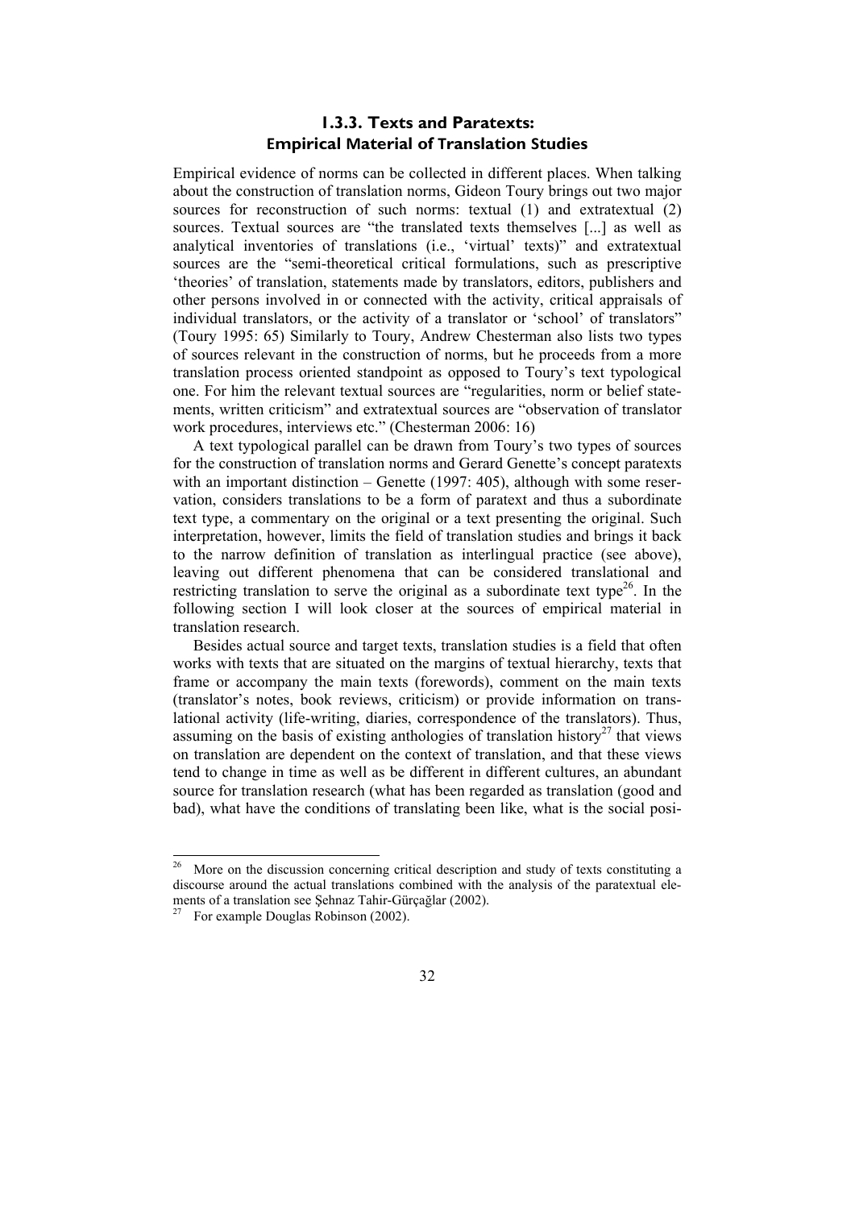### 1.3.3. Texts and Paratexts: Empirical Material of Translation Studies

Empirical evidence of norms can be collected in different places. When talking about the construction of translation norms, Gideon Toury brings out two major sources for reconstruction of such norms: textual (1) and extratextual (2) sources. Textual sources are "the translated texts themselves [...] as well as analytical inventories of translations (i.e., 'virtual' texts)" and extratextual sources are the "semi-theoretical critical formulations, such as prescriptive 'theories' of translation, statements made by translators, editors, publishers and other persons involved in or connected with the activity, critical appraisals of individual translators, or the activity of a translator or 'school' of translators" (Toury 1995: 65) Similarly to Toury, Andrew Chesterman also lists two types of sources relevant in the construction of norms, but he proceeds from a more translation process oriented standpoint as opposed to Toury's text typological one. For him the relevant textual sources are "regularities, norm or belief statements, written criticism" and extratextual sources are "observation of translator work procedures, interviews etc." (Chesterman 2006: 16)

A text typological parallel can be drawn from Toury's two types of sources for the construction of translation norms and Gerard Genette's concept paratexts with an important distinction – Genette (1997: 405), although with some reservation, considers translations to be a form of paratext and thus a subordinate text type, a commentary on the original or a text presenting the original. Such interpretation, however, limits the field of translation studies and brings it back to the narrow definition of translation as interlingual practice (see above), leaving out different phenomena that can be considered translational and restricting translation to serve the original as a subordinate text type[26]. In the following section I will look closer at the sources of empirical material in translation research.

Besides actual source and target texts, translation studies is a field that often works with texts that are situated on the margins of textual hierarchy, texts that frame or accompany the main texts (forewords), comment on the main texts (translator's notes, book reviews, criticism) or provide information on translational activity (life-writing, diaries, correspondence of the translators). Thus, assuming on the basis of existing anthologies of translation history[27] that views on translation are dependent on the context of translation, and that these views tend to change in time as well as be different in different cultures, an abundant source for translation research (what has been regarded as translation (good and bad), what have the conditions of translating been like, what is the social posi-

---

[26] More on the discussion concerning critical description and study of texts constituting a discourse around the actual translations combined with the analysis of the paratextual elements of a translation see Şehnaz Tahir-Gürçağlar (2002).

[27] For example Douglas Robinson (2002).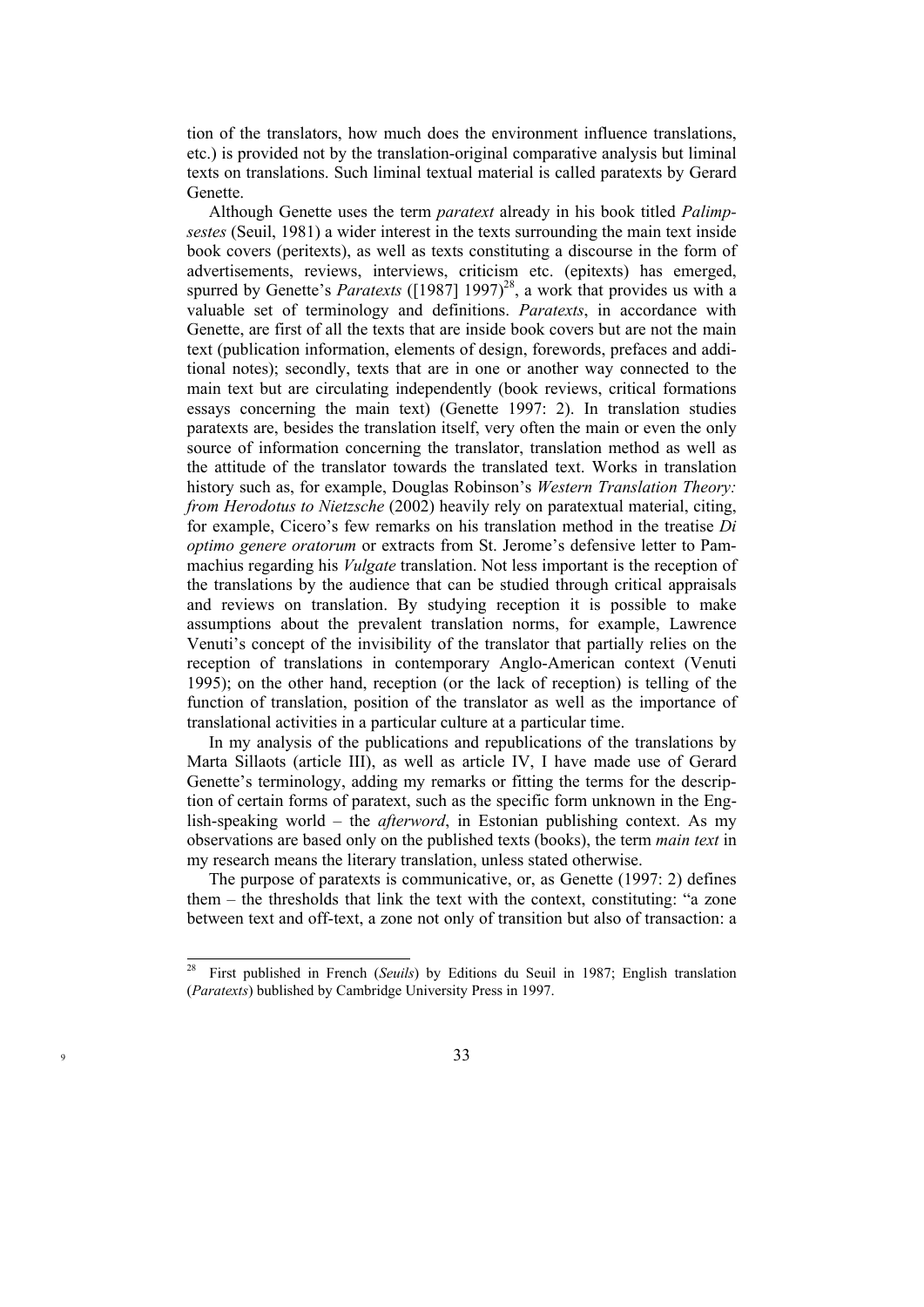tion of the translators, how much does the environment influence translations, etc.) is provided not by the translation-original comparative analysis but liminal texts on translations. Such liminal textual material is called paratexts by Gerard Genette.

Although Genette uses the term *paratext* already in his book titled *Palimpsestes* (Seuil, 1981) a wider interest in the texts surrounding the main text inside book covers (peritexts), as well as texts constituting a discourse in the form of advertisements, reviews, interviews, criticism etc. (epitexts) has emerged, spurred by Genette's *Paratexts* ([1987] 1997)[28], a work that provides us with a valuable set of terminology and definitions. *Paratexts*, in accordance with Genette, are first of all the texts that are inside book covers but are not the main text (publication information, elements of design, forewords, prefaces and additional notes); secondly, texts that are in one or another way connected to the main text but are circulating independently (book reviews, critical formations essays concerning the main text) (Genette 1997: 2). In translation studies paratexts are, besides the translation itself, very often the main or even the only source of information concerning the translator, translation method as well as the attitude of the translator towards the translated text. Works in translation history such as, for example, Douglas Robinson's *Western Translation Theory: from Herodotus to Nietzsche* (2002) heavily rely on paratextual material, citing, for example, Cicero's few remarks on his translation method in the treatise *Di optimo genere oratorum* or extracts from St. Jerome's defensive letter to Pammachius regarding his *Vulgate* translation. Not less important is the reception of the translations by the audience that can be studied through critical appraisals and reviews on translation. By studying reception it is possible to make assumptions about the prevalent translation norms, for example, Lawrence Venuti's concept of the invisibility of the translator that partially relies on the reception of translations in contemporary Anglo-American context (Venuti 1995); on the other hand, reception (or the lack of reception) is telling of the function of translation, position of the translator as well as the importance of translational activities in a particular culture at a particular time.

In my analysis of the publications and republications of the translations by Marta Sillaots (article III), as well as article IV, I have made use of Gerard Genette's terminology, adding my remarks or fitting the terms for the description of certain forms of paratext, such as the specific form unknown in the English-speaking world – the *afterword*, in Estonian publishing context. As my observations are based only on the published texts (books), the term *main text* in my research means the literary translation, unless stated otherwise.

The purpose of paratexts is communicative, or, as Genette (1997: 2) defines them – the thresholds that link the text with the context, constituting: "a zone between text and off-text, a zone not only of transition but also of transaction: a

---

[28] First published in French (*Seuils*) by Editions du Seuil in 1987; English translation (*Paratexts*) bublished by Cambridge University Press in 1997.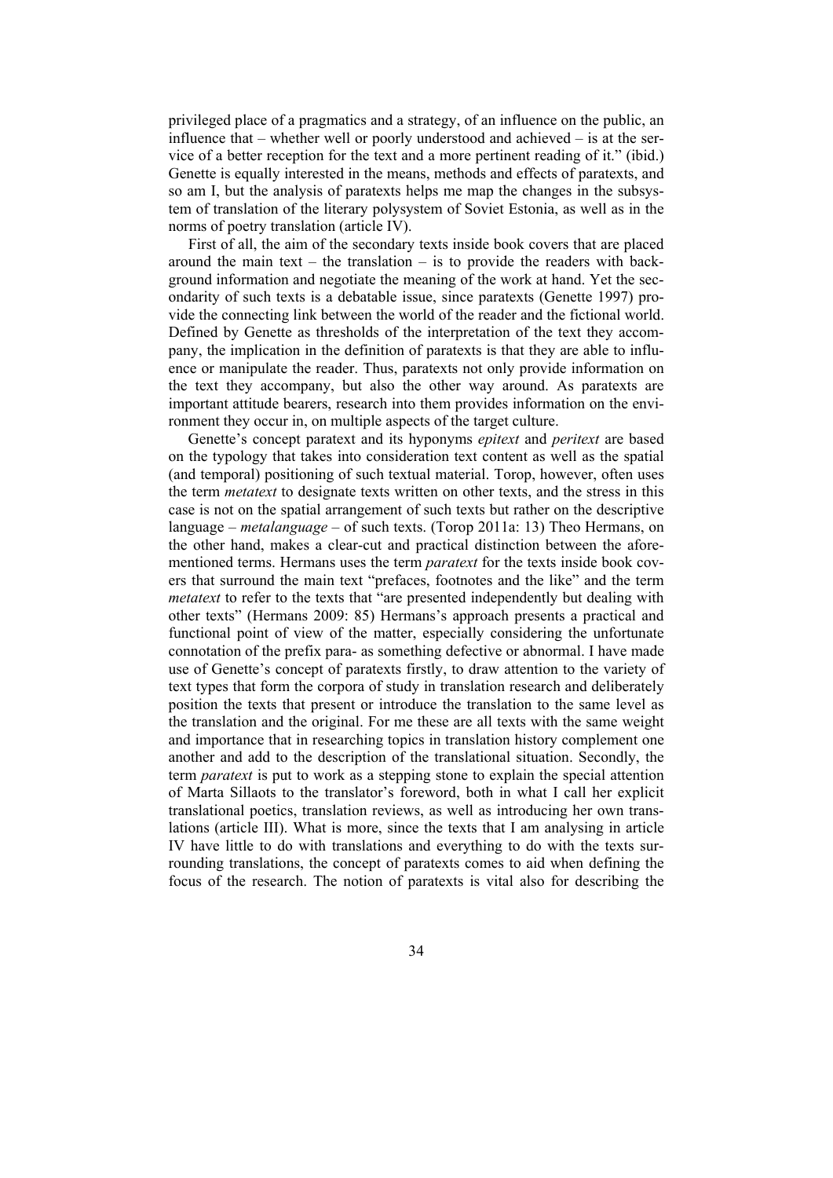privileged place of a pragmatics and a strategy, of an influence on the public, an influence that – whether well or poorly understood and achieved – is at the service of a better reception for the text and a more pertinent reading of it." (ibid.) Genette is equally interested in the means, methods and effects of paratexts, and so am I, but the analysis of paratexts helps me map the changes in the subsystem of translation of the literary polysystem of Soviet Estonia, as well as in the norms of poetry translation (article IV).

First of all, the aim of the secondary texts inside book covers that are placed around the main text – the translation – is to provide the readers with background information and negotiate the meaning of the work at hand. Yet the secondarity of such texts is a debatable issue, since paratexts (Genette 1997) provide the connecting link between the world of the reader and the fictional world. Defined by Genette as thresholds of the interpretation of the text they accompany, the implication in the definition of paratexts is that they are able to influence or manipulate the reader. Thus, paratexts not only provide information on the text they accompany, but also the other way around. As paratexts are important attitude bearers, research into them provides information on the environment they occur in, on multiple aspects of the target culture.

Genette's concept paratext and its hyponyms *epitext* and *peritext* are based on the typology that takes into consideration text content as well as the spatial (and temporal) positioning of such textual material. Torop, however, often uses the term *metatext* to designate texts written on other texts, and the stress in this case is not on the spatial arrangement of such texts but rather on the descriptive language – *metalanguage* – of such texts. (Torop 2011a: 13) Theo Hermans, on the other hand, makes a clear-cut and practical distinction between the aforementioned terms. Hermans uses the term *paratext* for the texts inside book covers that surround the main text "prefaces, footnotes and the like" and the term *metatext* to refer to the texts that "are presented independently but dealing with other texts" (Hermans 2009: 85) Hermans's approach presents a practical and functional point of view of the matter, especially considering the unfortunate connotation of the prefix para- as something defective or abnormal. I have made use of Genette's concept of paratexts firstly, to draw attention to the variety of text types that form the corpora of study in translation research and deliberately position the texts that present or introduce the translation to the same level as the translation and the original. For me these are all texts with the same weight and importance that in researching topics in translation history complement one another and add to the description of the translational situation. Secondly, the term *paratext* is put to work as a stepping stone to explain the special attention of Marta Sillaots to the translator's foreword, both in what I call her explicit translational poetics, translation reviews, as well as introducing her own translations (article III). What is more, since the texts that I am analysing in article IV have little to do with translations and everything to do with the texts surrounding translations, the concept of paratexts comes to aid when defining the focus of the research. The notion of paratexts is vital also for describing the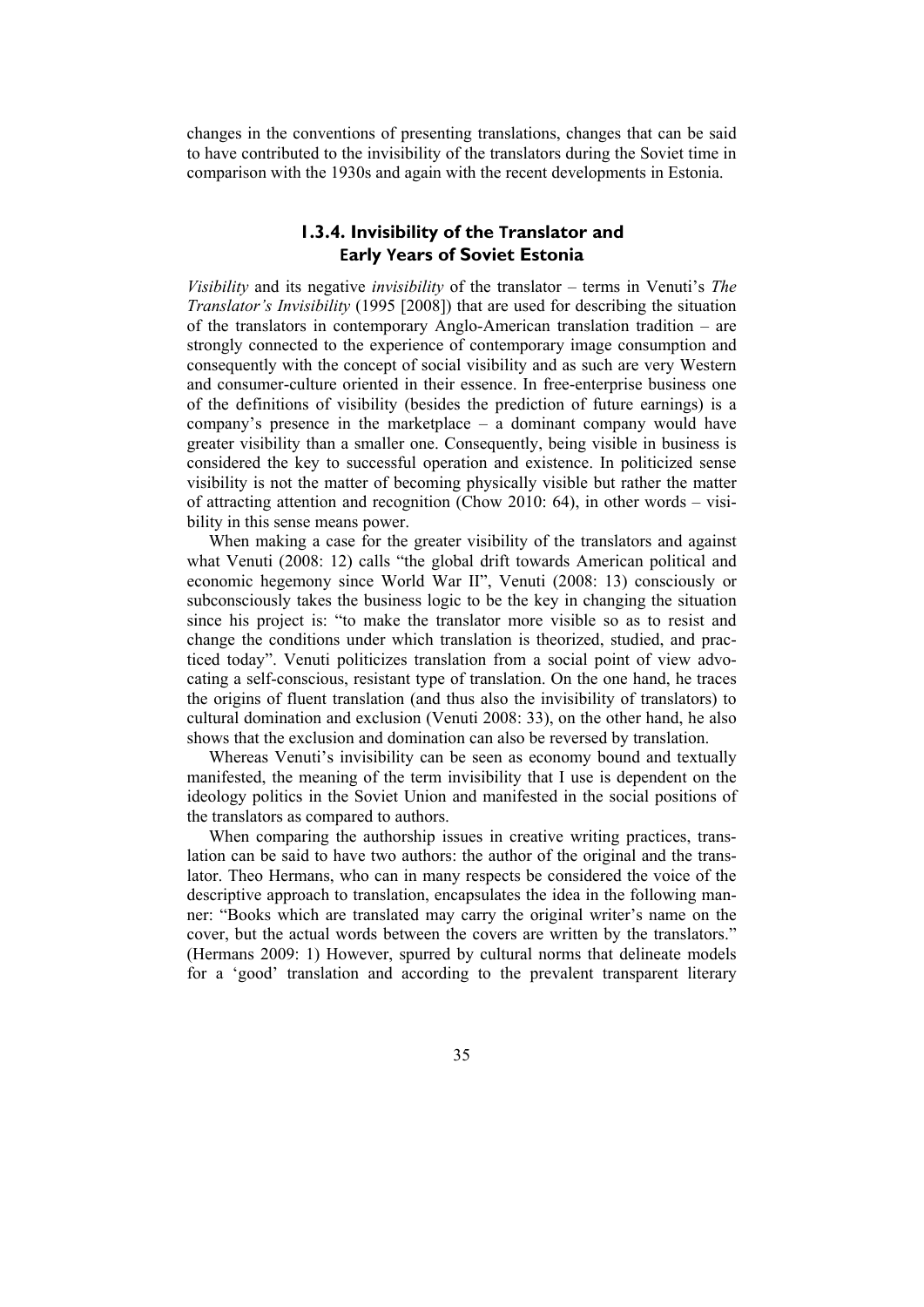changes in the conventions of presenting translations, changes that can be said to have contributed to the invisibility of the translators during the Soviet time in comparison with the 1930s and again with the recent developments in Estonia.

### 1.3.4. Invisibility of the Translator and Early Years of Soviet Estonia

*Visibility* and its negative *invisibility* of the translator – terms in Venuti's *The Translator's Invisibility* (1995 [2008]) that are used for describing the situation of the translators in contemporary Anglo-American translation tradition – are strongly connected to the experience of contemporary image consumption and consequently with the concept of social visibility and as such are very Western and consumer-culture oriented in their essence. In free-enterprise business one of the definitions of visibility (besides the prediction of future earnings) is a company's presence in the marketplace – a dominant company would have greater visibility than a smaller one. Consequently, being visible in business is considered the key to successful operation and existence. In politicized sense visibility is not the matter of becoming physically visible but rather the matter of attracting attention and recognition (Chow 2010: 64), in other words – visibility in this sense means power.

When making a case for the greater visibility of the translators and against what Venuti (2008: 12) calls "the global drift towards American political and economic hegemony since World War II", Venuti (2008: 13) consciously or subconsciously takes the business logic to be the key in changing the situation since his project is: "to make the translator more visible so as to resist and change the conditions under which translation is theorized, studied, and practiced today". Venuti politicizes translation from a social point of view advocating a self-conscious, resistant type of translation. On the one hand, he traces the origins of fluent translation (and thus also the invisibility of translators) to cultural domination and exclusion (Venuti 2008: 33), on the other hand, he also shows that the exclusion and domination can also be reversed by translation.

Whereas Venuti's invisibility can be seen as economy bound and textually manifested, the meaning of the term invisibility that I use is dependent on the ideology politics in the Soviet Union and manifested in the social positions of the translators as compared to authors.

When comparing the authorship issues in creative writing practices, translation can be said to have two authors: the author of the original and the translator. Theo Hermans, who can in many respects be considered the voice of the descriptive approach to translation, encapsulates the idea in the following manner: "Books which are translated may carry the original writer's name on the cover, but the actual words between the covers are written by the translators." (Hermans 2009: 1) However, spurred by cultural norms that delineate models for a 'good' translation and according to the prevalent transparent literary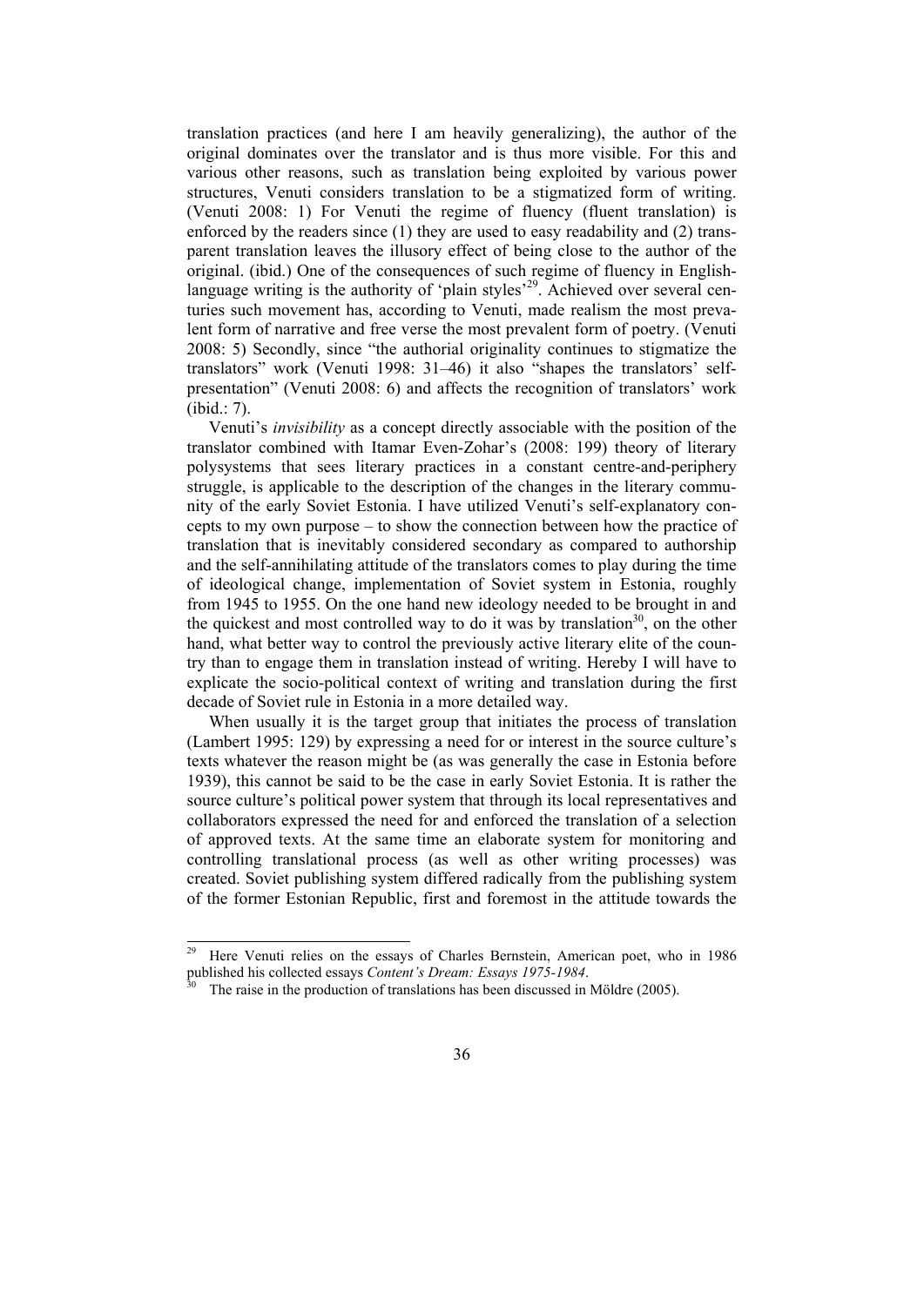translation practices (and here I am heavily generalizing), the author of the original dominates over the translator and is thus more visible. For this and various other reasons, such as translation being exploited by various power structures, Venuti considers translation to be a stigmatized form of writing. (Venuti 2008: 1) For Venuti the regime of fluency (fluent translation) is enforced by the readers since (1) they are used to easy readability and (2) transparent translation leaves the illusory effect of being close to the author of the original. (ibid.) One of the consequences of such regime of fluency in English-language writing is the authority of 'plain styles'[29]. Achieved over several centuries such movement has, according to Venuti, made realism the most prevalent form of narrative and free verse the most prevalent form of poetry. (Venuti 2008: 5) Secondly, since "the authorial originality continues to stigmatize the translators" work (Venuti 1998: 31–46) it also "shapes the translators' self-presentation" (Venuti 2008: 6) and affects the recognition of translators' work (ibid.: 7).

Venuti's *invisibility* as a concept directly associable with the position of the translator combined with Itamar Even-Zohar's (2008: 199) theory of literary polysystems that sees literary practices in a constant centre-and-periphery struggle, is applicable to the description of the changes in the literary community of the early Soviet Estonia. I have utilized Venuti's self-explanatory concepts to my own purpose – to show the connection between how the practice of translation that is inevitably considered secondary as compared to authorship and the self-annihilating attitude of the translators comes to play during the time of ideological change, implementation of Soviet system in Estonia, roughly from 1945 to 1955. On the one hand new ideology needed to be brought in and the quickest and most controlled way to do it was by translation[30], on the other hand, what better way to control the previously active literary elite of the country than to engage them in translation instead of writing. Hereby I will have to explicate the socio-political context of writing and translation during the first decade of Soviet rule in Estonia in a more detailed way.

When usually it is the target group that initiates the process of translation (Lambert 1995: 129) by expressing a need for or interest in the source culture's texts whatever the reason might be (as was generally the case in Estonia before 1939), this cannot be said to be the case in early Soviet Estonia. It is rather the source culture's political power system that through its local representatives and collaborators expressed the need for and enforced the translation of a selection of approved texts. At the same time an elaborate system for monitoring and controlling translational process (as well as other writing processes) was created. Soviet publishing system differed radically from the publishing system of the former Estonian Republic, first and foremost in the attitude towards the

---

[29] Here Venuti relies on the essays of Charles Bernstein, American poet, who in 1986 published his collected essays *Content's Dream: Essays 1975-1984*.

[30] The raise in the production of translations has been discussed in Möldre (2005).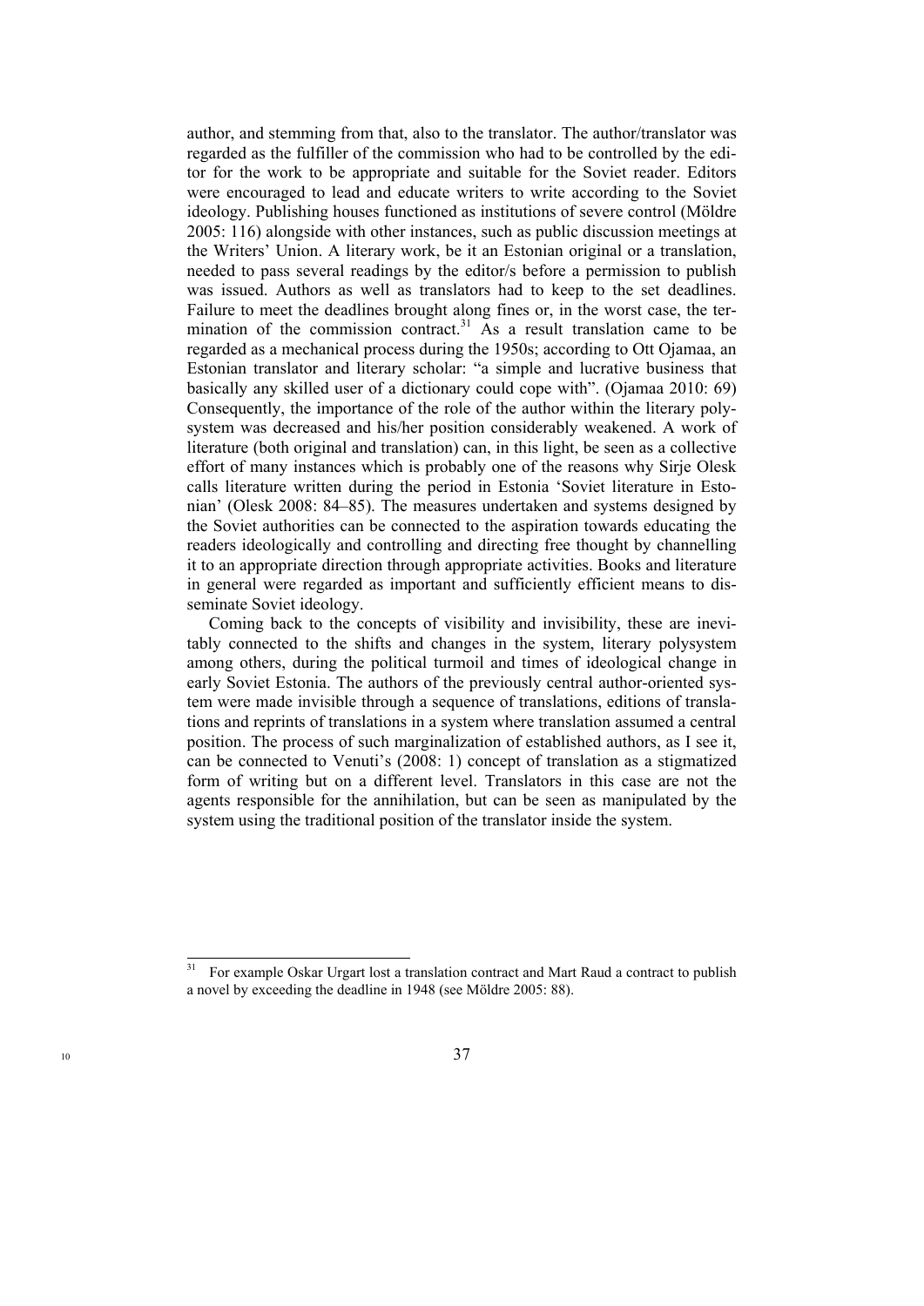author, and stemming from that, also to the translator. The author/translator was regarded as the fulfiller of the commission who had to be controlled by the editor for the work to be appropriate and suitable for the Soviet reader. Editors were encouraged to lead and educate writers to write according to the Soviet ideology. Publishing houses functioned as institutions of severe control (Möldre 2005: 116) alongside with other instances, such as public discussion meetings at the Writers' Union. A literary work, be it an Estonian original or a translation, needed to pass several readings by the editor/s before a permission to publish was issued. Authors as well as translators had to keep to the set deadlines. Failure to meet the deadlines brought along fines or, in the worst case, the termination of the commission contract.[31] As a result translation came to be regarded as a mechanical process during the 1950s; according to Ott Ojamaa, an Estonian translator and literary scholar: "a simple and lucrative business that basically any skilled user of a dictionary could cope with". (Ojamaa 2010: 69) Consequently, the importance of the role of the author within the literary polysystem was decreased and his/her position considerably weakened. A work of literature (both original and translation) can, in this light, be seen as a collective effort of many instances which is probably one of the reasons why Sirje Olesk calls literature written during the period in Estonia 'Soviet literature in Estonian' (Olesk 2008: 84–85). The measures undertaken and systems designed by the Soviet authorities can be connected to the aspiration towards educating the readers ideologically and controlling and directing free thought by channelling it to an appropriate direction through appropriate activities. Books and literature in general were regarded as important and sufficiently efficient means to disseminate Soviet ideology.

Coming back to the concepts of visibility and invisibility, these are inevitably connected to the shifts and changes in the system, literary polysystem among others, during the political turmoil and times of ideological change in early Soviet Estonia. The authors of the previously central author-oriented system were made invisible through a sequence of translations, editions of translations and reprints of translations in a system where translation assumed a central position. The process of such marginalization of established authors, as I see it, can be connected to Venuti's (2008: 1) concept of translation as a stigmatized form of writing but on a different level. Translators in this case are not the agents responsible for the annihilation, but can be seen as manipulated by the system using the traditional position of the translator inside the system.

[31] For example Oskar Urgart lost a translation contract and Mart Raud a contract to publish a novel by exceeding the deadline in 1948 (see Möldre 2005: 88).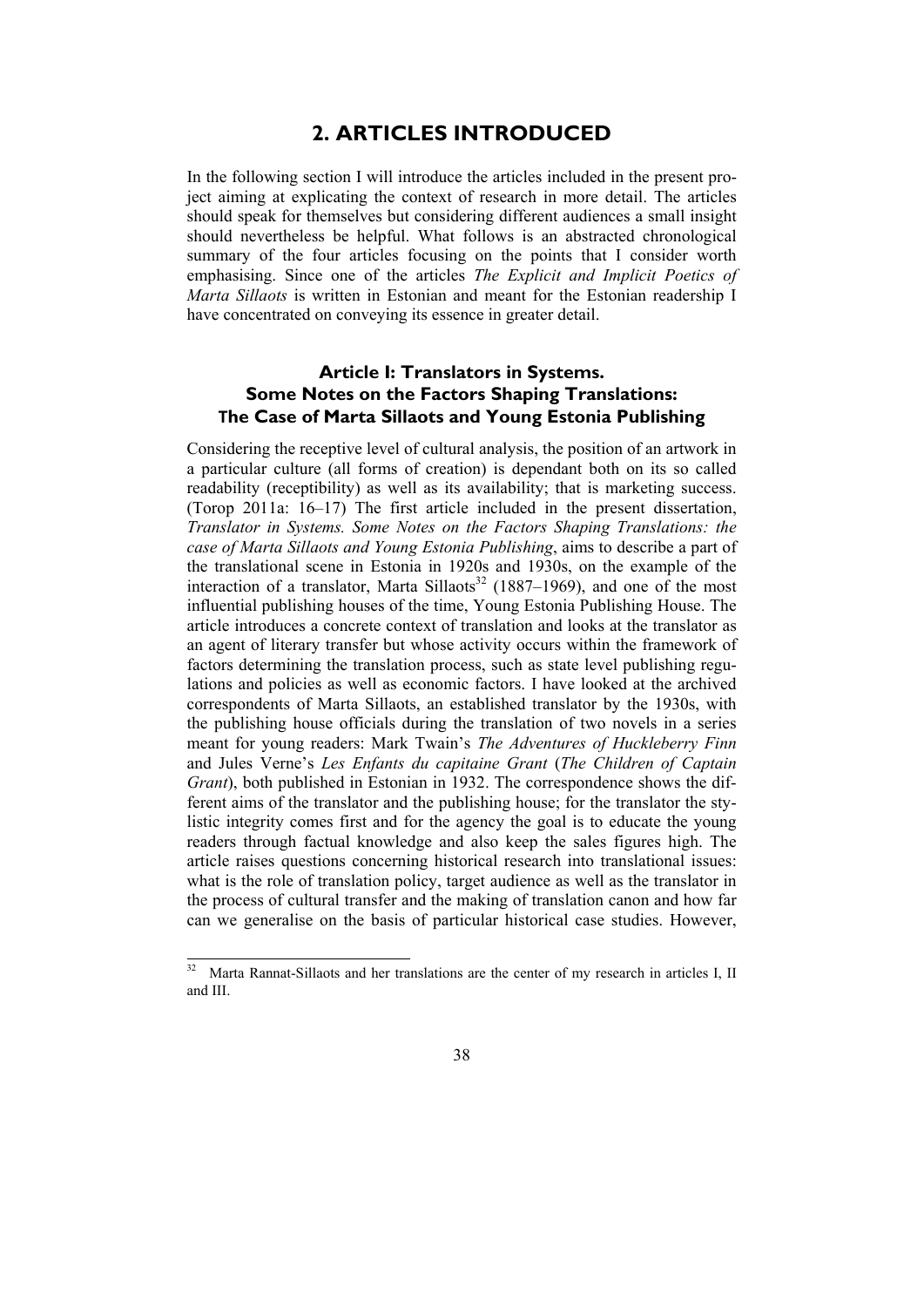## 2. ARTICLES INTRODUCED

In the following section I will introduce the articles included in the present project aiming at explicating the context of research in more detail. The articles should speak for themselves but considering different audiences a small insight should nevertheless be helpful. What follows is an abstracted chronological summary of the four articles focusing on the points that I consider worth emphasising. Since one of the articles *The Explicit and Implicit Poetics of Marta Sillaots* is written in Estonian and meant for the Estonian readership I have concentrated on conveying its essence in greater detail.

### Article I: Translators in Systems. Some Notes on the Factors Shaping Translations: The Case of Marta Sillaots and Young Estonia Publishing

Considering the receptive level of cultural analysis, the position of an artwork in a particular culture (all forms of creation) is dependant both on its so called readability (receptibility) as well as its availability; that is marketing success. (Torop 2011a: 16–17) The first article included in the present dissertation, *Translator in Systems. Some Notes on the Factors Shaping Translations: the case of Marta Sillaots and Young Estonia Publishing*, aims to describe a part of the translational scene in Estonia in 1920s and 1930s, on the example of the interaction of a translator, Marta Sillaots[32] (1887–1969), and one of the most influential publishing houses of the time, Young Estonia Publishing House. The article introduces a concrete context of translation and looks at the translator as an agent of literary transfer but whose activity occurs within the framework of factors determining the translation process, such as state level publishing regulations and policies as well as economic factors. I have looked at the archived correspondents of Marta Sillaots, an established translator by the 1930s, with the publishing house officials during the translation of two novels in a series meant for young readers: Mark Twain's *The Adventures of Huckleberry Finn* and Jules Verne's *Les Enfants du capitaine Grant* (*The Children of Captain Grant*), both published in Estonian in 1932. The correspondence shows the different aims of the translator and the publishing house; for the translator the stylistic integrity comes first and for the agency the goal is to educate the young readers through factual knowledge and also keep the sales figures high. The article raises questions concerning historical research into translational issues: what is the role of translation policy, target audience as well as the translator in the process of cultural transfer and the making of translation canon and how far can we generalise on the basis of particular historical case studies. However,

[32] Marta Rannat-Sillaots and her translations are the center of my research in articles I, II and III.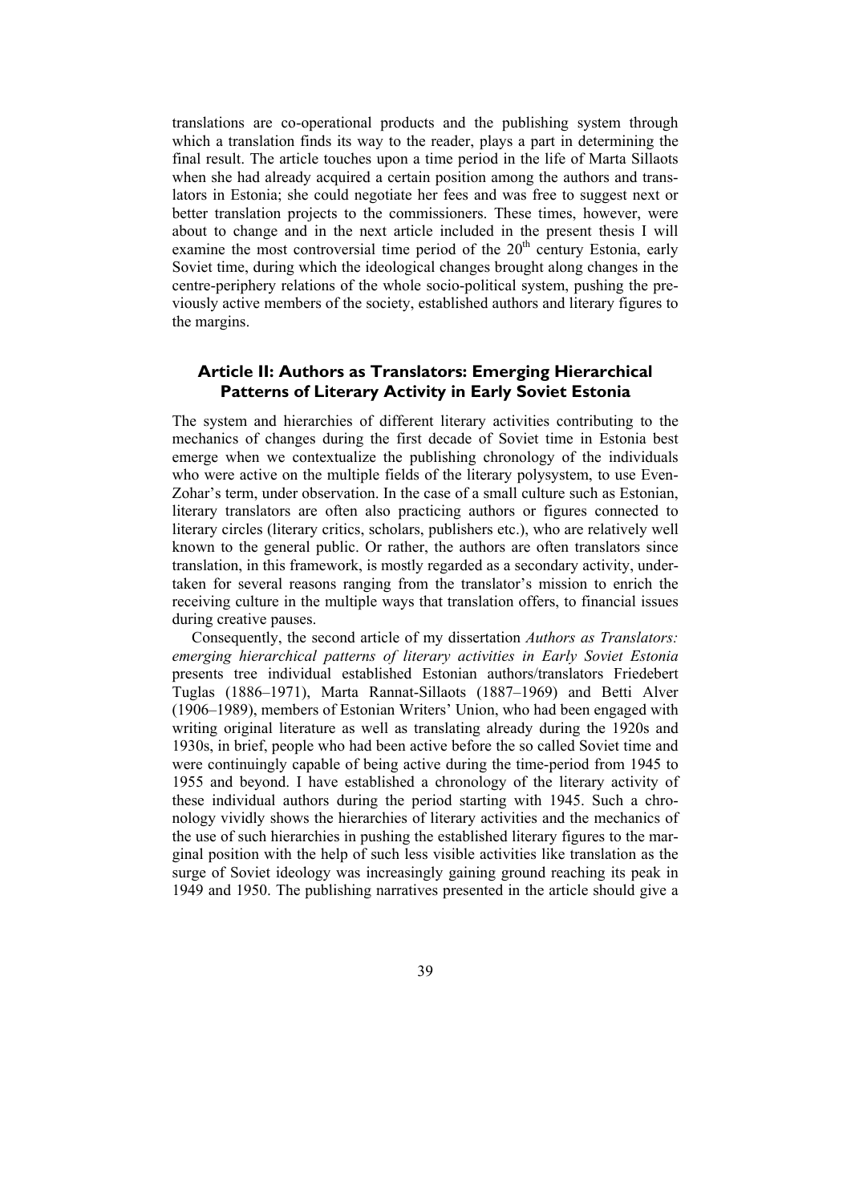translations are co-operational products and the publishing system through which a translation finds its way to the reader, plays a part in determining the final result. The article touches upon a time period in the life of Marta Sillaots when she had already acquired a certain position among the authors and translators in Estonia; she could negotiate her fees and was free to suggest next or better translation projects to the commissioners. These times, however, were about to change and in the next article included in the present thesis I will examine the most controversial time period of the 20th century Estonia, early Soviet time, during which the ideological changes brought along changes in the centre-periphery relations of the whole socio-political system, pushing the previously active members of the society, established authors and literary figures to the margins.

## Article II: Authors as Translators: Emerging Hierarchical Patterns of Literary Activity in Early Soviet Estonia

The system and hierarchies of different literary activities contributing to the mechanics of changes during the first decade of Soviet time in Estonia best emerge when we contextualize the publishing chronology of the individuals who were active on the multiple fields of the literary polysystem, to use Even-Zohar's term, under observation. In the case of a small culture such as Estonian, literary translators are often also practicing authors or figures connected to literary circles (literary critics, scholars, publishers etc.), who are relatively well known to the general public. Or rather, the authors are often translators since translation, in this framework, is mostly regarded as a secondary activity, undertaken for several reasons ranging from the translator's mission to enrich the receiving culture in the multiple ways that translation offers, to financial issues during creative pauses.

Consequently, the second article of my dissertation *Authors as Translators: emerging hierarchical patterns of literary activities in Early Soviet Estonia* presents tree individual established Estonian authors/translators Friedebert Tuglas (1886–1971), Marta Rannat-Sillaots (1887–1969) and Betti Alver (1906–1989), members of Estonian Writers' Union, who had been engaged with writing original literature as well as translating already during the 1920s and 1930s, in brief, people who had been active before the so called Soviet time and were continuingly capable of being active during the time-period from 1945 to 1955 and beyond. I have established a chronology of the literary activity of these individual authors during the period starting with 1945. Such a chronology vividly shows the hierarchies of literary activities and the mechanics of the use of such hierarchies in pushing the established literary figures to the marginal position with the help of such less visible activities like translation as the surge of Soviet ideology was increasingly gaining ground reaching its peak in 1949 and 1950. The publishing narratives presented in the article should give a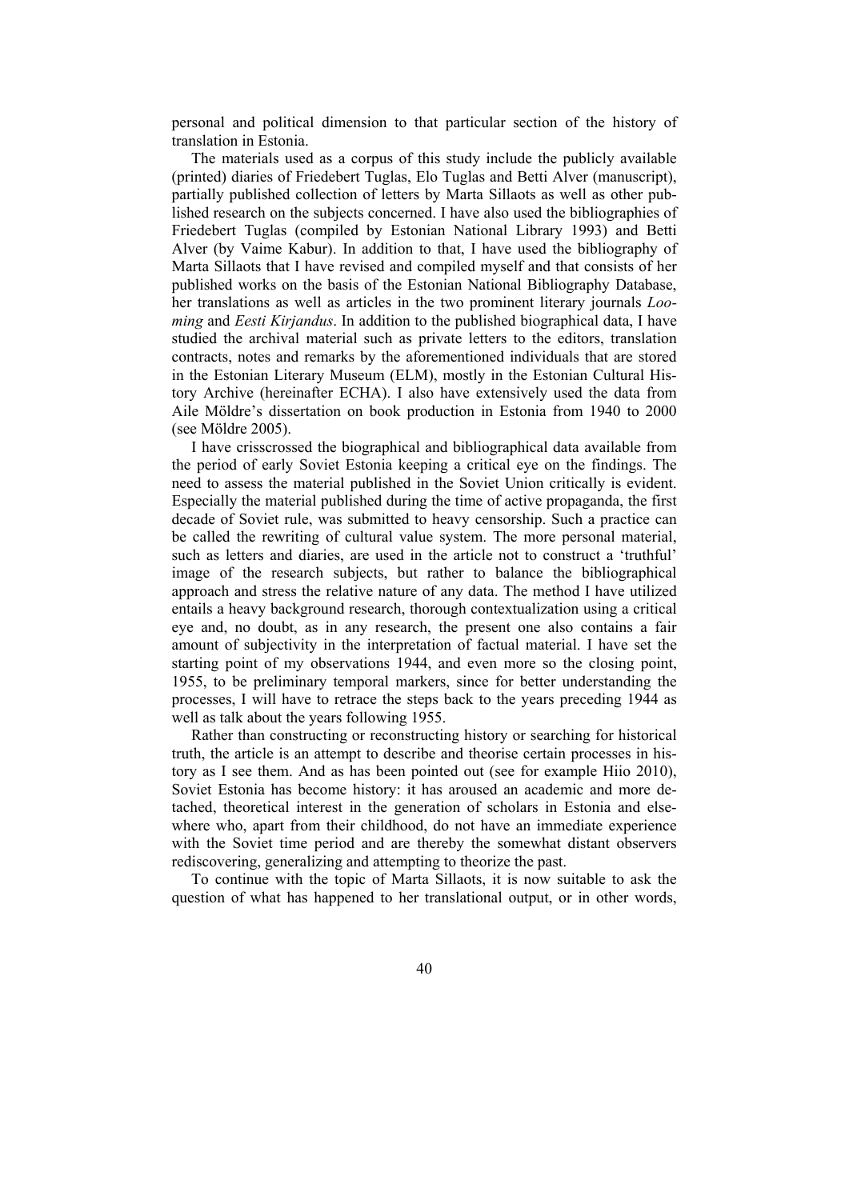personal and political dimension to that particular section of the history of translation in Estonia.

The materials used as a corpus of this study include the publicly available (printed) diaries of Friedebert Tuglas, Elo Tuglas and Betti Alver (manuscript), partially published collection of letters by Marta Sillaots as well as other published research on the subjects concerned. I have also used the bibliographies of Friedebert Tuglas (compiled by Estonian National Library 1993) and Betti Alver (by Vaime Kabur). In addition to that, I have used the bibliography of Marta Sillaots that I have revised and compiled myself and that consists of her published works on the basis of the Estonian National Bibliography Database, her translations as well as articles in the two prominent literary journals *Looming* and *Eesti Kirjandus*. In addition to the published biographical data, I have studied the archival material such as private letters to the editors, translation contracts, notes and remarks by the aforementioned individuals that are stored in the Estonian Literary Museum (ELM), mostly in the Estonian Cultural History Archive (hereinafter ECHA). I also have extensively used the data from Aile Möldre's dissertation on book production in Estonia from 1940 to 2000 (see Möldre 2005).

I have crisscrossed the biographical and bibliographical data available from the period of early Soviet Estonia keeping a critical eye on the findings. The need to assess the material published in the Soviet Union critically is evident. Especially the material published during the time of active propaganda, the first decade of Soviet rule, was submitted to heavy censorship. Such a practice can be called the rewriting of cultural value system. The more personal material, such as letters and diaries, are used in the article not to construct a 'truthful' image of the research subjects, but rather to balance the bibliographical approach and stress the relative nature of any data. The method I have utilized entails a heavy background research, thorough contextualization using a critical eye and, no doubt, as in any research, the present one also contains a fair amount of subjectivity in the interpretation of factual material. I have set the starting point of my observations 1944, and even more so the closing point, 1955, to be preliminary temporal markers, since for better understanding the processes, I will have to retrace the steps back to the years preceding 1944 as well as talk about the years following 1955.

Rather than constructing or reconstructing history or searching for historical truth, the article is an attempt to describe and theorise certain processes in history as I see them. And as has been pointed out (see for example Hiio 2010), Soviet Estonia has become history: it has aroused an academic and more detached, theoretical interest in the generation of scholars in Estonia and elsewhere who, apart from their childhood, do not have an immediate experience with the Soviet time period and are thereby the somewhat distant observers rediscovering, generalizing and attempting to theorize the past.

To continue with the topic of Marta Sillaots, it is now suitable to ask the question of what has happened to her translational output, or in other words,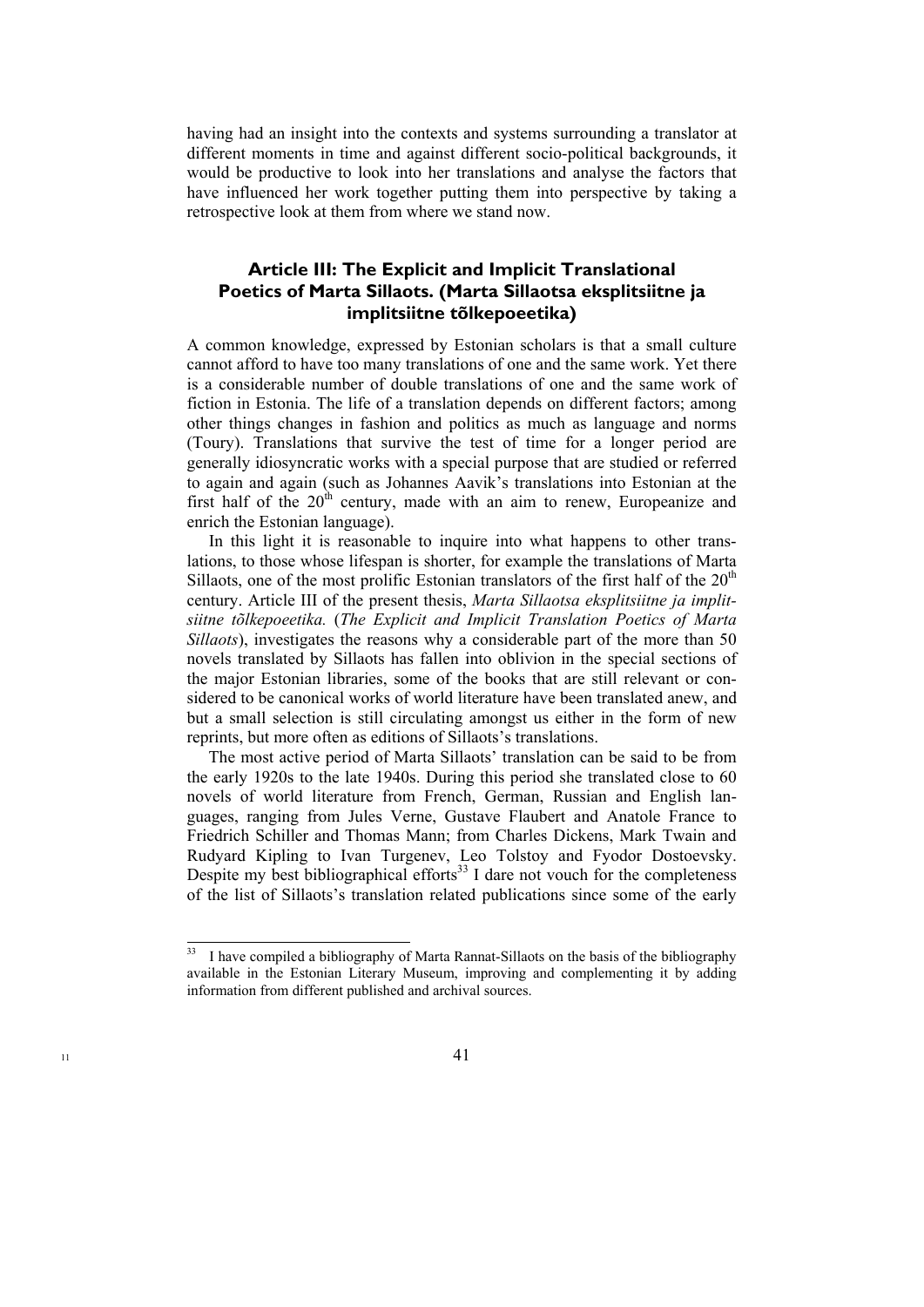having had an insight into the contexts and systems surrounding a translator at different moments in time and against different socio-political backgrounds, it would be productive to look into her translations and analyse the factors that have influenced her work together putting them into perspective by taking a retrospective look at them from where we stand now.

## Article III: The Explicit and Implicit Translational Poetics of Marta Sillaots. (Marta Sillaotsa eksplitsiitne ja implitsiitne tõlkepoeetika)

A common knowledge, expressed by Estonian scholars is that a small culture cannot afford to have too many translations of one and the same work. Yet there is a considerable number of double translations of one and the same work of fiction in Estonia. The life of a translation depends on different factors; among other things changes in fashion and politics as much as language and norms (Toury). Translations that survive the test of time for a longer period are generally idiosyncratic works with a special purpose that are studied or referred to again and again (such as Johannes Aavik's translations into Estonian at the first half of the 20th century, made with an aim to renew, Europeanize and enrich the Estonian language).

In this light it is reasonable to inquire into what happens to other translations, to those whose lifespan is shorter, for example the translations of Marta Sillaots, one of the most prolific Estonian translators of the first half of the 20th century. Article III of the present thesis, *Marta Sillaotsa eksplitsiitne ja implitsiitne tõlkepoeetika.* (*The Explicit and Implicit Translation Poetics of Marta Sillaots*), investigates the reasons why a considerable part of the more than 50 novels translated by Sillaots has fallen into oblivion in the special sections of the major Estonian libraries, some of the books that are still relevant or considered to be canonical works of world literature have been translated anew, and but a small selection is still circulating amongst us either in the form of new reprints, but more often as editions of Sillaots's translations.

The most active period of Marta Sillaots' translation can be said to be from the early 1920s to the late 1940s. During this period she translated close to 60 novels of world literature from French, German, Russian and English languages, ranging from Jules Verne, Gustave Flaubert and Anatole France to Friedrich Schiller and Thomas Mann; from Charles Dickens, Mark Twain and Rudyard Kipling to Ivan Turgenev, Leo Tolstoy and Fyodor Dostoevsky. Despite my best bibliographical efforts[33] I dare not vouch for the completeness of the list of Sillaots's translation related publications since some of the early

[33] I have compiled a bibliography of Marta Rannat-Sillaots on the basis of the bibliography available in the Estonian Literary Museum, improving and complementing it by adding information from different published and archival sources.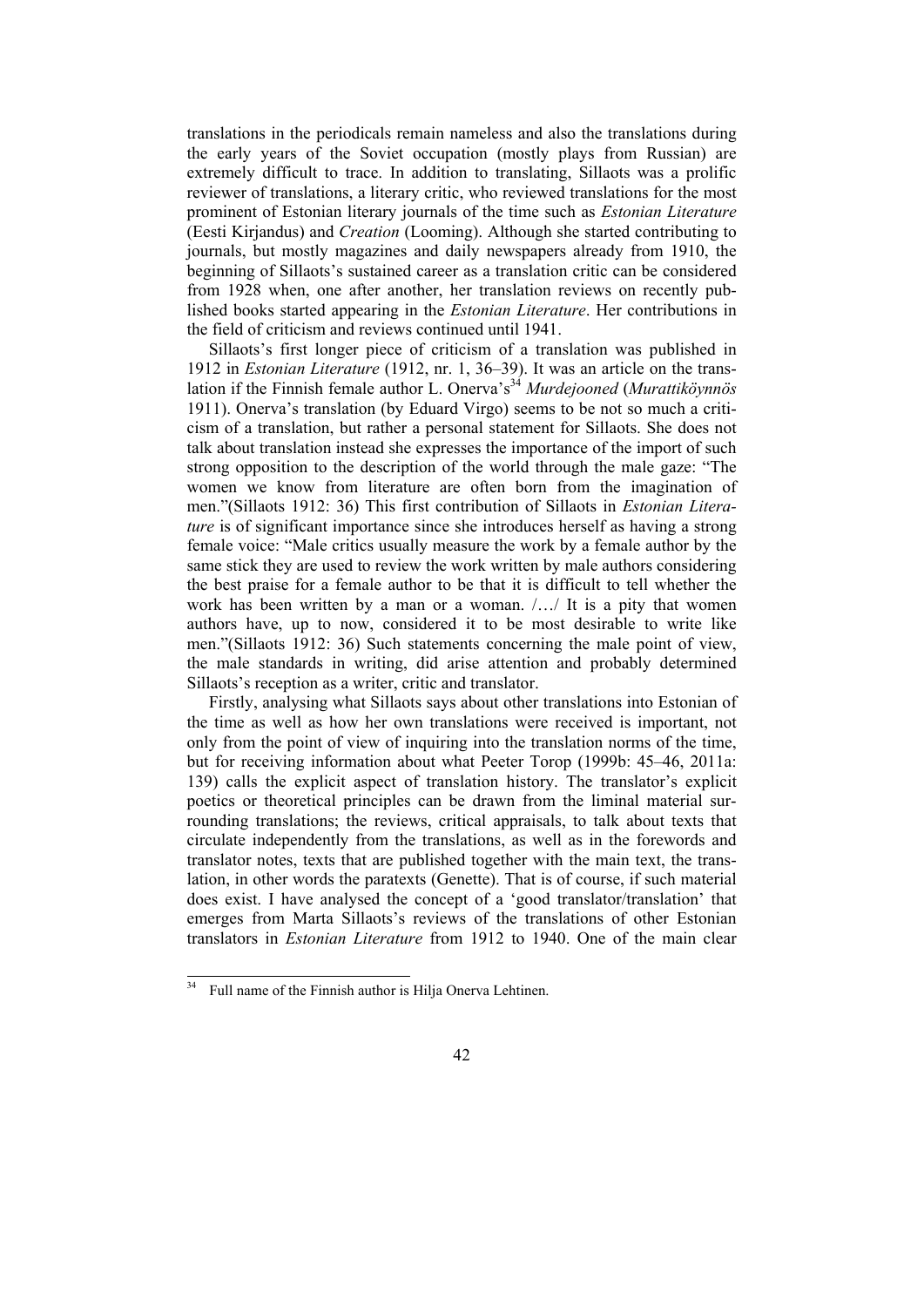translations in the periodicals remain nameless and also the translations during the early years of the Soviet occupation (mostly plays from Russian) are extremely difficult to trace. In addition to translating, Sillaots was a prolific reviewer of translations, a literary critic, who reviewed translations for the most prominent of Estonian literary journals of the time such as *Estonian Literature* (Eesti Kirjandus) and *Creation* (Looming). Although she started contributing to journals, but mostly magazines and daily newspapers already from 1910, the beginning of Sillaots's sustained career as a translation critic can be considered from 1928 when, one after another, her translation reviews on recently published books started appearing in the *Estonian Literature*. Her contributions in the field of criticism and reviews continued until 1941.

Sillaots's first longer piece of criticism of a translation was published in 1912 in *Estonian Literature* (1912, nr. 1, 36–39). It was an article on the translation if the Finnish female author L. Onerva's[34] *Murdejooned* (*Murattiköynnös* 1911). Onerva's translation (by Eduard Virgo) seems to be not so much a criticism of a translation, but rather a personal statement for Sillaots. She does not talk about translation instead she expresses the importance of the import of such strong opposition to the description of the world through the male gaze: "The women we know from literature are often born from the imagination of men."(Sillaots 1912: 36) This first contribution of Sillaots in *Estonian Literature* is of significant importance since she introduces herself as having a strong female voice: "Male critics usually measure the work by a female author by the same stick they are used to review the work written by male authors considering the best praise for a female author to be that it is difficult to tell whether the work has been written by a man or a woman. /…/ It is a pity that women authors have, up to now, considered it to be most desirable to write like men."(Sillaots 1912: 36) Such statements concerning the male point of view, the male standards in writing, did arise attention and probably determined Sillaots's reception as a writer, critic and translator.

Firstly, analysing what Sillaots says about other translations into Estonian of the time as well as how her own translations were received is important, not only from the point of view of inquiring into the translation norms of the time, but for receiving information about what Peeter Torop (1999b: 45–46, 2011a: 139) calls the explicit aspect of translation history. The translator's explicit poetics or theoretical principles can be drawn from the liminal material surrounding translations; the reviews, critical appraisals, to talk about texts that circulate independently from the translations, as well as in the forewords and translator notes, texts that are published together with the main text, the translation, in other words the paratexts (Genette). That is of course, if such material does exist. I have analysed the concept of a 'good translator/translation' that emerges from Marta Sillaots's reviews of the translations of other Estonian translators in *Estonian Literature* from 1912 to 1940. One of the main clear

[34] Full name of the Finnish author is Hilja Onerva Lehtinen.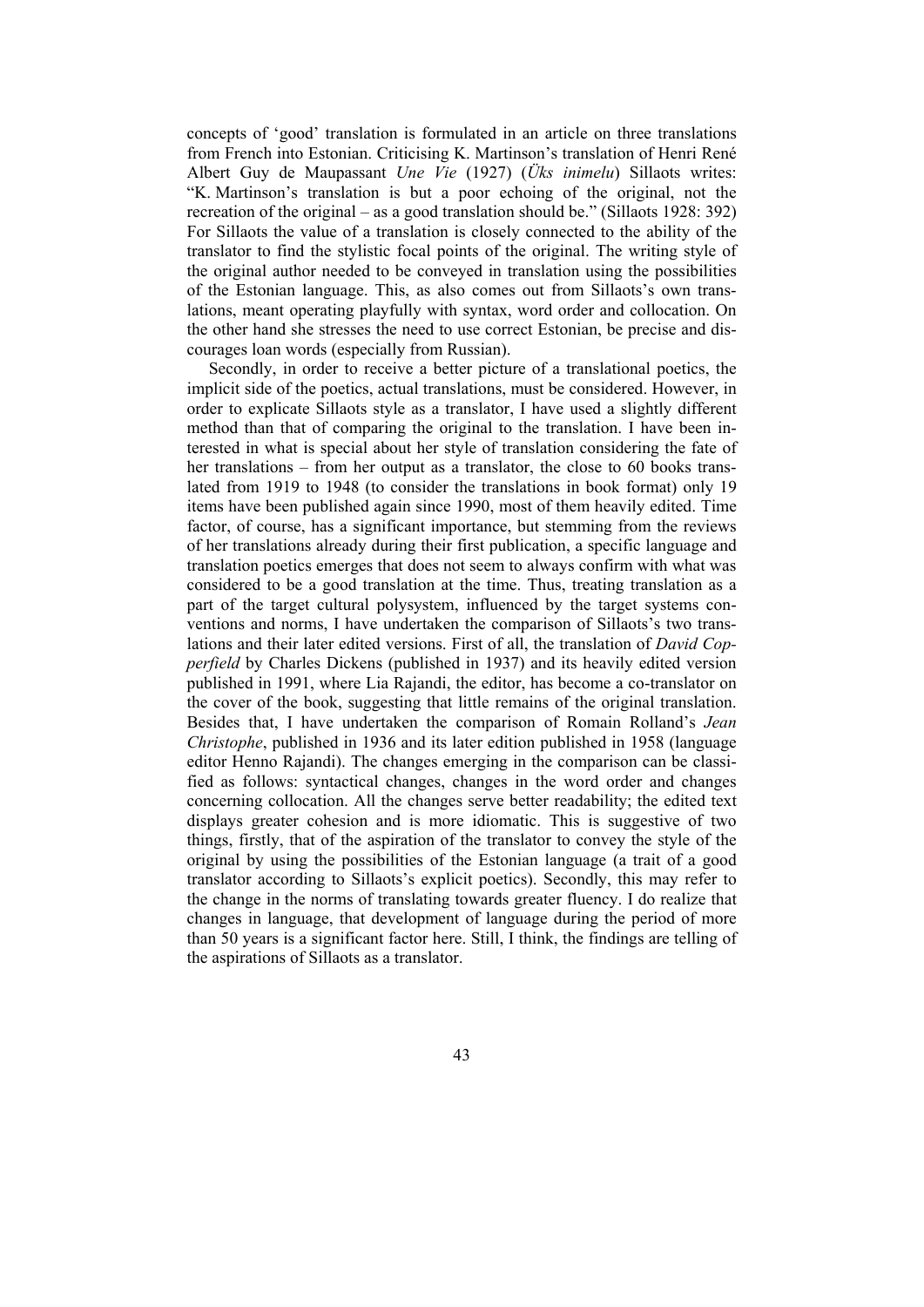concepts of 'good' translation is formulated in an article on three translations from French into Estonian. Criticising K. Martinson's translation of Henri René Albert Guy de Maupassant *Une Vie* (1927) (*Üks inimelu*) Sillaots writes: "K. Martinson's translation is but a poor echoing of the original, not the recreation of the original – as a good translation should be." (Sillaots 1928: 392) For Sillaots the value of a translation is closely connected to the ability of the translator to find the stylistic focal points of the original. The writing style of the original author needed to be conveyed in translation using the possibilities of the Estonian language. This, as also comes out from Sillaots's own translations, meant operating playfully with syntax, word order and collocation. On the other hand she stresses the need to use correct Estonian, be precise and discourages loan words (especially from Russian).

Secondly, in order to receive a better picture of a translational poetics, the implicit side of the poetics, actual translations, must be considered. However, in order to explicate Sillaots style as a translator, I have used a slightly different method than that of comparing the original to the translation. I have been interested in what is special about her style of translation considering the fate of her translations – from her output as a translator, the close to 60 books translated from 1919 to 1948 (to consider the translations in book format) only 19 items have been published again since 1990, most of them heavily edited. Time factor, of course, has a significant importance, but stemming from the reviews of her translations already during their first publication, a specific language and translation poetics emerges that does not seem to always confirm with what was considered to be a good translation at the time. Thus, treating translation as a part of the target cultural polysystem, influenced by the target systems conventions and norms, I have undertaken the comparison of Sillaots's two translations and their later edited versions. First of all, the translation of *David Copperfield* by Charles Dickens (published in 1937) and its heavily edited version published in 1991, where Lia Rajandi, the editor, has become a co-translator on the cover of the book, suggesting that little remains of the original translation. Besides that, I have undertaken the comparison of Romain Rolland's *Jean Christophe*, published in 1936 and its later edition published in 1958 (language editor Henno Rajandi). The changes emerging in the comparison can be classified as follows: syntactical changes, changes in the word order and changes concerning collocation. All the changes serve better readability; the edited text displays greater cohesion and is more idiomatic. This is suggestive of two things, firstly, that of the aspiration of the translator to convey the style of the original by using the possibilities of the Estonian language (a trait of a good translator according to Sillaots's explicit poetics). Secondly, this may refer to the change in the norms of translating towards greater fluency. I do realize that changes in language, that development of language during the period of more than 50 years is a significant factor here. Still, I think, the findings are telling of the aspirations of Sillaots as a translator.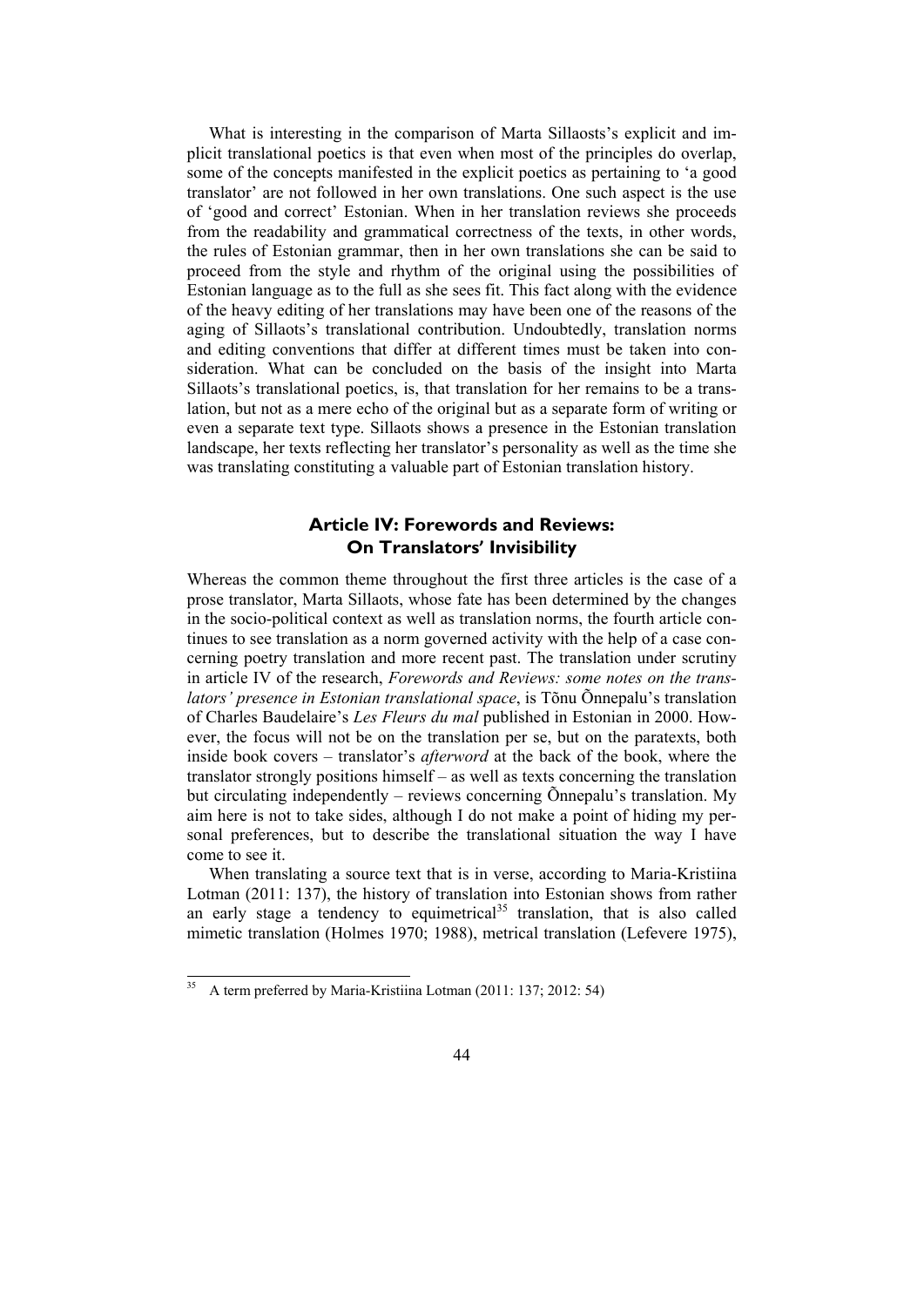What is interesting in the comparison of Marta Sillaosts's explicit and implicit translational poetics is that even when most of the principles do overlap, some of the concepts manifested in the explicit poetics as pertaining to 'a good translator' are not followed in her own translations. One such aspect is the use of 'good and correct' Estonian. When in her translation reviews she proceeds from the readability and grammatical correctness of the texts, in other words, the rules of Estonian grammar, then in her own translations she can be said to proceed from the style and rhythm of the original using the possibilities of Estonian language as to the full as she sees fit. This fact along with the evidence of the heavy editing of her translations may have been one of the reasons of the aging of Sillaots's translational contribution. Undoubtedly, translation norms and editing conventions that differ at different times must be taken into consideration. What can be concluded on the basis of the insight into Marta Sillaots's translational poetics, is, that translation for her remains to be a translation, but not as a mere echo of the original but as a separate form of writing or even a separate text type. Sillaots shows a presence in the Estonian translation landscape, her texts reflecting her translator's personality as well as the time she was translating constituting a valuable part of Estonian translation history.

## Article IV: Forewords and Reviews: On Translators' Invisibility

Whereas the common theme throughout the first three articles is the case of a prose translator, Marta Sillaots, whose fate has been determined by the changes in the socio-political context as well as translation norms, the fourth article continues to see translation as a norm governed activity with the help of a case concerning poetry translation and more recent past. The translation under scrutiny in article IV of the research, *Forewords and Reviews: some notes on the translators' presence in Estonian translational space*, is Tõnu Õnnepalu's translation of Charles Baudelaire's *Les Fleurs du mal* published in Estonian in 2000. However, the focus will not be on the translation per se, but on the paratexts, both inside book covers – translator's *afterword* at the back of the book, where the translator strongly positions himself – as well as texts concerning the translation but circulating independently – reviews concerning Õnnepalu's translation. My aim here is not to take sides, although I do not make a point of hiding my personal preferences, but to describe the translational situation the way I have come to see it.

When translating a source text that is in verse, according to Maria-Kristiina Lotman (2011: 137), the history of translation into Estonian shows from rather an early stage a tendency to equimetrical[35] translation, that is also called mimetic translation (Holmes 1970; 1988), metrical translation (Lefevere 1975),

[35] A term preferred by Maria-Kristiina Lotman (2011: 137; 2012: 54)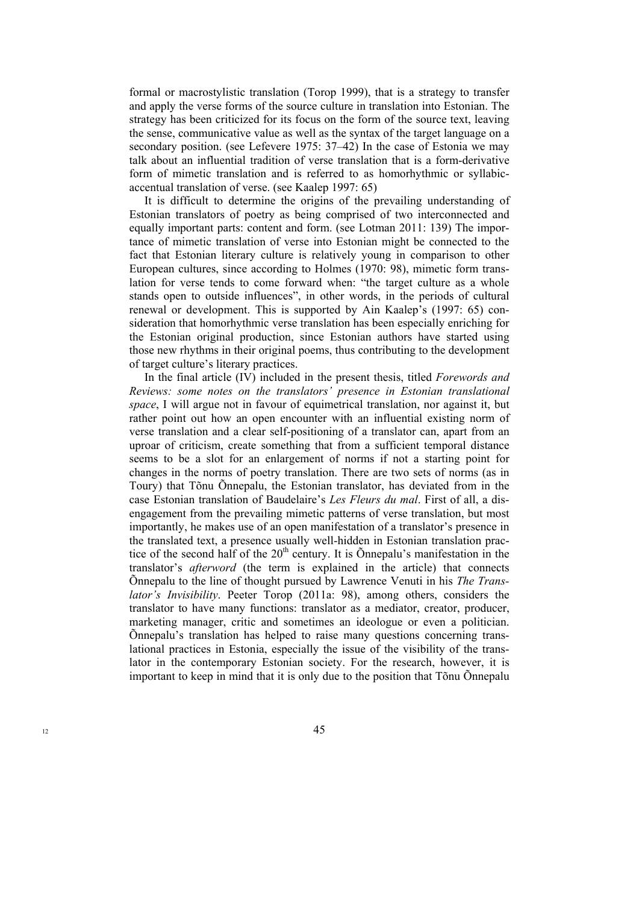formal or macrostylistic translation (Torop 1999), that is a strategy to transfer and apply the verse forms of the source culture in translation into Estonian. The strategy has been criticized for its focus on the form of the source text, leaving the sense, communicative value as well as the syntax of the target language on a secondary position. (see Lefevere 1975: 37–42) In the case of Estonia we may talk about an influential tradition of verse translation that is a form-derivative form of mimetic translation and is referred to as homorhythmic or syllabic-accentual translation of verse. (see Kaalep 1997: 65)

It is difficult to determine the origins of the prevailing understanding of Estonian translators of poetry as being comprised of two interconnected and equally important parts: content and form. (see Lotman 2011: 139) The importance of mimetic translation of verse into Estonian might be connected to the fact that Estonian literary culture is relatively young in comparison to other European cultures, since according to Holmes (1970: 98), mimetic form translation for verse tends to come forward when: "the target culture as a whole stands open to outside influences", in other words, in the periods of cultural renewal or development. This is supported by Ain Kaalep's (1997: 65) consideration that homorhythmic verse translation has been especially enriching for the Estonian original production, since Estonian authors have started using those new rhythms in their original poems, thus contributing to the development of target culture's literary practices.

In the final article (IV) included in the present thesis, titled *Forewords and Reviews: some notes on the translators' presence in Estonian translational space*, I will argue not in favour of equimetrical translation, nor against it, but rather point out how an open encounter with an influential existing norm of verse translation and a clear self-positioning of a translator can, apart from an uproar of criticism, create something that from a sufficient temporal distance seems to be a slot for an enlargement of norms if not a starting point for changes in the norms of poetry translation. There are two sets of norms (as in Toury) that Tõnu Õnnepalu, the Estonian translator, has deviated from in the case Estonian translation of Baudelaire's *Les Fleurs du mal*. First of all, a disengagement from the prevailing mimetic patterns of verse translation, but most importantly, he makes use of an open manifestation of a translator's presence in the translated text, a presence usually well-hidden in Estonian translation practice of the second half of the 20[th] century. It is Õnnepalu's manifestation in the translator's *afterword* (the term is explained in the article) that connects Õnnepalu to the line of thought pursued by Lawrence Venuti in his *The Translator's Invisibility*. Peeter Torop (2011a: 98), among others, considers the translator to have many functions: translator as a mediator, creator, producer, marketing manager, critic and sometimes an ideologue or even a politician. Õnnepalu's translation has helped to raise many questions concerning translational practices in Estonia, especially the issue of the visibility of the translator in the contemporary Estonian society. For the research, however, it is important to keep in mind that it is only due to the position that Tõnu Õnnepalu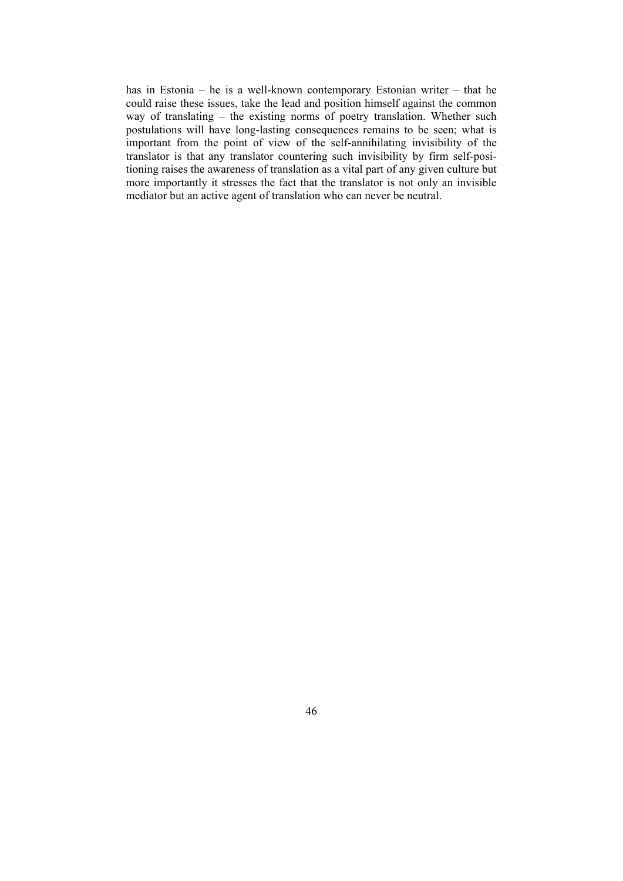has in Estonia – he is a well-known contemporary Estonian writer – that he could raise these issues, take the lead and position himself against the common way of translating – the existing norms of poetry translation. Whether such postulations will have long-lasting consequences remains to be seen; what is important from the point of view of the self-annihilating invisibility of the translator is that any translator countering such invisibility by firm self-positioning raises the awareness of translation as a vital part of any given culture but more importantly it stresses the fact that the translator is not only an invisible mediator but an active agent of translation who can never be neutral.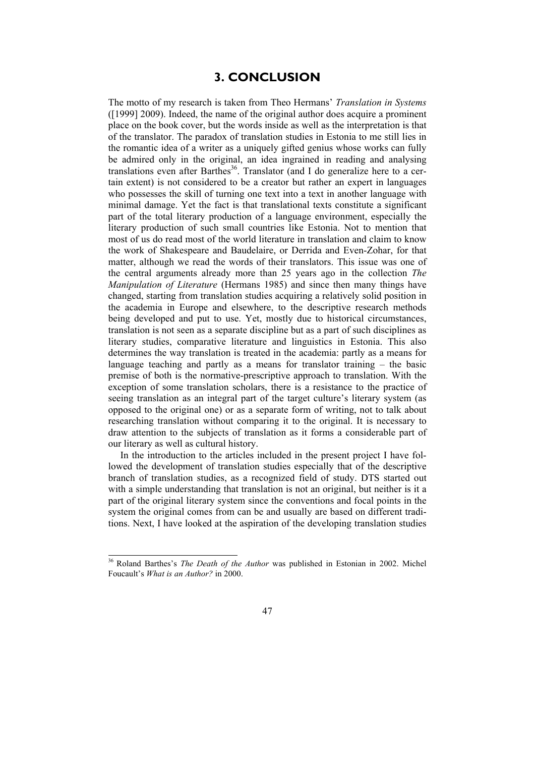# 3. CONCLUSION

The motto of my research is taken from Theo Hermans' *Translation in Systems* ([1999] 2009). Indeed, the name of the original author does acquire a prominent place on the book cover, but the words inside as well as the interpretation is that of the translator. The paradox of translation studies in Estonia to me still lies in the romantic idea of a writer as a uniquely gifted genius whose works can fully be admired only in the original, an idea ingrained in reading and analysing translations even after Barthes[36]. Translator (and I do generalize here to a certain extent) is not considered to be a creator but rather an expert in languages who possesses the skill of turning one text into a text in another language with minimal damage. Yet the fact is that translational texts constitute a significant part of the total literary production of a language environment, especially the literary production of such small countries like Estonia. Not to mention that most of us do read most of the world literature in translation and claim to know the work of Shakespeare and Baudelaire, or Derrida and Even-Zohar, for that matter, although we read the words of their translators. This issue was one of the central arguments already more than 25 years ago in the collection *The Manipulation of Literature* (Hermans 1985) and since then many things have changed, starting from translation studies acquiring a relatively solid position in the academia in Europe and elsewhere, to the descriptive research methods being developed and put to use. Yet, mostly due to historical circumstances, translation is not seen as a separate discipline but as a part of such disciplines as literary studies, comparative literature and linguistics in Estonia. This also determines the way translation is treated in the academia: partly as a means for language teaching and partly as a means for translator training – the basic premise of both is the normative-prescriptive approach to translation. With the exception of some translation scholars, there is a resistance to the practice of seeing translation as an integral part of the target culture's literary system (as opposed to the original one) or as a separate form of writing, not to talk about researching translation without comparing it to the original. It is necessary to draw attention to the subjects of translation as it forms a considerable part of our literary as well as cultural history.

In the introduction to the articles included in the present project I have followed the development of translation studies especially that of the descriptive branch of translation studies, as a recognized field of study. DTS started out with a simple understanding that translation is not an original, but neither is it a part of the original literary system since the conventions and focal points in the system the original comes from can be and usually are based on different traditions. Next, I have looked at the aspiration of the developing translation studies

[36] Roland Barthes's *The Death of the Author* was published in Estonian in 2002. Michel Foucault's *What is an Author?* in 2000.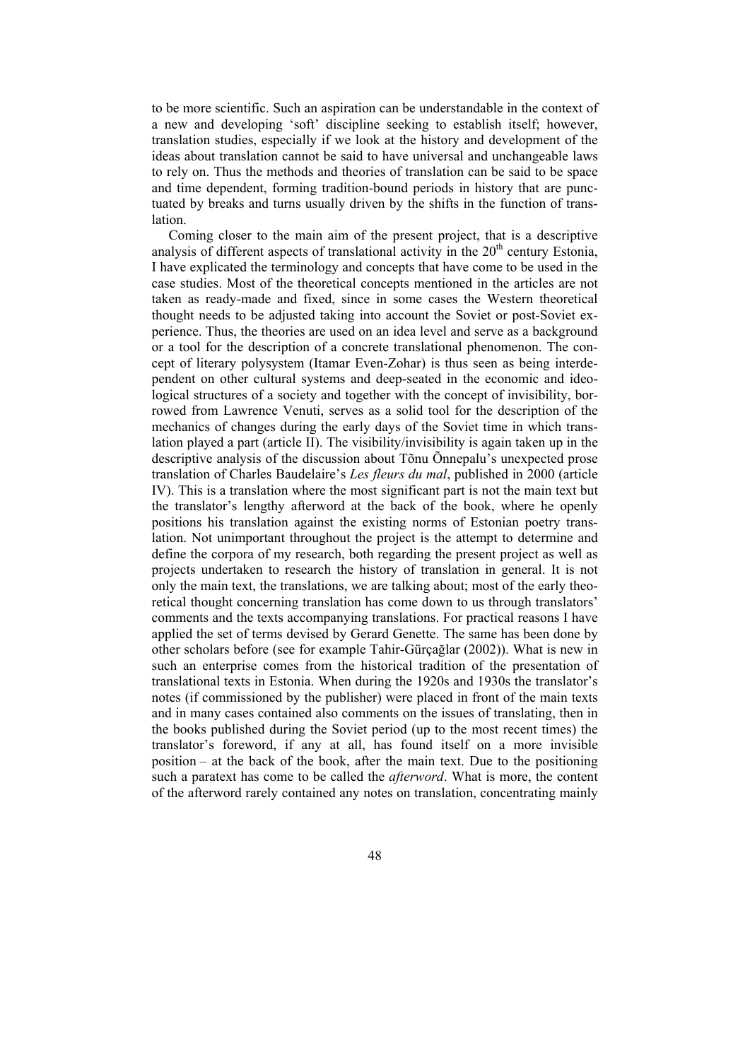to be more scientific. Such an aspiration can be understandable in the context of a new and developing 'soft' discipline seeking to establish itself; however, translation studies, especially if we look at the history and development of the ideas about translation cannot be said to have universal and unchangeable laws to rely on. Thus the methods and theories of translation can be said to be space and time dependent, forming tradition-bound periods in history that are punctuated by breaks and turns usually driven by the shifts in the function of translation.

Coming closer to the main aim of the present project, that is a descriptive analysis of different aspects of translational activity in the 20th century Estonia, I have explicated the terminology and concepts that have come to be used in the case studies. Most of the theoretical concepts mentioned in the articles are not taken as ready-made and fixed, since in some cases the Western theoretical thought needs to be adjusted taking into account the Soviet or post-Soviet experience. Thus, the theories are used on an idea level and serve as a background or a tool for the description of a concrete translational phenomenon. The concept of literary polysystem (Itamar Even-Zohar) is thus seen as being interdependent on other cultural systems and deep-seated in the economic and ideological structures of a society and together with the concept of invisibility, borrowed from Lawrence Venuti, serves as a solid tool for the description of the mechanics of changes during the early days of the Soviet time in which translation played a part (article II). The visibility/invisibility is again taken up in the descriptive analysis of the discussion about Tõnu Õnnepalu's unexpected prose translation of Charles Baudelaire's *Les fleurs du mal*, published in 2000 (article IV). This is a translation where the most significant part is not the main text but the translator's lengthy afterword at the back of the book, where he openly positions his translation against the existing norms of Estonian poetry translation. Not unimportant throughout the project is the attempt to determine and define the corpora of my research, both regarding the present project as well as projects undertaken to research the history of translation in general. It is not only the main text, the translations, we are talking about; most of the early theoretical thought concerning translation has come down to us through translators' comments and the texts accompanying translations. For practical reasons I have applied the set of terms devised by Gerard Genette. The same has been done by other scholars before (see for example Tahir-Gürçağlar (2002)). What is new in such an enterprise comes from the historical tradition of the presentation of translational texts in Estonia. When during the 1920s and 1930s the translator's notes (if commissioned by the publisher) were placed in front of the main texts and in many cases contained also comments on the issues of translating, then in the books published during the Soviet period (up to the most recent times) the translator's foreword, if any at all, has found itself on a more invisible position – at the back of the book, after the main text. Due to the positioning such a paratext has come to be called the *afterword*. What is more, the content of the afterword rarely contained any notes on translation, concentrating mainly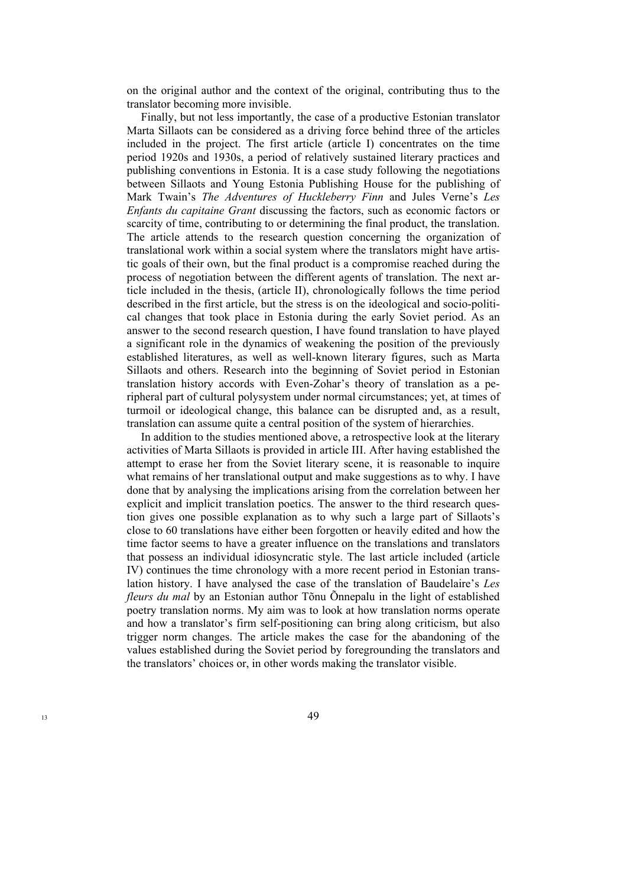on the original author and the context of the original, contributing thus to the translator becoming more invisible.

Finally, but not less importantly, the case of a productive Estonian translator Marta Sillaots can be considered as a driving force behind three of the articles included in the project. The first article (article I) concentrates on the time period 1920s and 1930s, a period of relatively sustained literary practices and publishing conventions in Estonia. It is a case study following the negotiations between Sillaots and Young Estonia Publishing House for the publishing of Mark Twain's *The Adventures of Huckleberry Finn* and Jules Verne's *Les Enfants du capitaine Grant* discussing the factors, such as economic factors or scarcity of time, contributing to or determining the final product, the translation. The article attends to the research question concerning the organization of translational work within a social system where the translators might have artistic goals of their own, but the final product is a compromise reached during the process of negotiation between the different agents of translation. The next article included in the thesis, (article II), chronologically follows the time period described in the first article, but the stress is on the ideological and socio-political changes that took place in Estonia during the early Soviet period. As an answer to the second research question, I have found translation to have played a significant role in the dynamics of weakening the position of the previously established literatures, as well as well-known literary figures, such as Marta Sillaots and others. Research into the beginning of Soviet period in Estonian translation history accords with Even-Zohar's theory of translation as a peripheral part of cultural polysystem under normal circumstances; yet, at times of turmoil or ideological change, this balance can be disrupted and, as a result, translation can assume quite a central position of the system of hierarchies.

In addition to the studies mentioned above, a retrospective look at the literary activities of Marta Sillaots is provided in article III. After having established the attempt to erase her from the Soviet literary scene, it is reasonable to inquire what remains of her translational output and make suggestions as to why. I have done that by analysing the implications arising from the correlation between her explicit and implicit translation poetics. The answer to the third research question gives one possible explanation as to why such a large part of Sillaots's close to 60 translations have either been forgotten or heavily edited and how the time factor seems to have a greater influence on the translations and translators that possess an individual idiosyncratic style. The last article included (article IV) continues the time chronology with a more recent period in Estonian translation history. I have analysed the case of the translation of Baudelaire's *Les fleurs du mal* by an Estonian author Tõnu Õnnepalu in the light of established poetry translation norms. My aim was to look at how translation norms operate and how a translator's firm self-positioning can bring along criticism, but also trigger norm changes. The article makes the case for the abandoning of the values established during the Soviet period by foregrounding the translators and the translators' choices or, in other words making the translator visible.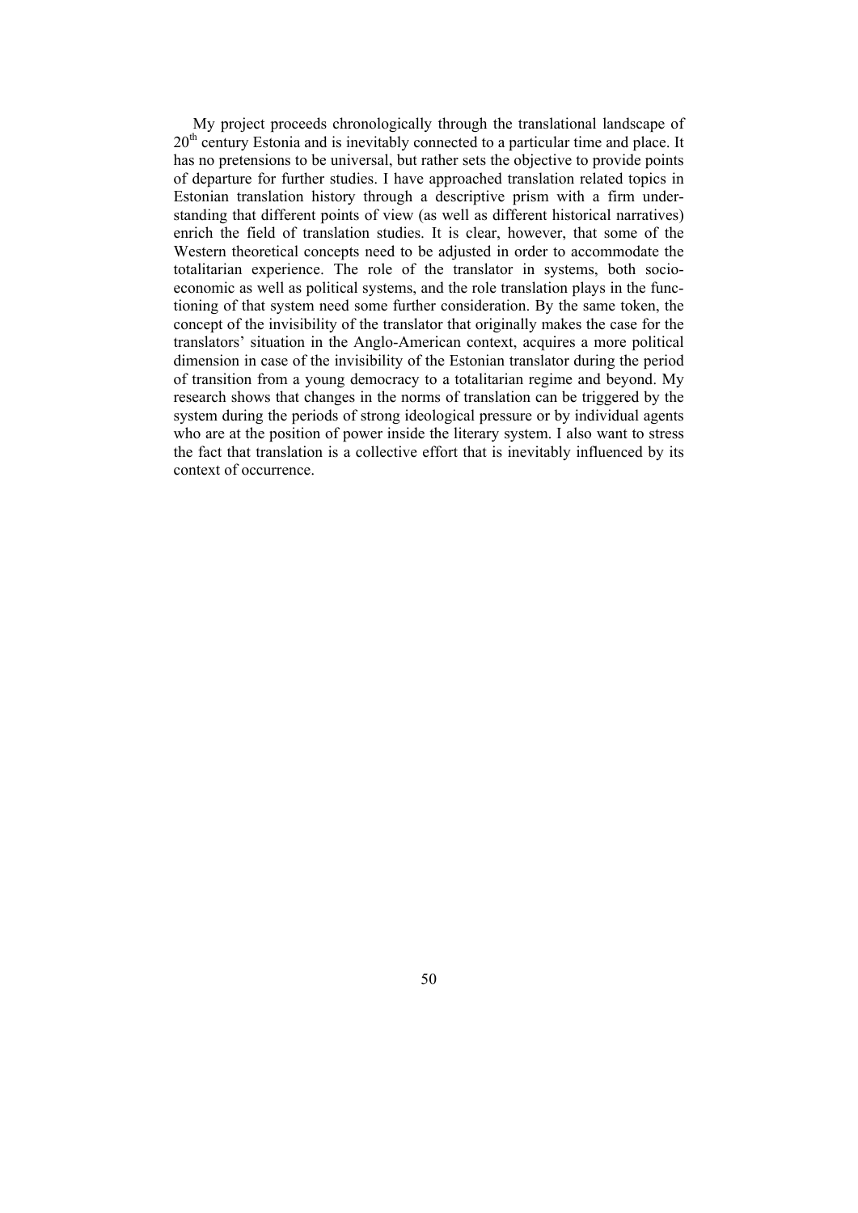My project proceeds chronologically through the translational landscape of 20th century Estonia and is inevitably connected to a particular time and place. It has no pretensions to be universal, but rather sets the objective to provide points of departure for further studies. I have approached translation related topics in Estonian translation history through a descriptive prism with a firm understanding that different points of view (as well as different historical narratives) enrich the field of translation studies. It is clear, however, that some of the Western theoretical concepts need to be adjusted in order to accommodate the totalitarian experience. The role of the translator in systems, both socio-economic as well as political systems, and the role translation plays in the functioning of that system need some further consideration. By the same token, the concept of the invisibility of the translator that originally makes the case for the translators' situation in the Anglo-American context, acquires a more political dimension in case of the invisibility of the Estonian translator during the period of transition from a young democracy to a totalitarian regime and beyond. My research shows that changes in the norms of translation can be triggered by the system during the periods of strong ideological pressure or by individual agents who are at the position of power inside the literary system. I also want to stress the fact that translation is a collective effort that is inevitably influenced by its context of occurrence.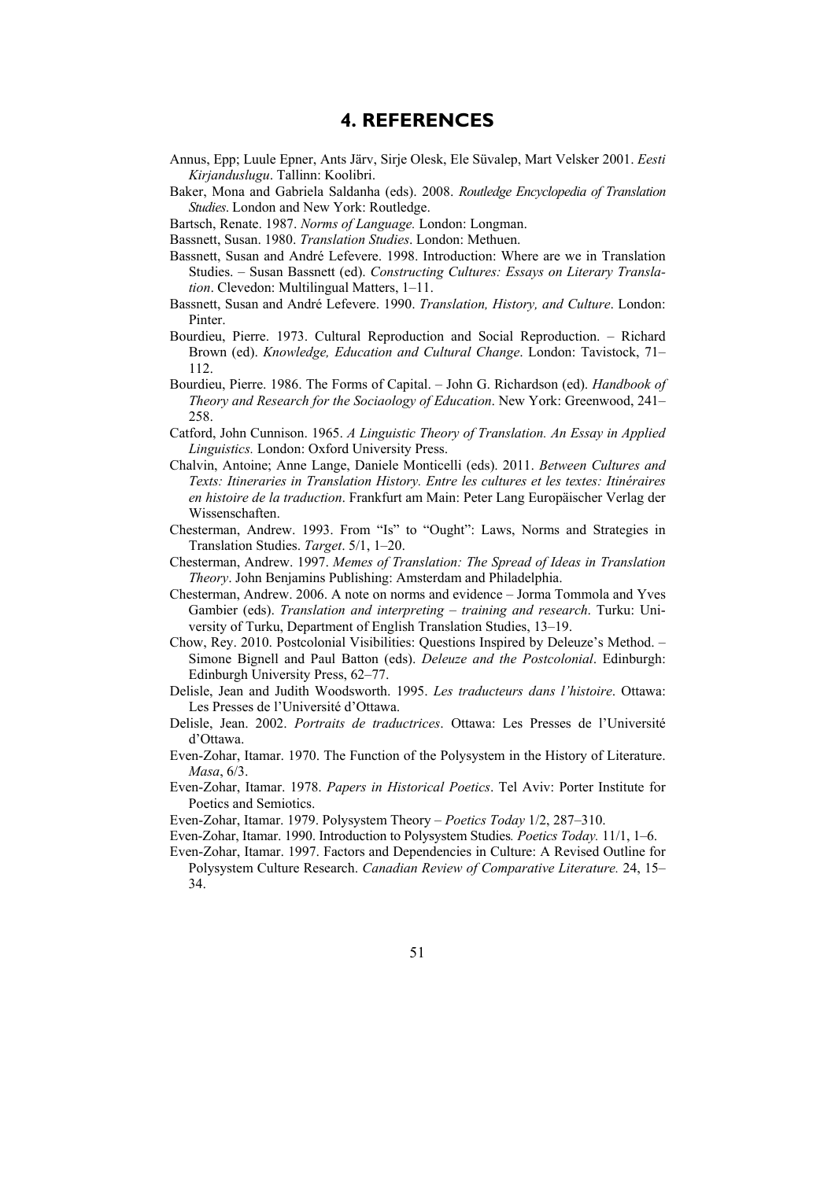# 4. REFERENCES

Annus, Epp; Luule Epner, Ants Järv, Sirje Olesk, Ele Süvalep, Mart Velsker 2001. *Eesti Kirjanduslugu*. Tallinn: Koolibri.

Baker, Mona and Gabriela Saldanha (eds). 2008. *Routledge Encyclopedia of Translation Studies*. London and New York: Routledge.

Bartsch, Renate. 1987. *Norms of Language.* London: Longman.

Bassnett, Susan. 1980. *Translation Studies*. London: Methuen.

Bassnett, Susan and André Lefevere. 1998. Introduction: Where are we in Translation Studies. – Susan Bassnett (ed). *Constructing Cultures: Essays on Literary Translation*. Clevedon: Multilingual Matters, 1–11.

Bassnett, Susan and André Lefevere. 1990. *Translation, History, and Culture*. London: Pinter.

Bourdieu, Pierre. 1973. Cultural Reproduction and Social Reproduction. – Richard Brown (ed). *Knowledge, Education and Cultural Change*. London: Tavistock, 71–112.

Bourdieu, Pierre. 1986. The Forms of Capital. – John G. Richardson (ed). *Handbook of Theory and Research for the Sociaology of Education*. New York: Greenwood, 241–258.

Catford, John Cunnison. 1965. *A Linguistic Theory of Translation. An Essay in Applied Linguistics.* London: Oxford University Press.

Chalvin, Antoine; Anne Lange, Daniele Monticelli (eds). 2011. *Between Cultures and Texts: Itineraries in Translation History. Entre les cultures et les textes: Itinéraires en histoire de la traduction*. Frankfurt am Main: Peter Lang Europäischer Verlag der Wissenschaften.

Chesterman, Andrew. 1993. From "Is" to "Ought": Laws, Norms and Strategies in Translation Studies. *Target*. 5/1, 1–20.

Chesterman, Andrew. 1997. *Memes of Translation: The Spread of Ideas in Translation Theory*. John Benjamins Publishing: Amsterdam and Philadelphia.

Chesterman, Andrew. 2006. A note on norms and evidence – Jorma Tommola and Yves Gambier (eds). *Translation and interpreting – training and research*. Turku: University of Turku, Department of English Translation Studies, 13–19.

Chow, Rey. 2010. Postcolonial Visibilities: Questions Inspired by Deleuze's Method. – Simone Bignell and Paul Batton (eds). *Deleuze and the Postcolonial*. Edinburgh: Edinburgh University Press, 62–77.

Delisle, Jean and Judith Woodsworth. 1995. *Les traducteurs dans l'histoire*. Ottawa: Les Presses de l'Université d'Ottawa.

Delisle, Jean. 2002. *Portraits de traductrices*. Ottawa: Les Presses de l'Université d'Ottawa.

Even-Zohar, Itamar. 1970. The Function of the Polysystem in the History of Literature. *Masa*, 6/3.

Even-Zohar, Itamar. 1978. *Papers in Historical Poetics*. Tel Aviv: Porter Institute for Poetics and Semiotics.

Even-Zohar, Itamar. 1979. Polysystem Theory – *Poetics Today* 1/2, 287–310.

Even-Zohar, Itamar. 1990. Introduction to Polysystem Studies*. Poetics Today.* 11/1, 1–6.

Even-Zohar, Itamar. 1997. Factors and Dependencies in Culture: A Revised Outline for Polysystem Culture Research. *Canadian Review of Comparative Literature.* 24, 15–34.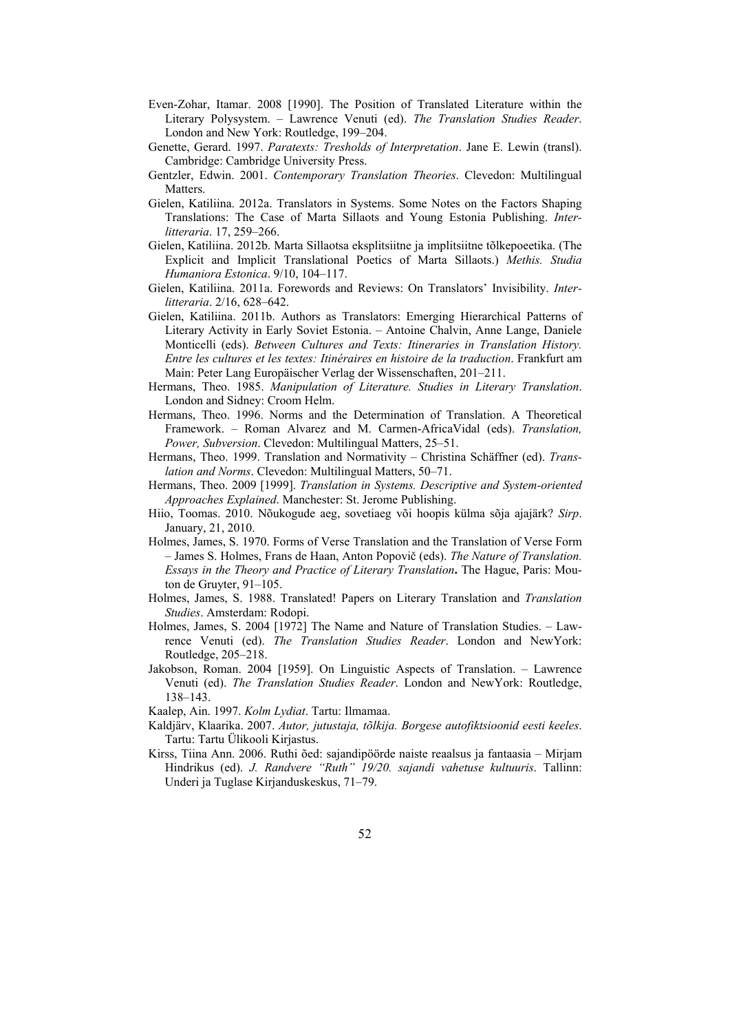Even-Zohar, Itamar. 2008 [1990]. The Position of Translated Literature within the Literary Polysystem. – Lawrence Venuti (ed). *The Translation Studies Reader*. London and New York: Routledge, 199–204.

Genette, Gerard. 1997. *Paratexts: Tresholds of Interpretation*. Jane E. Lewin (transl). Cambridge: Cambridge University Press.

Gentzler, Edwin. 2001. *Contemporary Translation Theories*. Clevedon: Multilingual Matters.

Gielen, Katiliina. 2012a. Translators in Systems. Some Notes on the Factors Shaping Translations: The Case of Marta Sillaots and Young Estonia Publishing. *Interlitteraria*. 17, 259–266.

Gielen, Katiliina. 2012b. Marta Sillaotsa eksplitsiitne ja implitsiitne tõlkepoeetika. (The Explicit and Implicit Translational Poetics of Marta Sillaots.) *Methis. Studia Humaniora Estonica*. 9/10, 104–117.

Gielen, Katiliina. 2011a. Forewords and Reviews: On Translators' Invisibility. *Interlitteraria*. 2/16, 628–642.

Gielen, Katiliina. 2011b. Authors as Translators: Emerging Hierarchical Patterns of Literary Activity in Early Soviet Estonia. – Antoine Chalvin, Anne Lange, Daniele Monticelli (eds). *Between Cultures and Texts: Itineraries in Translation History. Entre les cultures et les textes: Itinéraires en histoire de la traduction*. Frankfurt am Main: Peter Lang Europäischer Verlag der Wissenschaften, 201–211.

Hermans, Theo. 1985. *Manipulation of Literature. Studies in Literary Translation*. London and Sidney: Croom Helm.

Hermans, Theo. 1996. Norms and the Determination of Translation. A Theoretical Framework. – Roman Alvarez and M. Carmen-AfricaVidal (eds). *Translation, Power, Subversion*. Clevedon: Multilingual Matters, 25–51.

Hermans, Theo. 1999. Translation and Normativity – Christina Schäffner (ed). *Translation and Norms*. Clevedon: Multilingual Matters, 50–71.

Hermans, Theo. 2009 [1999]. *Translation in Systems. Descriptive and System-oriented Approaches Explained*. Manchester: St. Jerome Publishing.

Hiio, Toomas. 2010. Nõukogude aeg, sovetiaeg või hoopis külma sõja ajajärk? *Sirp*. January, 21, 2010.

Holmes, James, S. 1970. Forms of Verse Translation and the Translation of Verse Form – James S. Holmes, Frans de Haan, Anton Popovič (eds). *The Nature of Translation. Essays in the Theory and Practice of Literary Translation***.** The Hague, Paris: Mouton de Gruyter, 91–105.

Holmes, James, S. 1988. Translated! Papers on Literary Translation and *Translation Studies*. Amsterdam: Rodopi.

Holmes, James, S. 2004 [1972] The Name and Nature of Translation Studies. – Lawrence Venuti (ed). *The Translation Studies Reader*. London and NewYork: Routledge, 205–218.

Jakobson, Roman. 2004 [1959]. On Linguistic Aspects of Translation. – Lawrence Venuti (ed). *The Translation Studies Reader*. London and NewYork: Routledge, 138–143.

Kaalep, Ain. 1997. *Kolm Lydiat*. Tartu: Ilmamaa.

Kaldjärv, Klaarika. 2007. *Autor, jutustaja, tõlkija. Borgese autofiktsioonid eesti keeles*. Tartu: Tartu Ülikooli Kirjastus.

Kirss, Tiina Ann. 2006. Ruthi õed: sajandipöörde naiste reaalsus ja fantaasia – Mirjam Hindrikus (ed). *J. Randvere "Ruth" 19/20. sajandi vahetuse kultuuris*. Tallinn: Underi ja Tuglase Kirjanduskeskus, 71–79.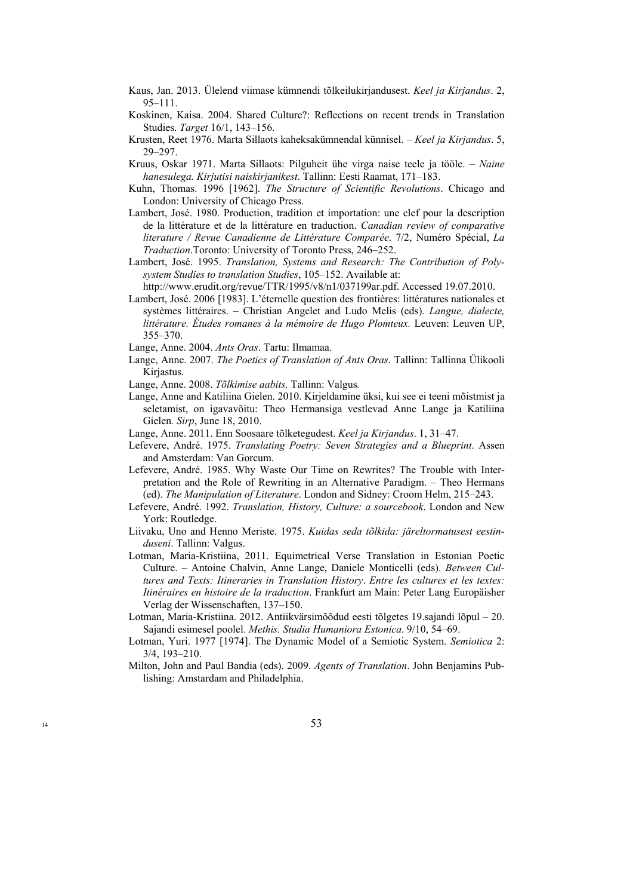Kaus, Jan. 2013. Ülelend viimase kümnendi tõlkeilukirjandusest. *Keel ja Kirjandus*. 2, 95–111.

Koskinen, Kaisa. 2004. Shared Culture?: Reflections on recent trends in Translation Studies. *Target* 16/1, 143–156.

Krusten, Reet 1976. Marta Sillaots kaheksakümnendal künnisel. – *Keel ja Kirjandus*. 5, 29–297.

Kruus, Oskar 1971. Marta Sillaots: Pilguheit ühe virga naise teele ja tööle. – *Naine hanesulega. Kirjutisi naiskirjanikest*. Tallinn: Eesti Raamat, 171–183.

Kuhn, Thomas. 1996 [1962]. *The Structure of Scientific Revolutions*. Chicago and London: University of Chicago Press.

Lambert, José. 1980. Production, tradition et importation: une clef pour la description de la littérature et de la littérature en traduction. *Canadian review of comparative literature / Revue Canadienne de Littérature Comparée*. 7/2, Numéro Spécial, *La Traduction*.Toronto: University of Toronto Press, 246–252.

Lambert, José. 1995. *Translation, Systems and Research: The Contribution of Polysystem Studies to translation Studies*, 105–152. Available at: http://www.erudit.org/revue/TTR/1995/v8/n1/037199ar.pdf. Accessed 19.07.2010.

Lambert, José. 2006 [1983]. L'éternelle question des frontières: littératures nationales et systèmes littéraires. – Christian Angelet and Ludo Melis (eds). *Langue, dialecte, littérature. Études romanes à la mémoire de Hugo Plomteux.* Leuven: Leuven UP, 355–370.

Lange, Anne. 2004. *Ants Oras*. Tartu: Ilmamaa.

Lange, Anne. 2007. *The Poetics of Translation of Ants Oras*. Tallinn: Tallinna Ülikooli Kirjastus.

Lange, Anne. 2008. *Tõlkimise aabits,* Tallinn: Valgus*.*

Lange, Anne and Katiliina Gielen. 2010. Kirjeldamine üksi, kui see ei teeni mõistmist ja seletamist, on igavavõitu: Theo Hermansiga vestlevad Anne Lange ja Katiliina Gielen*. Sirp*, June 18, 2010.

Lange, Anne. 2011. Enn Soosaare tõlketegudest. *Keel ja Kirjandus*. 1, 31–47.

Lefevere, André. 1975. *Translating Poetry: Seven Strategies and a Blueprint*. Assen and Amsterdam: Van Gorcum.

Lefevere, André. 1985. Why Waste Our Time on Rewrites? The Trouble with Interpretation and the Role of Rewriting in an Alternative Paradigm. – Theo Hermans (ed). *The Manipulation of Literature*. London and Sidney: Croom Helm, 215–243.

Lefevere, André. 1992. *Translation, History, Culture: a sourcebook*. London and New York: Routledge.

Liivaku, Uno and Henno Meriste. 1975. *Kuidas seda tõlkida: järeltormatusest eestinduseni*. Tallinn: Valgus.

Lotman, Maria-Kristiina, 2011. Equimetrical Verse Translation in Estonian Poetic Culture. – Antoine Chalvin, Anne Lange, Daniele Monticelli (eds). *Between Cultures and Texts: Itineraries in Translation History*. *Entre les cultures et les textes: Itinéraires en histoire de la traduction*. Frankfurt am Main: Peter Lang Europäisher Verlag der Wissenschaften, 137–150.

Lotman, Maria-Kristiina. 2012. Antiikvärsimõõdud eesti tõlgetes 19.sajandi lõpul – 20. Sajandi esimesel poolel. *Methis. Studia Humaniora Estonica*. 9/10, 54–69.

Lotman, Yuri. 1977 [1974]. The Dynamic Model of a Semiotic System. *Semiotica* 2: 3/4, 193–210.

Milton, John and Paul Bandia (eds). 2009. *Agents of Translation*. John Benjamins Publishing: Amstardam and Philadelphia.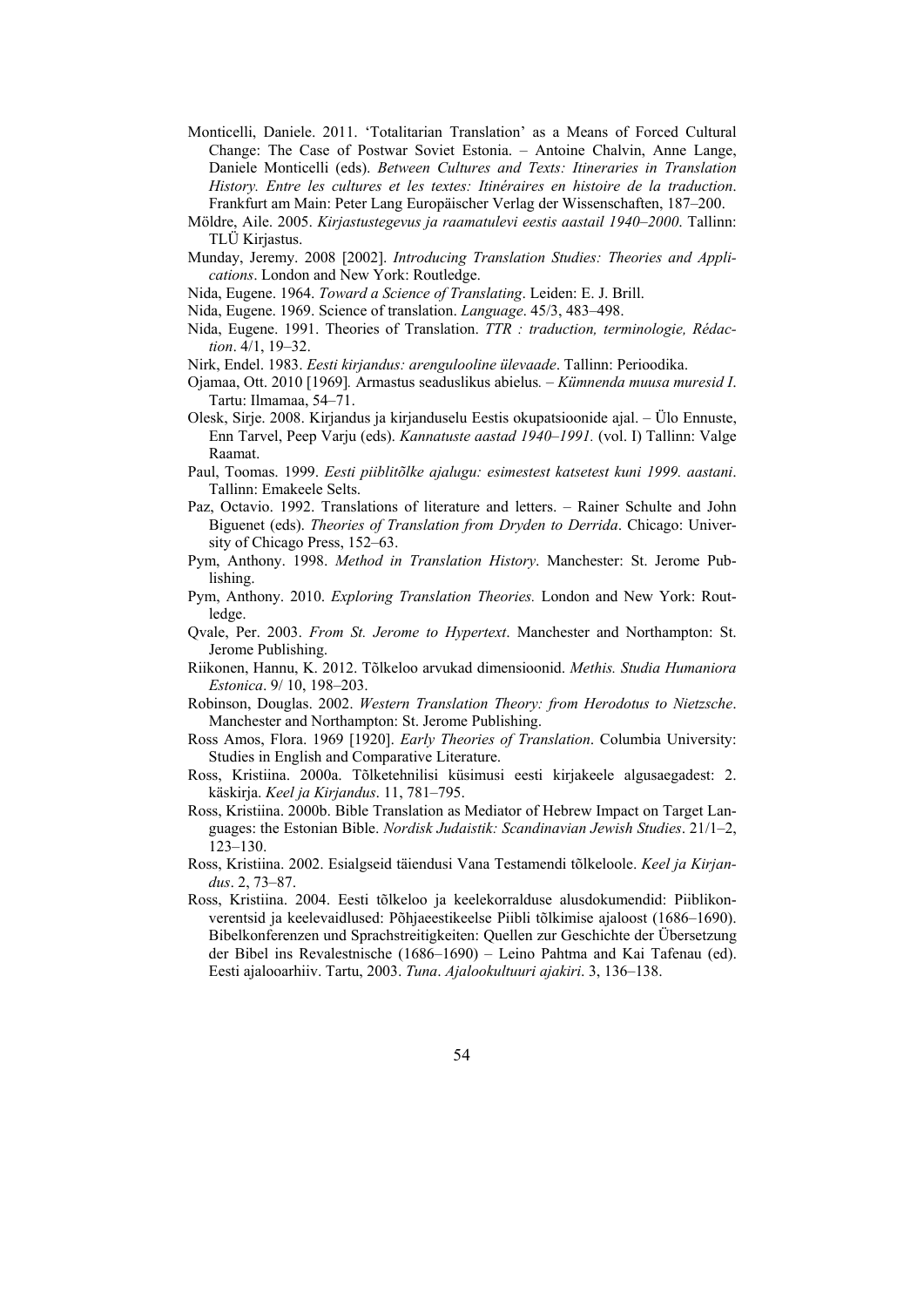Monticelli, Daniele. 2011. 'Totalitarian Translation' as a Means of Forced Cultural Change: The Case of Postwar Soviet Estonia. – Antoine Chalvin, Anne Lange, Daniele Monticelli (eds). *Between Cultures and Texts: Itineraries in Translation History. Entre les cultures et les textes: Itinéraires en histoire de la traduction*. Frankfurt am Main: Peter Lang Europäischer Verlag der Wissenschaften, 187–200.

Möldre, Aile. 2005. *Kirjastustegevus ja raamatulevi eestis aastail 1940–2000*. Tallinn: TLÜ Kirjastus.

Munday, Jeremy. 2008 [2002]. *Introducing Translation Studies: Theories and Applications*. London and New York: Routledge.

Nida, Eugene. 1964. *Toward a Science of Translating*. Leiden: E. J. Brill.

Nida, Eugene. 1969. Science of translation. *Language*. 45/3, 483–498.

Nida, Eugene. 1991. Theories of Translation. *TTR : traduction, terminologie, Rédaction*. 4/1, 19–32.

Nirk, Endel. 1983. *Eesti kirjandus: arengulooline ülevaade*. Tallinn: Perioodika.

Ojamaa, Ott. 2010 [1969]. Armastus seaduslikus abielus. – *Kümnenda muusa muresid I*. Tartu: Ilmamaa, 54–71.

Olesk, Sirje. 2008. Kirjandus ja kirjanduselu Eestis okupatsioonide ajal. – Ülo Ennuste, Enn Tarvel, Peep Varju (eds). *Kannatuste aastad 1940–1991.* (vol. I) Tallinn: Valge Raamat.

Paul, Toomas. 1999. *Eesti piiblitõlke ajalugu: esimestest katsetest kuni 1999. aastani*. Tallinn: Emakeele Selts.

Paz, Octavio. 1992. Translations of literature and letters. – Rainer Schulte and John Biguenet (eds). *Theories of Translation from Dryden to Derrida*. Chicago: University of Chicago Press, 152–63.

Pym, Anthony. 1998. *Method in Translation History*. Manchester: St. Jerome Publishing.

Pym, Anthony. 2010. *Exploring Translation Theories.* London and New York: Routledge.

Qvale, Per. 2003. *From St. Jerome to Hypertext*. Manchester and Northampton: St. Jerome Publishing.

Riikonen, Hannu, K. 2012. Tõlkeloo arvukad dimensioonid. *Methis. Studia Humaniora Estonica*. 9/ 10, 198–203.

Robinson, Douglas. 2002. *Western Translation Theory: from Herodotus to Nietzsche*. Manchester and Northampton: St. Jerome Publishing.

Ross Amos, Flora. 1969 [1920]. *Early Theories of Translation*. Columbia University: Studies in English and Comparative Literature.

Ross, Kristiina. 2000a. Tõlketehnilisi küsimusi eesti kirjakeele algusaegadest: 2. käskirja. *Keel ja Kirjandus*. 11, 781–795.

Ross, Kristiina. 2000b. Bible Translation as Mediator of Hebrew Impact on Target Languages: the Estonian Bible. *Nordisk Judaistik: Scandinavian Jewish Studies*. 21/1–2, 123–130.

Ross, Kristiina. 2002. Esialgseid täiendusi Vana Testamendi tõlkeloole. *Keel ja Kirjandus*. 2, 73–87.

Ross, Kristiina. 2004. Eesti tõlkeloo ja keelekorralduse alusdokumendid: Piiblikonverentsid ja keelevaidlused: Põhjaeestikeelse Piibli tõlkimise ajaloost (1686–1690). Bibelkonferenzen und Sprachstreitigkeiten: Quellen zur Geschichte der Übersetzung der Bibel ins Revalestnische (1686–1690) – Leino Pahtma and Kai Tafenau (ed). Eesti ajalooarhiiv. Tartu, 2003. *Tuna*. *Ajalookultuuri ajakiri*. 3, 136–138.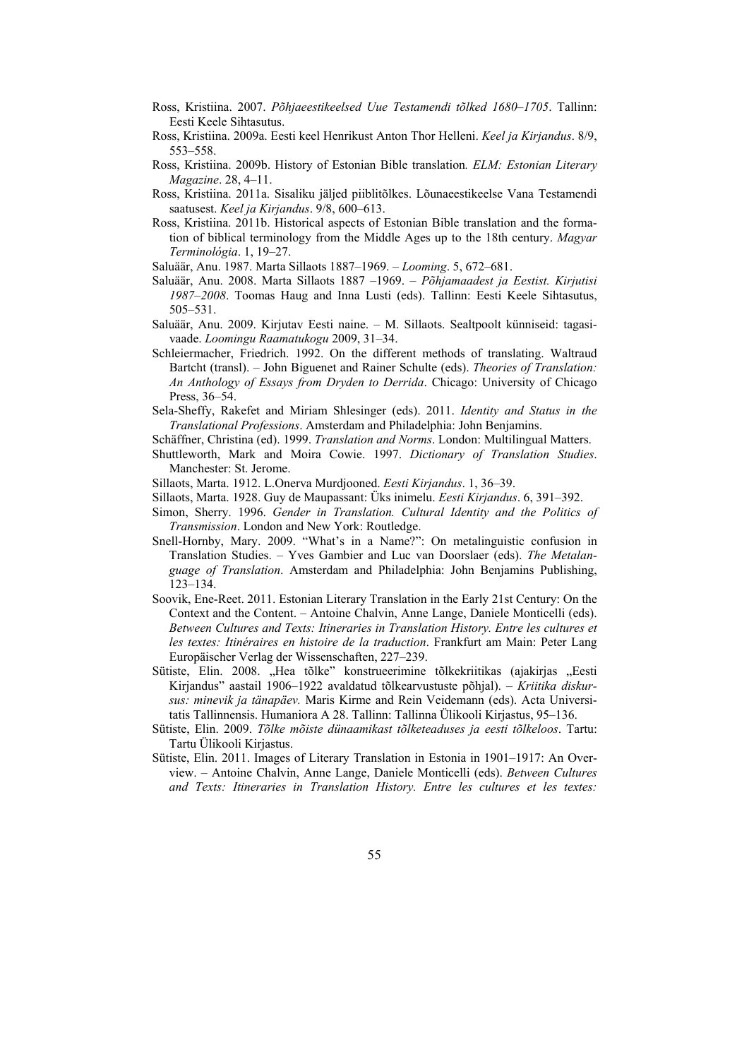Ross, Kristiina. 2007. *Põhjaeestikeelsed Uue Testamendi tõlked 1680–1705*. Tallinn: Eesti Keele Sihtasutus.

Ross, Kristiina. 2009a. Eesti keel Henrikust Anton Thor Helleni. *Keel ja Kirjandus*. 8/9, 553–558.

Ross, Kristiina. 2009b. History of Estonian Bible translation. *ELM: Estonian Literary Magazine*. 28, 4–11.

Ross, Kristiina. 2011a. Sisaliku jäljed piiblitõlkes. Lõunaeestikeelse Vana Testamendi saatusest. *Keel ja Kirjandus*. 9/8, 600–613.

Ross, Kristiina. 2011b. Historical aspects of Estonian Bible translation and the formation of biblical terminology from the Middle Ages up to the 18th century. *Magyar Terminológia*. 1, 19–27.

Saluäär, Anu. 1987. Marta Sillaots 1887–1969. – *Looming*. 5, 672–681.

Saluäär, Anu. 2008. Marta Sillaots 1887 –1969. – *Põhjamaadest ja Eestist. Kirjutisi 1987–2008*. Toomas Haug and Inna Lusti (eds). Tallinn: Eesti Keele Sihtasutus, 505–531.

Saluäär, Anu. 2009. Kirjutav Eesti naine. – M. Sillaots. Sealtpoolt künniseid: tagasivaade. *Loomingu Raamatukogu* 2009, 31–34.

Schleiermacher, Friedrich. 1992. On the different methods of translating. Waltraud Bartcht (transl). – John Biguenet and Rainer Schulte (eds). *Theories of Translation: An Anthology of Essays from Dryden to Derrida*. Chicago: University of Chicago Press, 36–54.

Sela-Sheffy, Rakefet and Miriam Shlesinger (eds). 2011. *Identity and Status in the Translational Professions*. Amsterdam and Philadelphia: John Benjamins.

Schäffner, Christina (ed). 1999. *Translation and Norms*. London: Multilingual Matters.

Shuttleworth, Mark and Moira Cowie. 1997. *Dictionary of Translation Studies*. Manchester: St. Jerome.

Sillaots, Marta. 1912. L.Onerva Murdjooned. *Eesti Kirjandus*. 1, 36–39.

Sillaots, Marta. 1928. Guy de Maupassant: Üks inimelu. *Eesti Kirjandus*. 6, 391–392.

Simon, Sherry. 1996. *Gender in Translation. Cultural Identity and the Politics of Transmission*. London and New York: Routledge.

Snell-Hornby, Mary. 2009. "What's in a Name?": On metalinguistic confusion in Translation Studies. – Yves Gambier and Luc van Doorslaer (eds). *The Metalanguage of Translation*. Amsterdam and Philadelphia: John Benjamins Publishing, 123–134.

Soovik, Ene-Reet. 2011. Estonian Literary Translation in the Early 21st Century: On the Context and the Content. – Antoine Chalvin, Anne Lange, Daniele Monticelli (eds). *Between Cultures and Texts: Itineraries in Translation History. Entre les cultures et les textes: Itinéraires en histoire de la traduction*. Frankfurt am Main: Peter Lang Europäischer Verlag der Wissenschaften, 227–239.

Sütiste, Elin. 2008. „Hea tõlke" konstrueerimine tõlkekriitikas (ajakirjas „Eesti Kirjandus" aastail 1906–1922 avaldatud tõlkearvustuste põhjal). – *Kriitika diskursus: minevik ja tänapäev.* Maris Kirme and Rein Veidemann (eds). Acta Universitatis Tallinnensis. Humaniora A 28. Tallinn: Tallinna Ülikooli Kirjastus, 95–136.

Sütiste, Elin. 2009. *Tõlke mõiste dünaamikast tõlketeaduses ja eesti tõlkeloos*. Tartu: Tartu Ülikooli Kirjastus.

Sütiste, Elin. 2011. Images of Literary Translation in Estonia in 1901–1917: An Overview. – Antoine Chalvin, Anne Lange, Daniele Monticelli (eds). *Between Cultures and Texts: Itineraries in Translation History. Entre les cultures et les textes:*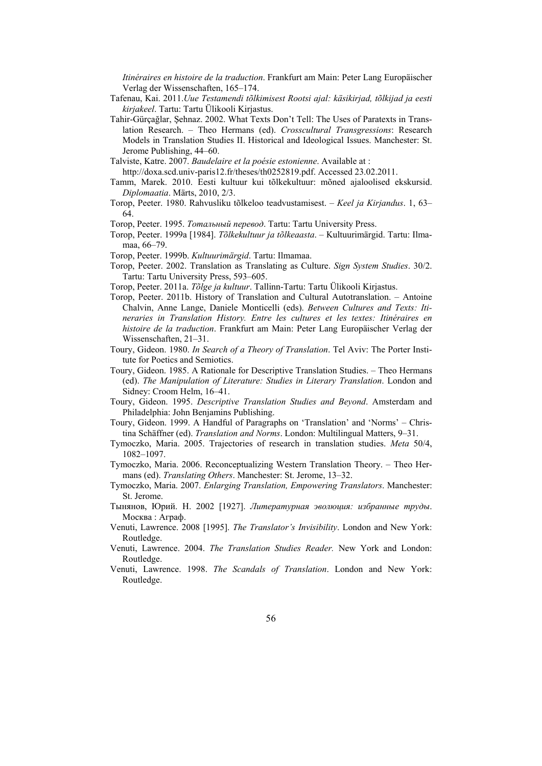*Itinéraires en histoire de la traduction*. Frankfurt am Main: Peter Lang Europäischer Verlag der Wissenschaften, 165–174.

Tafenau, Kai. 2011.*Uue Testamendi tõlkimisest Rootsi ajal: käsikirjad, tõlkijad ja eesti kirjakeel*. Tartu: Tartu Ülikooli Kirjastus.

Tahir-Gürçağlar, Şehnaz. 2002. What Texts Don't Tell: The Uses of Paratexts in Translation Research. – Theo Hermans (ed). *Crosscultural Transgressions*: Research Models in Translation Studies II. Historical and Ideological Issues. Manchester: St. Jerome Publishing, 44–60.

Talviste, Katre. 2007. *Baudelaire et la poésie estonienne*. Available at : http://doxa.scd.univ-paris12.fr/theses/th0252819.pdf. Accessed 23.02.2011.

Tamm, Marek. 2010. Eesti kultuur kui tõlkekultuur: mõned ajaloolised ekskursid. *Diplomaatia*. Märts, 2010, 2/3.

Torop, Peeter. 1980. Rahvusliku tõlkeloo teadvustamisest. – *Keel ja Kirjandus*. 1, 63–64.

Torop, Peeter. 1995. *Тотальный перевод*. Tartu: Tartu University Press.

Torop, Peeter. 1999a [1984]. *Tõlkekultuur ja tõlkeaasta*. – Kultuurimärgid. Tartu: Ilmamaa, 66–79.

Torop, Peeter. 1999b. *Kultuurimärgid*. Tartu: Ilmamaa.

Torop, Peeter. 2002. Translation as Translating as Culture. *Sign System Studies*. 30/2. Tartu: Tartu University Press, 593–605.

Torop, Peeter. 2011a. *Tõlge ja kultuur*. Tallinn-Tartu: Tartu Ülikooli Kirjastus.

Torop, Peeter. 2011b. History of Translation and Cultural Autotranslation. – Antoine Chalvin, Anne Lange, Daniele Monticelli (eds). *Between Cultures and Texts: Itineraries in Translation History. Entre les cultures et les textes: Itinéraires en histoire de la traduction*. Frankfurt am Main: Peter Lang Europäischer Verlag der Wissenschaften, 21–31.

Toury, Gideon. 1980. *In Search of a Theory of Translation*. Tel Aviv: The Porter Institute for Poetics and Semiotics.

Toury, Gideon. 1985. A Rationale for Descriptive Translation Studies. – Theo Hermans (ed). *The Manipulation of Literature: Studies in Literary Translation*. London and Sidney: Croom Helm, 16–41.

Toury, Gideon. 1995. *Descriptive Translation Studies and Beyond*. Amsterdam and Philadelphia: John Benjamins Publishing.

Toury, Gideon. 1999. A Handful of Paragraphs on 'Translation' and 'Norms' – Christina Schäffner (ed). *Translation and Norms*. London: Multilingual Matters, 9–31.

Tymoczko, Maria. 2005. Trajectories of research in translation studies. *Meta* 50/4, 1082–1097.

Tymoczko, Maria. 2006. Reconceptualizing Western Translation Theory. – Theo Hermans (ed). *Translating Others*. Manchester: St. Jerome, 13–32.

Tymoczko, Maria. 2007. *Enlarging Translation, Empowering Translators*. Manchester: St. Jerome.

Тынянов, Юрий. Н. 2002 [1927]. *Литературная эволюция: избранные труды*. Москва : Аграф.

Venuti, Lawrence. 2008 [1995]. *The Translator's Invisibility*. London and New York: Routledge.

Venuti, Lawrence. 2004. *The Translation Studies Reader.* New York and London: Routledge.

Venuti, Lawrence. 1998. *The Scandals of Translation*. London and New York: Routledge.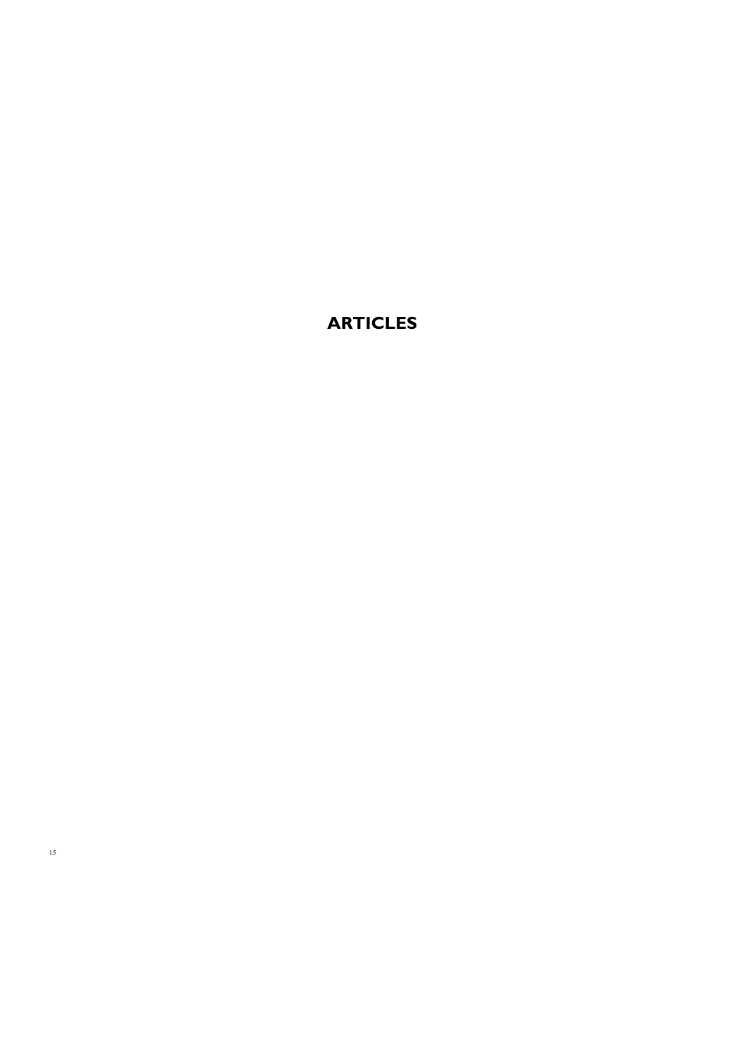# ARTICLES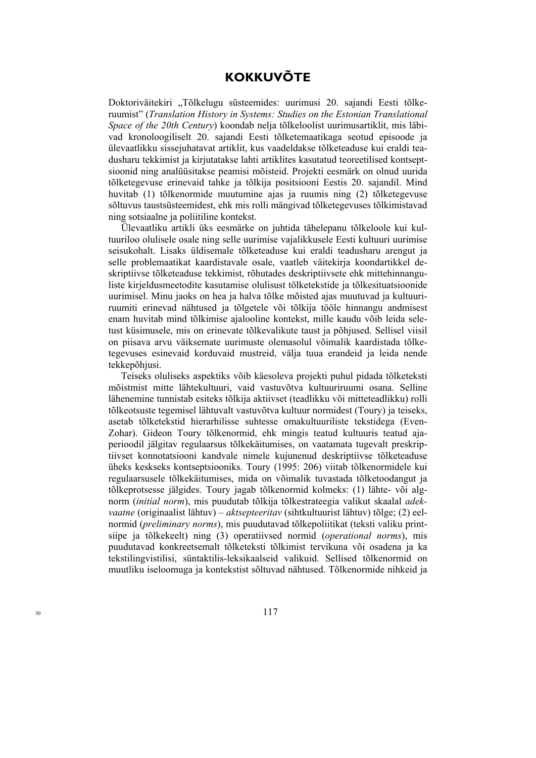# KOKKUVÕTE

Doktoriväitekiri „Tõlkelugu süsteemides: uurimusi 20. sajandi Eesti tõlkeruumist" (*Translation History in Systems: Studies on the Estonian Translational Space of the 20th Century*) koondab nelja tõlkeloolist uurimusartiklit, mis läbivad kronoloogiliselt 20. sajandi Eesti tõlketemaatikaga seotud episoode ja ülevaatlikku sissejuhatavat artiklit, kus vaadeldakse tõlketeaduse kui eraldi teadusharu tekkimist ja kirjutatakse lahti artiklites kasutatud teoreetilised kontseptsioonid ning analüüsitakse peamisi mõisteid. Projekti eesmärk on olnud uurida tõlketegevuse erinevaid tahke ja tõlkija positsiooni Eestis 20. sajandil. Mind huvitab (1) tõlkenormide muutumine ajas ja ruumis ning (2) tõlketegevuse sõltuvus taustsüsteemidest, ehk mis rolli mängivad tõlketegevuses tõlkimistavad ning sotsiaalne ja poliitiline kontekst.

Ülevaatliku artikli üks eesmärke on juhtida tähelepanu tõlkeloole kui kultuuriloo olulisele osale ning selle uurimise vajalikkusele Eesti kultuuri uurimise seisukohalt. Lisaks üldisemale tõlketeaduse kui eraldi teadusharu arengut ja selle problemaatikat kaardistavale osale, vaatleb väitekirja koondartikkel deskriptiivse tõlketeaduse tekkimist, rõhutades deskriptiivsete ehk mittehinnanguliste kirjeldusmeetodite kasutamise olulisust tõlketekstide ja tõlkesituatsioonide uurimisel. Minu jaoks on hea ja halva tõlke mõisted ajas muutuvad ja kultuuriruumiti erinevad nähtused ja tõlgetele või tõlkija tööle hinnangu andmisest enam huvitab mind tõlkimise ajalooline kontekst, mille kaudu võib leida seletust küsimusele, mis on erinevate tõlkevalikute taust ja põhjused. Sellisel viisil on piisava arvu väiksemate uurimuste olemasolul võimalik kaardistada tõlketegevuses esinevaid korduvaid mustreid, välja tuua erandeid ja leida nende tekkepõhjusi.

Teiseks oluliseks aspektiks võib käesoleva projekti puhul pidada tõlketeksti mõistmist mitte lähtekultuuri, vaid vastuvõtva kultuuriruumi osana. Selline lähenemine tunnistab esiteks tõlkija aktiivset (teadlikku või mitteteadlikku) rolli tõlkeotsuste tegemisel lähtuvalt vastuvõtva kultuur normidest (Toury) ja teiseks, asetab tõlketekstid hierarhilisse suhtesse omakultuuriliste tekstidega (Even-Zohar). Gideon Toury tõlkenormid, ehk mingis teatud kultuuris teatud ajaperioodil jälgitav regulaarsus tõlkekäitumises, on vaatamata tugevalt preskriptiivset konnotatsiooni kandvale nimele kujunenud deskriptiivse tõlketeaduse üheks keskseks kontseptsiooniks. Toury (1995: 206) viitab tõlkenormidele kui regulaarsusele tõlkekäitumises, mida on võimalik tuvastada tõlketoodangut ja tõlkeprotsesse jälgides. Toury jagab tõlkenormid kolmeks: (1) lähte- või algnorm (*initial norm*), mis puudutab tõlkija tõlkestrateegia valikut skaalal *adekvaatne* (originaalist lähtuv) – *aktsepteeritav* (sihtkultuurist lähtuv) tõlge; (2) eelnormid (*preliminary norms*), mis puudutavad tõlkepoliitikat (teksti valiku printsiipe ja tõlkekeelt) ning (3) operatiivsed normid (*operational norms*), mis puudutavad konkreetsemalt tõlketeksti tõlkimist tervikuna või osadena ja ka tekstilingvistilisi, süntaktilis-leksikaalseid valikuid. Sellised tõlkenormid on muutliku iseloomuga ja kontekstist sõltuvad nähtused. Tõlkenormide nihkeid ja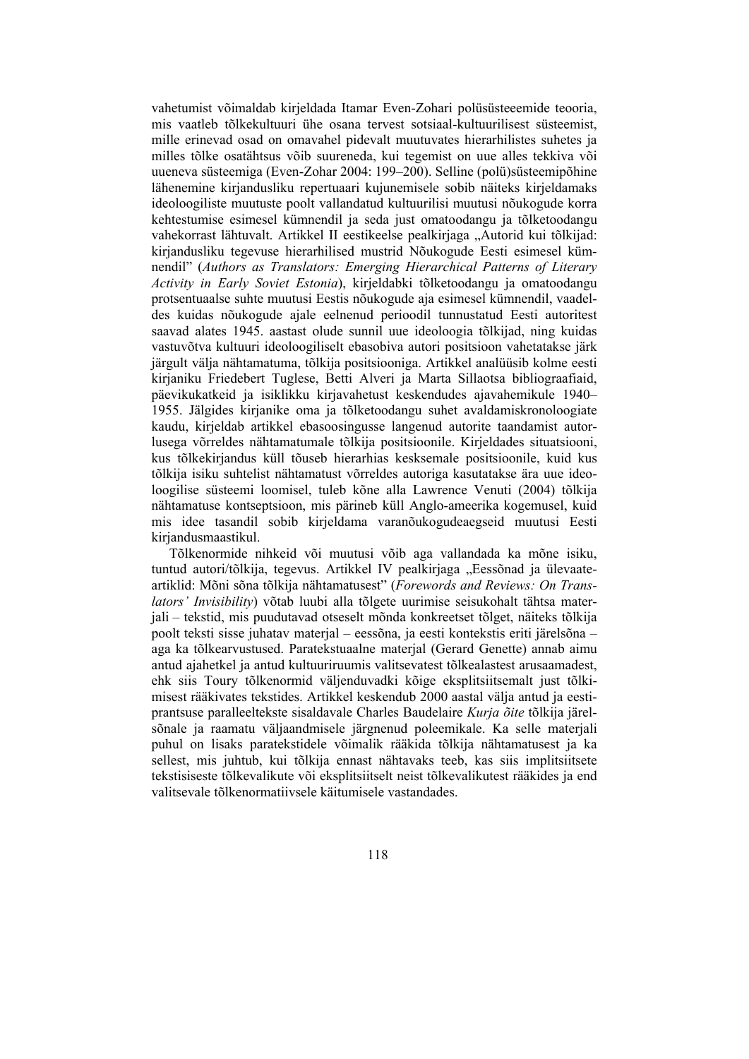vahetumist võimaldab kirjeldada Itamar Even-Zohari polüsüsteemide teooria, mis vaatleb tõlkekultuuri ühe osana tervest sotsiaal-kultuurilisest süsteemist, mille erinevad osad on omavahel pidevalt muutuvates hierarhilistes suhetes ja milles tõlke osatähtsus võib suureneda, kui tegemist on uue alles tekkiva või uueneva süsteemiga (Even-Zohar 2004: 199–200). Selline (polü)süsteemipõhine lähenemine kirjandusliku repertuaari kujunemisele sobib näiteks kirjeldamaks ideoloogiliste muutuste poolt vallandatud kultuurilisi muutusi nõukogude korra kehtestumise esimesel kümnendil ja seda just omatoodangu ja tõlketoodangu vahekorrast lähtuvalt. Artikkel II eestikeelse pealkirjaga „Autorid kui tõlkijad: kirjandusliku tegevuse hierarhilised mustrid Nõukogude Eesti esimesel kümnendil" (*Authors as Translators: Emerging Hierarchical Patterns of Literary Activity in Early Soviet Estonia*), kirjeldabki tõlketoodangu ja omatoodangu protsentuaalse suhte muutusi Eestis nõukogude aja esimesel kümnendil, vaadeldes kuidas nõukogude ajale eelnenud perioodil tunnustatud Eesti autoritest saavad alates 1945. aastast olude sunnil uue ideoloogia tõlkijad, ning kuidas vastuvõtva kultuuri ideoloogiliselt ebasobiva autori positsioon vahetatakse järk järgult välja nähtamatuma, tõlkija positsiooniga. Artikkel analüüsib kolme eesti kirjaniku Friedebert Tuglese, Betti Alveri ja Marta Sillaotsa bibliograafiaid, päevikukatkeid ja isiklikku kirjavahetust keskendudes ajavahemikule 1940–1955. Jälgides kirjanike oma ja tõlketoodangu suhet avaldamiskronoloogiate kaudu, kirjeldab artikkel ebasoosingusse langenud autorite taandamist autorlusega võrreldes nähtamatumale tõlkija positsioonile. Kirjeldades situatsiooni, kus tõlkekirjandus küll tõuseb hierarhias kesksemale positsioonile, kuid kus tõlkija isiku suhtelist nähtamatust võrreldes autoriga kasutatakse ära uue ideoloogilise süsteemi loomisel, tuleb kõne alla Lawrence Venuti (2004) tõlkija nähtamatuse kontseptsioon, mis pärineb küll Anglo-ameerika kogemusel, kuid mis idee tasandil sobib kirjeldama varanõukogudeaegseid muutusi Eesti kirjandusmaastikul.

Tõlkenormide nihkeid või muutusi võib aga vallandada ka mõne isiku, tuntud autori/tõlkija, tegevus. Artikkel IV pealkirjaga „Eessõnad ja ülevaateartiklid: Mõni sõna tõlkija nähtamatusest" (*Forewords and Reviews: On Translators' Invisibility*) võtab luubi alla tõlgete uurimise seisukohalt tähtsa materjali – tekstid, mis puudutavad otseselt mõnda konkreetset tõlget, näiteks tõlkija poolt teksti sisse juhatav materjal – eessõna, ja eesti kontekstis eriti järelsõna – aga ka tõlkearvustused. Paratekstuaalne materjal (Gerard Genette) annab aimu antud ajahetkel ja antud kultuuriruumis valitsevatest tõlkealastest arusaamadest, ehk siis Toury tõlkenormid väljenduvadki kõige eksplitsiitsemalt just tõlkimisest rääkivates tekstides. Artikkel keskendub 2000 aastal välja antud ja eesti-prantsuse paralleelteksте sisaldavale Charles Baudelaire *Kurja õite* tõlkija järelsõnale ja raamatu väljaandmisele järgnenud poleemikale. Ka selle materjali puhul on lisaks paratekstidele võimalik rääkida tõlkija nähtamatusest ja ka sellest, mis juhtub, kui tõlkija ennast nähtavaks teeb, kas siis implitsiitsete tekstisiseste tõlkevalikute või eksplitsiitselt neist tõlkevalikutest rääkides ja end valitsevale tõlkenormatiivsele käitumisele vastandades.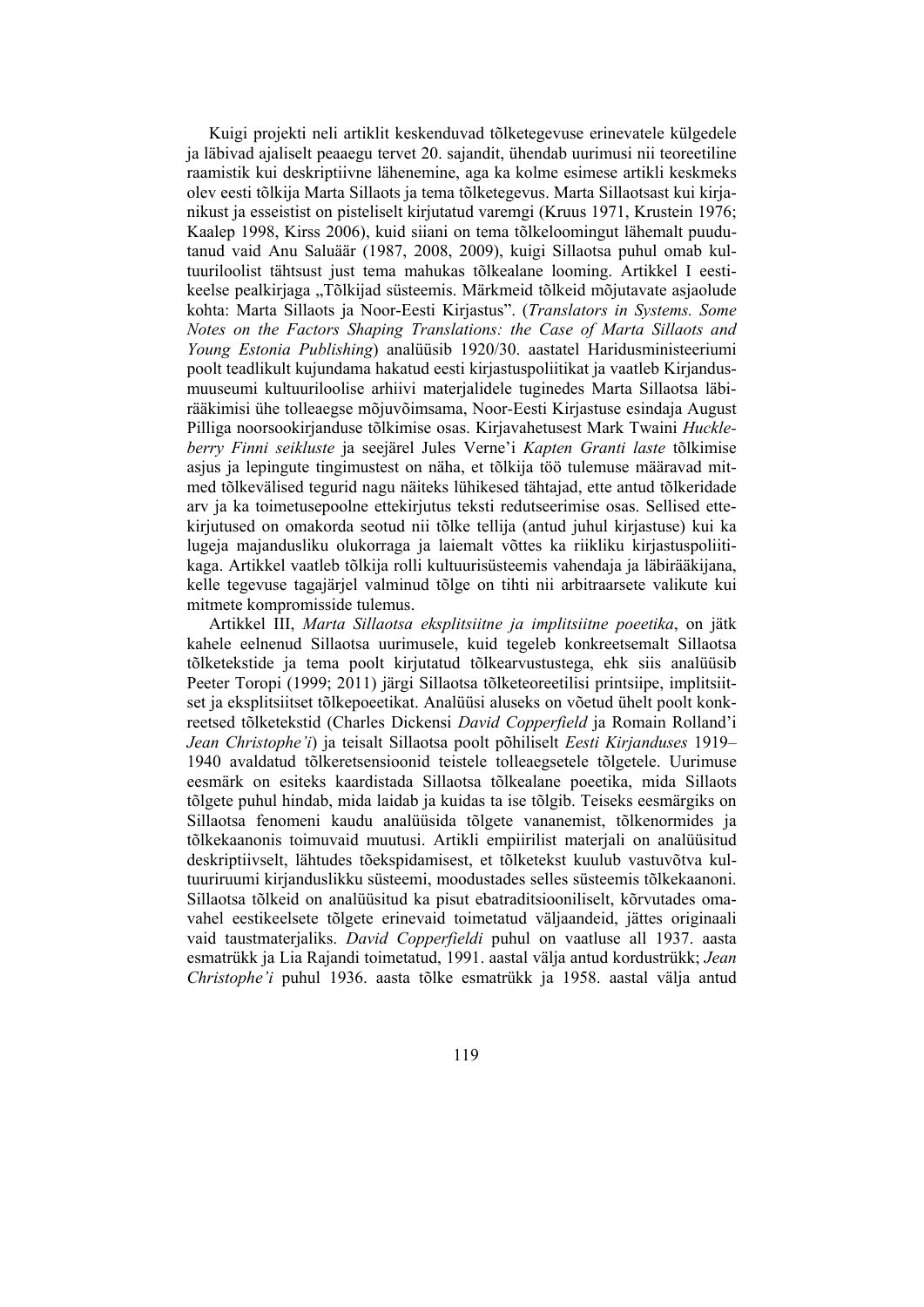Kuigi projekti neli artiklit keskenduvad tõlketegevuse erinevatele külgedele ja läbivad ajaliselt peaaegu tervet 20. sajandit, ühendab uurimusi nii teoreetiline raamistik kui deskriptiivne lähenemine, aga ka kolme esimese artikli keskmeks olev eesti tõlkija Marta Sillaots ja tema tõlketegevus. Marta Sillaotsast kui kirjanikust ja esseistist on pisteliselt kirjutatud varemgi (Kruus 1971, Krustein 1976; Kaalep 1998, Kirss 2006), kuid siiani on tema tõlkeloomingut lähemalt puudutanud vaid Anu Saluäär (1987, 2008, 2009), kuigi Sillaotsa puhul omab kultuuriloolist tähtsust just tema mahukas tõlkealane looming. Artikkel I eestikeelse pealkirjaga „Tõlkijad süsteemis. Märkmeid tõlkeid mõjutavate asjaolude kohta: Marta Sillaots ja Noor-Eesti Kirjastus". (*Translators in Systems. Some Notes on the Factors Shaping Translations: the Case of Marta Sillaots and Young Estonia Publishing*) analüüsib 1920/30. aastatel Haridusministeeriumi poolt teadlikult kujundama hakatud eesti kirjastuspoliitikat ja vaatleb Kirjandusmuuseumi kultuuriloolise arhiivi materjalidele tuginedes Marta Sillaotsa läbirääkimisi ühe tolleaegse mõjuvõimsama, Noor-Eesti Kirjastuse esindaja August Pilliga noorsookirjanduse tõlkimise osas. Kirjavahetusest Mark Twaini *Huckleberry Finni seikluste* ja seejärel Jules Verne'i *Kapten Granti laste* tõlkimise asjus ja lepingute tingimustest on näha, et tõlkija töö tulemuse määravad mitmed tõlkevälised tegurid nagu näiteks lühikesed tähtajad, ette antud tõlkeridade arv ja ka toimetusepoolne ettekirjutus teksti redutseerimise osas. Sellised ettekirjutused on omakorda seotud nii tõlke tellija (antud juhul kirjastuse) kui ka lugeja majandusliku olukorraga ja laiemalt võttes ka riikliku kirjastuspoliitikaga. Artikkel vaatleb tõlkija rolli kultuurisüsteemis vahendaja ja läbirääkijana, kelle tegevuse tagajärjel valminud tõlge on tihti nii arbitraarsete valikute kui mitmete kompromisside tulemus.

Artikkel III, *Marta Sillaotsa eksplitsiitne ja implitsiitne poeetika*, on jätk kahele eelnenud Sillaotsa uurimusele, kuid tegeleb konkreetsemalt Sillaotsa tõlketekstide ja tema poolt kirjutatud tõlkearvustustega, ehk siis analüüsib Peeter Toropi (1999; 2011) järgi Sillaotsa tõlketeoreetilisi printsiipe, implitsiitset ja eksplitsiitset tõlkepoeetikat. Analüüsi aluseks on võetud ühelt poolt konkreetsed tõlketekstid (Charles Dickensi *David Copperfield* ja Romain Rolland'i *Jean Christophe'i*) ja teisalt Sillaotsa poolt põhiliselt *Eesti Kirjanduses* 1919–1940 avaldatud tõlkeretsensioonid teistele tolleaegsetele tõlgetele. Uurimuse eesmärk on esiteks kaardistada Sillaotsa tõlkealane poeetika, mida Sillaots tõlgete puhul hindab, mida laidab ja kuidas ta ise tõlgib. Teiseks eesmärgiks on Sillaotsa fenomeni kaudu analüüsida tõlgete vananemist, tõlkenormides ja tõlkekaanonis toimuvaid muutusi. Artikli empiirilist materjali on analüüsitud deskriptiivselt, lähtudes tõekspidamisest, et tõlketekst kuulub vastuvõtva kultuuriruumi kirjanduslikku süsteemi, moodustades selles süsteemis tõlkekaanoni. Sillaotsa tõlkeid on analüüsitud ka pisut ebatraditsiooniliselt, kõrvutades omavahel eestikeelsete tõlgete erinevaid toimetatud väljaandeid, jättes originaali vaid taustmaterjaliks. *David Copperfieldi* puhul on vaatluse all 1937. aasta esmatrükk ja Lia Rajandi toimetatud, 1991. aastal välja antud kordustrükk; *Jean Christophe'i* puhul 1936. aasta tõlke esmatrükk ja 1958. aastal välja antud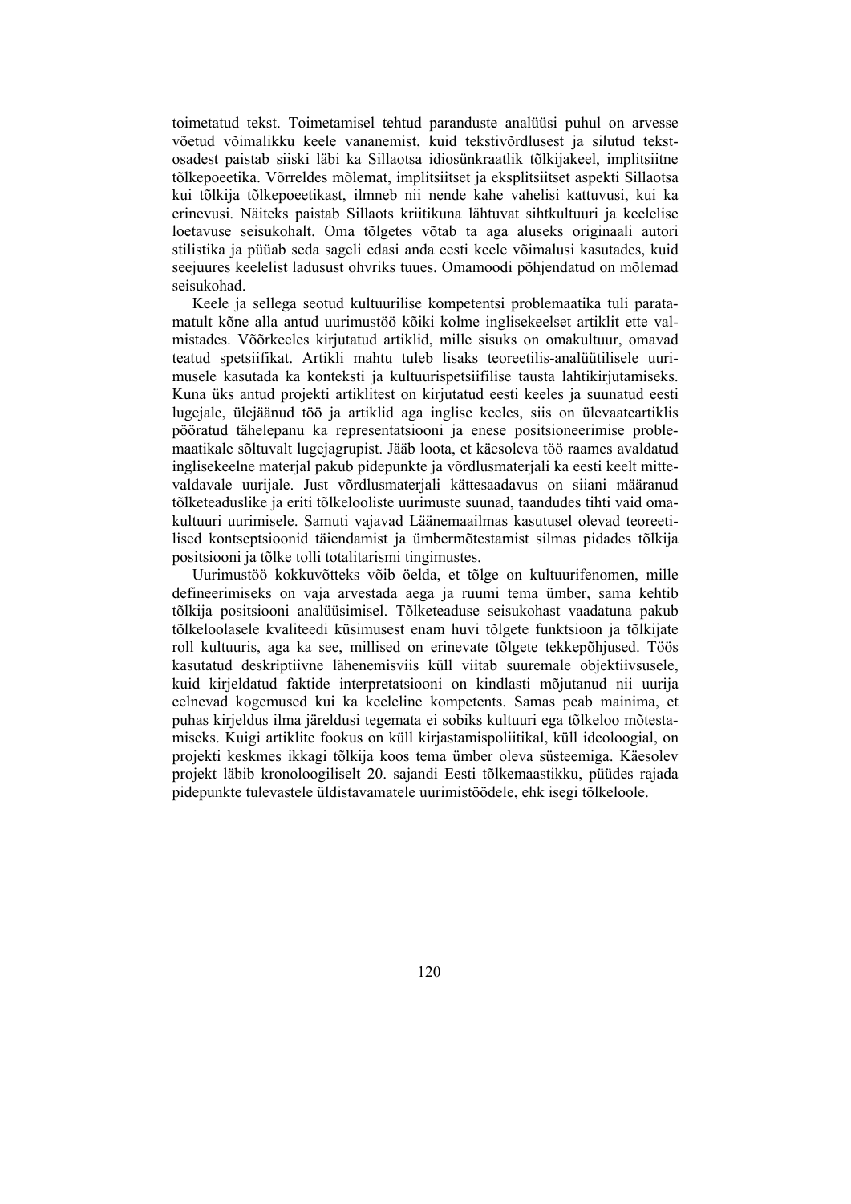toimetatud tekst. Toimetamisel tehtud paranduste analüüsi puhul on arvesse võetud võimalikku keele vananemist, kuid tekstivõrdlusest ja silutud tekstosadest paistab siiski läbi ka Sillaotsa idiosünkraatlik tõlkijakeel, implitsiitne tõlkepoeetika. Võrreldes mõlemat, implitsiitset ja eksplitsiitset aspekti Sillaotsa kui tõlkija tõlkepoeetikast, ilmneb nii nende kahe vahelisi kattuvusi, kui ka erinevusi. Näiteks paistab Sillaots kriitikuna lähtuvat sihtkultuuri ja keelelise loetavuse seisukohalt. Oma tõlgetes võtab ta aga aluseks originaali autori stilistika ja püüab seda sageli edasi anda eesti keele võimalusi kasutades, kuid seejuures keelelist ladusust ohvriks tuues. Omamoodi põhjendatud on mõlemad seisukohad.

Keele ja sellega seotud kultuurilise kompetentsi problemaatika tuli paratamatult kõne alla antud uurimustöö kõiki kolme inglisekeelset artiklit ette valmistades. Võõrkeeles kirjutatud artiklid, mille sisuks on omakultuur, omavad teatud spetsiifikat. Artikli mahtu tuleb lisaks teoreetilis-analüütilisele uurimusele kasutada ka konteksti ja kultuurispetsiifilise tausta lahtikirjutamiseks. Kuna üks antud projekti artiklitest on kirjutatud eesti keeles ja suunatud eesti lugejale, ülejäänud töö ja artiklid aga inglise keeles, siis on ülevaateartiklis pööratud tähelepanu ka representatsiooni ja enese positsioneerimise problemaatikale sõltuvalt lugejagrupist. Jääb loota, et käesoleva töö raames avaldatud inglisekeelne materjal pakub pidepunkte ja võrdlusmaterjali ka eesti keelt mittevaldavale uurijale. Just võrdlusmaterjali kättesaadavus on siiani määranud tõlketeaduslike ja eriti tõlkelooliste uurimuste suunad, taandudes tihti vaid omakultuuri uurimisele. Samuti vajavad Läänemaailmas kasutusel olevad teoreetilised kontseptsioonid täiendamist ja ümbermõtestamist silmas pidades tõlkija positsiooni ja tõlke tolli totalitarismi tingimustes.

Uurimustöö kokkuvõtteks võib öelda, et tõlge on kultuurifenomen, mille defineerimiseks on vaja arvestada aega ja ruumi tema ümber, sama kehtib tõlkija positsiooni analüüsimisel. Tõlketeaduse seisukohast vaadatuna pakub tõlkeloolasele kvaliteedi küsimusest enam huvi tõlgete funktsioon ja tõlkijate roll kultuuris, aga ka see, millised on erinevate tõlgete tekkepõhjused. Töös kasutatud deskriptiivne lähenemisviis küll viitab suuremale objektiivsusele, kuid kirjeldatud faktide interpretatsiooni on kindlasti mõjutanud nii uurija eelnevad kogemused kui ka keeleline kompetents. Samas peab mainima, et puhas kirjeldus ilma järeldusi tegemata ei sobiks kultuuri ega tõlkeloo mõtestamiseks. Kuigi artiklite fookus on küll kirjastamispoliitikal, küll ideoloogial, on projekti keskmes ikkagi tõlkija koos tema ümber oleva süsteemiga. Käesolev projekt läbib kronoloogiliselt 20. sajandi Eesti tõlkemaastikku, püüdes rajada pidepunkte tulevastele üldistavamatele uurimistöödele, ehk isegi tõlkeloole.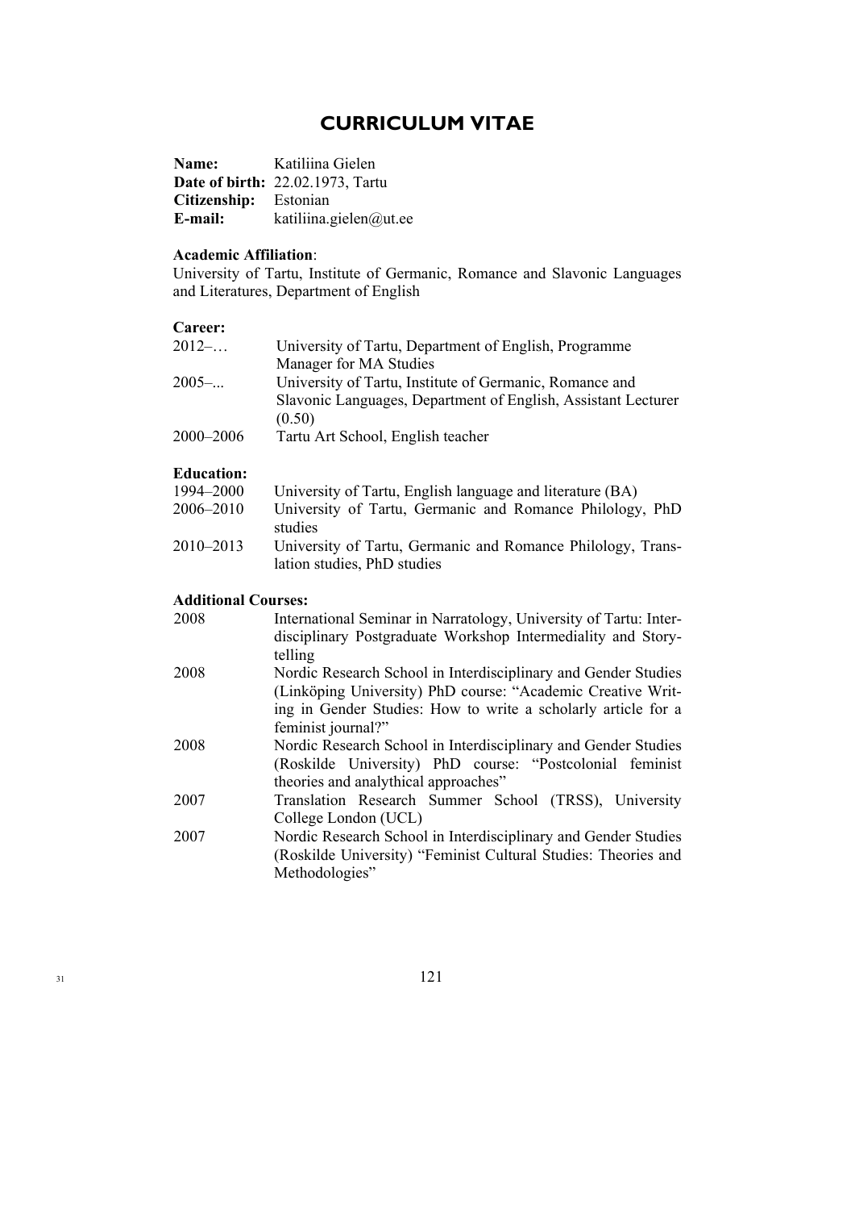# CURRICULUM VITAE

**Name:** Katiliina Gielen
**Date of birth:** 22.02.1973, Tartu
**Citizenship:** Estonian
**E-mail:** katiliina.gielen@ut.ee

**Academic Affiliation**:
University of Tartu, Institute of Germanic, Romance and Slavonic Languages and Literatures, Department of English

**Career:**

| | |
|---|---|
| 2012–… | University of Tartu, Department of English, Programme Manager for MA Studies |
| 2005–... | University of Tartu, Institute of Germanic, Romance and Slavonic Languages, Department of English, Assistant Lecturer (0.50) |
| 2000–2006 | Tartu Art School, English teacher |

**Education:**

| | |
|---|---|
| 1994–2000 | University of Tartu, English language and literature (BA) |
| 2006–2010 | University of Tartu, Germanic and Romance Philology, PhD studies |
| 2010–2013 | University of Tartu, Germanic and Romance Philology, Translation studies, PhD studies |

**Additional Courses:**

| | |
|---|---|
| 2008 | International Seminar in Narratology, University of Tartu: Interdisciplinary Postgraduate Workshop Intermediality and Storytelling |
| 2008 | Nordic Research School in Interdisciplinary and Gender Studies (Linköping University) PhD course: "Academic Creative Writing in Gender Studies: How to write a scholarly article for a feminist journal?" |
| 2008 | Nordic Research School in Interdisciplinary and Gender Studies (Roskilde University) PhD course: "Postcolonial feminist theories and analythical approaches" |
| 2007 | Translation Research Summer School (TRSS), University College London (UCL) |
| 2007 | Nordic Research School in Interdisciplinary and Gender Studies (Roskilde University) "Feminist Cultural Studies: Theories and Methodologies" |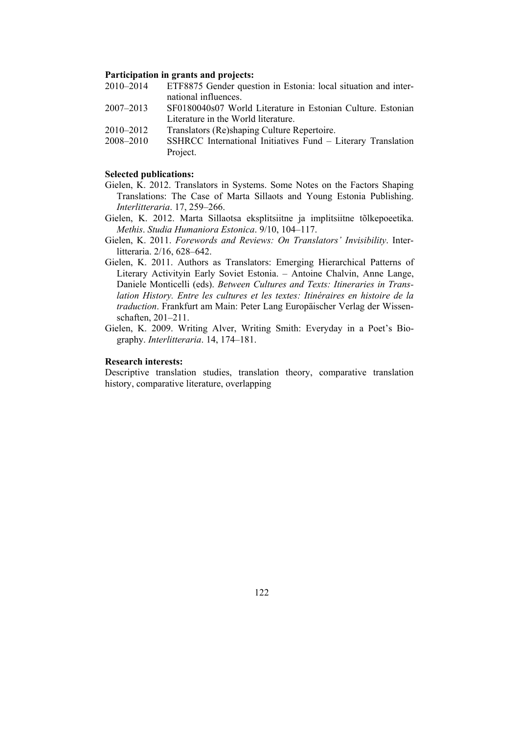**Participation in grants and projects:**

2010–2014 ETF8875 Gender question in Estonia: local situation and international influences.
2007–2013 SF0180040s07 World Literature in Estonian Culture. Estonian Literature in the World literature.
2010–2012 Translators (Re)shaping Culture Repertoire.
2008–2010 SSHRCC International Initiatives Fund – Literary Translation Project.

**Selected publications:**

Gielen, K. 2012. Translators in Systems. Some Notes on the Factors Shaping Translations: The Case of Marta Sillaots and Young Estonia Publishing. *Interlitteraria*. 17, 259–266.

Gielen, K. 2012. Marta Sillaotsa eksplitsiitne ja implitsiitne tõlkepoeetika. *Methis*. *Studia Humaniora Estonica*. 9/10, 104–117.

Gielen, K. 2011. *Forewords and Reviews: On Translators' Invisibility*. Interlitteraria. 2/16, 628–642.

Gielen, K. 2011. Authors as Translators: Emerging Hierarchical Patterns of Literary Activityin Early Soviet Estonia. – Antoine Chalvin, Anne Lange, Daniele Monticelli (eds). *Between Cultures and Texts: Itineraries in Translation History. Entre les cultures et les textes: Itinéraires en histoire de la traduction*. Frankfurt am Main: Peter Lang Europäischer Verlag der Wissenschaften, 201–211.

Gielen, K. 2009. Writing Alver, Writing Smith: Everyday in a Poet's Biography. *Interlitteraria*. 14, 174–181.

**Research interests:**

Descriptive translation studies, translation theory, comparative translation history, comparative literature, overlapping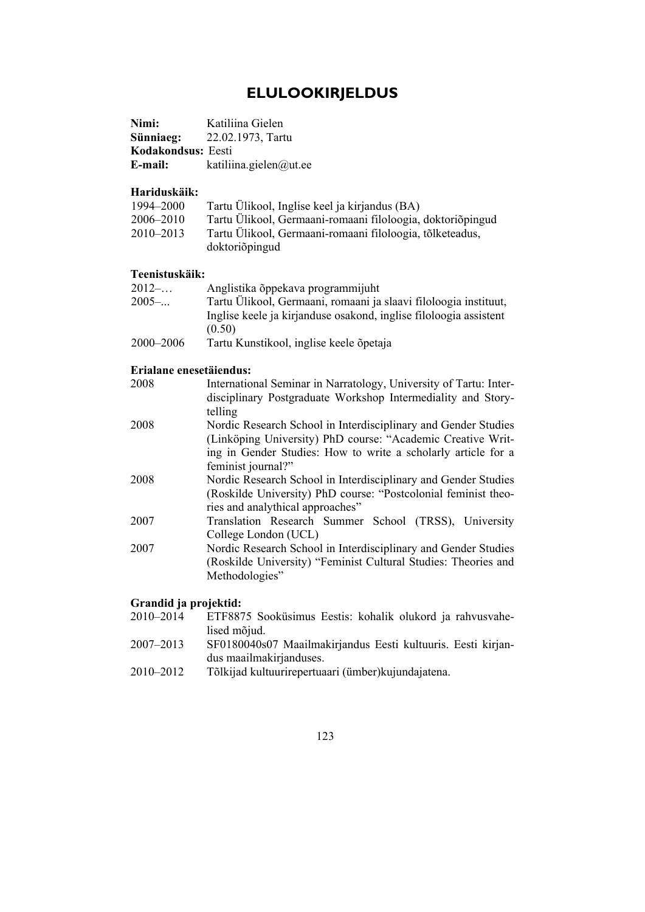# ELULOOKIRJELDUS

**Nimi:** Katiliina Gielen
**Sünniaeg:** 22.02.1973, Tartu
**Kodakondsus:** Eesti
**E-mail:** katiliina.gielen@ut.ee

**Hariduskäik:**

1994–2000 Tartu Ülikool, Inglise keel ja kirjandus (BA)
2006–2010 Tartu Ülikool, Germaani-romaani filoloogia, doktoriõpingud
2010–2013 Tartu Ülikool, Germaani-romaani filoloogia, tõlketeadus, doktoriõpingud

**Teenistuskäik:**

2012–… Anglistika õppekava programmijuht
2005–... Tartu Ülikool, Germaani, romaani ja slaavi filoloogia instituut, Inglise keele ja kirjanduse osakond, inglise filoloogia assistent (0.50)
2000–2006 Tartu Kunstikool, inglise keele õpetaja

**Erialane enesetäiendus:**

2008 International Seminar in Narratology, University of Tartu: Interdisciplinary Postgraduate Workshop Intermediality and Storytelling
2008 Nordic Research School in Interdisciplinary and Gender Studies (Linköping University) PhD course: "Academic Creative Writing in Gender Studies: How to write a scholarly article for a feminist journal?"
2008 Nordic Research School in Interdisciplinary and Gender Studies (Roskilde University) PhD course: "Postcolonial feminist theories and analythical approaches"
2007 Translation Research Summer School (TRSS), University College London (UCL)
2007 Nordic Research School in Interdisciplinary and Gender Studies (Roskilde University) "Feminist Cultural Studies: Theories and Methodologies"

**Grandid ja projektid:**

2010–2014 ETF8875 Sooküsimus Eestis: kohalik olukord ja rahvusvahelised mõjud.
2007–2013 SF0180040s07 Maailmakirjandus Eesti kultuuris. Eesti kirjandus maailmakirjanduses.
2010–2012 Tõlkijad kultuurirepertuaari (ümber)kujundajatena.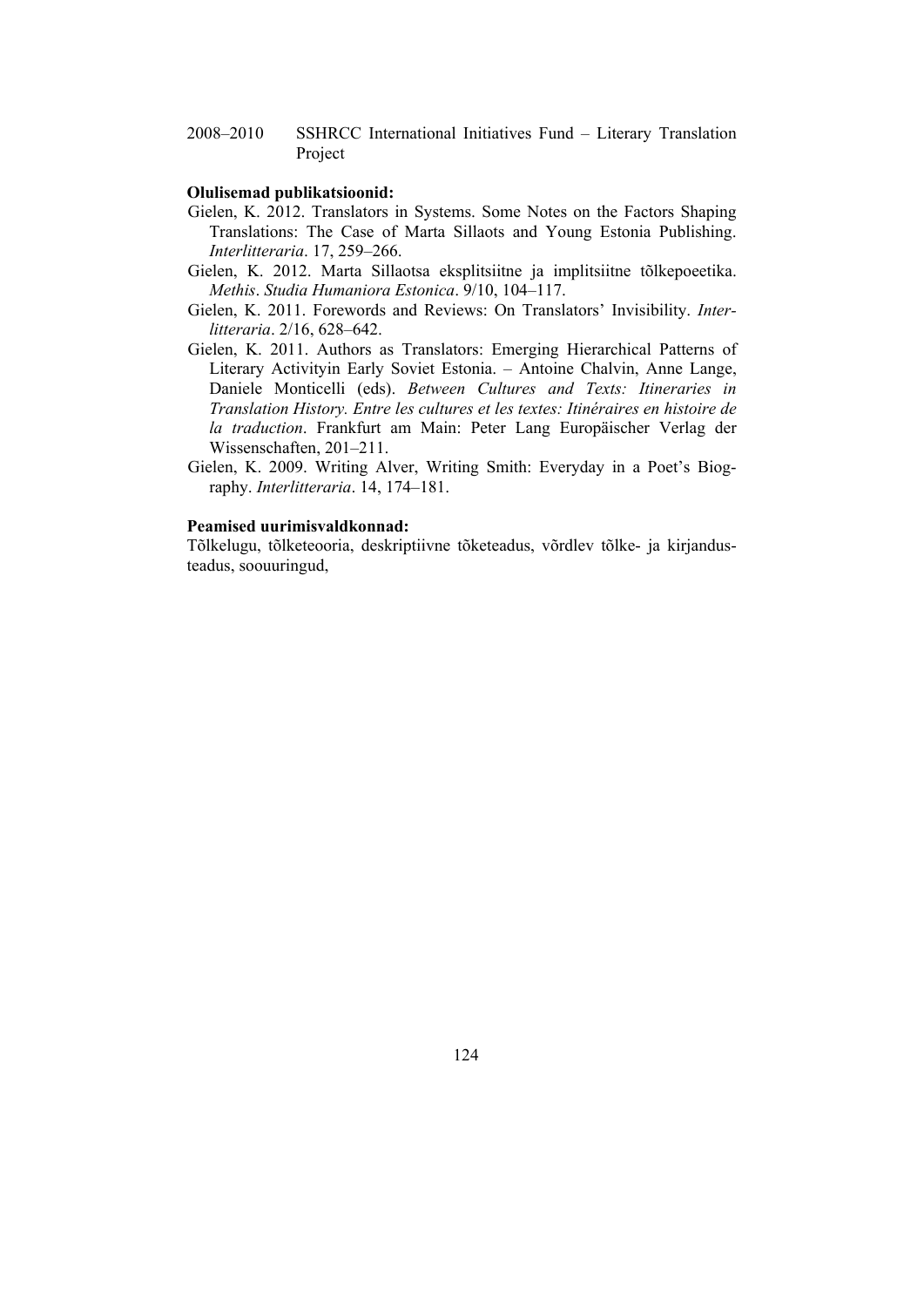2008–2010 SSHRCC International Initiatives Fund – Literary Translation Project

**Olulisemad publikatsioonid:**

Gielen, K. 2012. Translators in Systems. Some Notes on the Factors Shaping Translations: The Case of Marta Sillaots and Young Estonia Publishing. *Interlitteraria*. 17, 259–266.

Gielen, K. 2012. Marta Sillaotsa eksplitsiitne ja implitsiitne tõlkepoeetika. *Methis*. *Studia Humaniora Estonica*. 9/10, 104–117.

Gielen, K. 2011. Forewords and Reviews: On Translators' Invisibility. *Interlitteraria*. 2/16, 628–642.

Gielen, K. 2011. Authors as Translators: Emerging Hierarchical Patterns of Literary Activityin Early Soviet Estonia. – Antoine Chalvin, Anne Lange, Daniele Monticelli (eds). *Between Cultures and Texts: Itineraries in Translation History. Entre les cultures et les textes: Itinéraires en histoire de la traduction*. Frankfurt am Main: Peter Lang Europäischer Verlag der Wissenschaften, 201–211.

Gielen, K. 2009. Writing Alver, Writing Smith: Everyday in a Poet's Biography. *Interlitteraria*. 14, 174–181.

**Peamised uurimisvaldkonnad:**

Tõlkelugu, tõlketeooria, deskriptiivne tõketeadus, võrdlev tõlke- ja kirjandusteadus, soouuringud,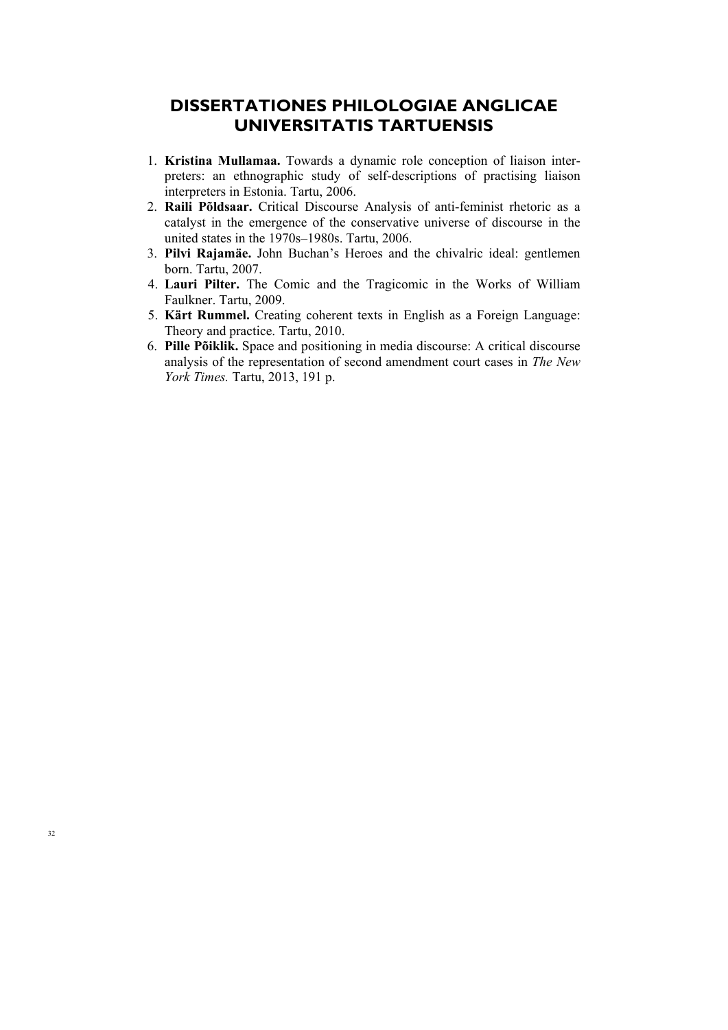# DISSERTATIONES PHILOLOGIAE ANGLICAE UNIVERSITATIS TARTUENSIS

1. **Kristina Mullamaa.** Towards a dynamic role conception of liaison interpreters: an ethnographic study of self-descriptions of practising liaison interpreters in Estonia. Tartu, 2006.
2. **Raili Põldsaar.** Critical Discourse Analysis of anti-feminist rhetoric as a catalyst in the emergence of the conservative universe of discourse in the united states in the 1970s–1980s. Tartu, 2006.
3. **Pilvi Rajamäe.** John Buchan's Heroes and the chivalric ideal: gentlemen born. Tartu, 2007.
4. **Lauri Pilter.** The Comic and the Tragicomic in the Works of William Faulkner. Tartu, 2009.
5. **Kärt Rummel.** Creating coherent texts in English as a Foreign Language: Theory and practice. Tartu, 2010.
6. **Pille Põiklik.** Space and positioning in media discourse: A critical discourse analysis of the representation of second amendment court cases in *The New York Times.* Tartu, 2013, 191 p.